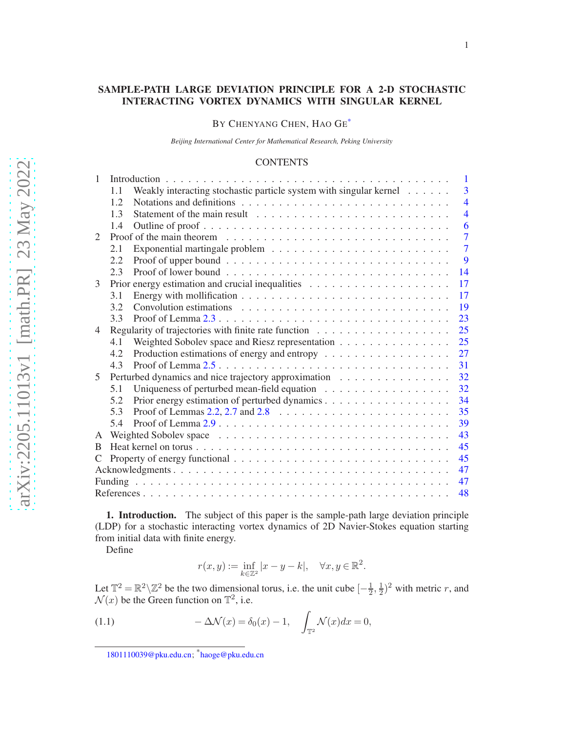# SAMPLE-PATH LARGE DEVIATION PRINCIPLE FOR A 2-D STOCHASTIC INTERACTING VORTEX DYNAMICS WITH SINGULAR KERNEL

BY CHENYANG CHEN, HAO GE[*]

*Beijing International Center for Mathematical Research, Peking University*

## CONTENTS

1 Introduction . . . 1
- 1.1 Weakly interacting stochastic particle system with singular kernel . . . 3
- 1.2 Notations and definitions . . . 4
- 1.3 Statement of the main result . . . 4
- 1.4 Outline of proof . . . 6

2 Proof of the main theorem . . . 7
- 2.1 Exponential martingale problem . . . 7
- 2.2 Proof of upper bound . . . 9
- 2.3 Proof of lower bound . . . 14

3 Prior energy estimation and crucial inequalities . . . 17
- 3.1 Energy with mollification . . . 17
- 3.2 Convolution estimations . . . 19
- 3.3 Proof of Lemma 2.3 . . . 23

4 Regularity of trajectories with finite rate function . . . 25
- 4.1 Weighted Sobolev space and Riesz representation . . . 25
- 4.2 Production estimations of energy and entropy . . . 27
- 4.3 Proof of Lemma 2.5 . . . 31

5 Perturbed dynamics and nice trajectory approximation . . . 32
- 5.1 Uniqueness of perturbed mean-field equation . . . 32
- 5.2 Prior energy estimation of perturbed dynamics . . . 34
- 5.3 Proof of Lemmas 2.2, 2.7 and 2.8 . . . 35
- 5.4 Proof of Lemma 2.9 . . . 39

A Weighted Sobolev space . . . 43

B Heat kernel on torus . . . 45

C Property of energy functional . . . 45

Acknowledgments . . . 47

Funding . . . 47

References . . . 48

**1. Introduction.** The subject of this paper is the sample-path large deviation principle (LDP) for a stochastic interacting vortex dynamics of 2D Navier-Stokes equation starting from initial data with finite energy.

Define

$$r(x,y) := \inf_{k\in\mathbb{Z}^2} |x-y-k|, \quad \forall x,y \in \mathbb{R}^2.$$

Let $\mathbb{T}^2 = \mathbb{R}^2 \backslash \mathbb{Z}^2$ be the two dimensional torus, i.e. the unit cube $[-\frac{1}{2},\frac{1}{2})^2$ with metric $r$, and $\mathcal{N}(x)$ be the Green function on $\mathbb{T}^2$, i.e.

$$-\Delta\mathcal{N}(x) = \delta_0(x) - 1, \quad \int_{\mathbb{T}^2} \mathcal{N}(x)dx = 0, \tag{1.1}$$

1801110039@pku.edu.cn; [*]haoge@pku.edu.cn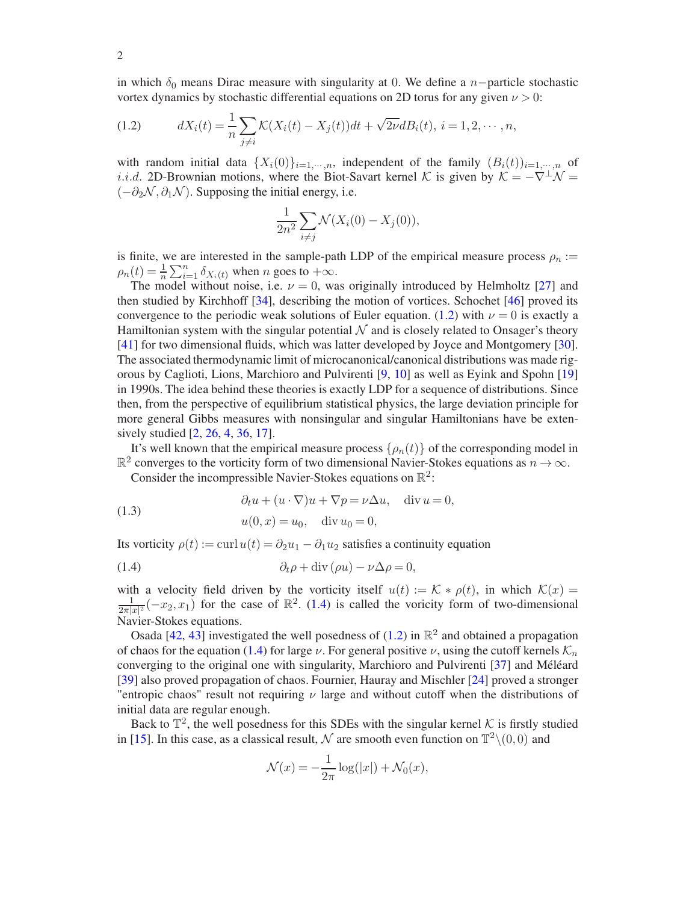in which $\delta_0$ means Dirac measure with singularity at 0. We define a $n-$particle stochastic vortex dynamics by stochastic differential equations on 2D torus for any given $\nu > 0$:

$$dX_i(t) = \frac{1}{n}\sum_{j\neq i}\mathcal{K}(X_i(t) - X_j(t))dt + \sqrt{2\nu}dB_i(t),\ i = 1, 2, \cdots, n, \tag{1.2}$$

with random initial data $\{X_i(0)\}_{i=1,\cdots,n}$, independent of the family $(B_i(t))_{i=1,\cdots,n}$ of *i.i.d.* 2D-Brownian motions, where the Biot-Savart kernel $\mathcal{K}$ is given by $\mathcal{K} = -\nabla^{\perp}\mathcal{N} = (-\partial_2\mathcal{N}, \partial_1\mathcal{N})$. Supposing the initial energy, i.e.

$$\frac{1}{2n^2}\sum_{i\neq j}\mathcal{N}(X_i(0) - X_j(0)),$$

is finite, we are interested in the sample-path LDP of the empirical measure process $\rho_n := \rho_n(t) = \frac{1}{n}\sum_{i=1}^n \delta_{X_i(t)}$ when $n$ goes to $+\infty$.

The model without noise, i.e. $\nu = 0$, was originally introduced by Helmholtz [27] and then studied by Kirchhoff [34], describing the motion of vortices. Schochet [46] proved its convergence to the periodic weak solutions of Euler equation. (1.2) with $\nu = 0$ is exactly a Hamiltonian system with the singular potential $\mathcal{N}$ and is closely related to Onsager's theory [41] for two dimensional fluids, which was latter developed by Joyce and Montgomery [30]. The associated thermodynamic limit of microcanonical/canonical distributions was made rigorous by Caglioti, Lions, Marchioro and Pulvirenti [9, 10] as well as Eyink and Spohn [19] in 1990s. The idea behind these theories is exactly LDP for a sequence of distributions. Since then, from the perspective of equilibrium statistical physics, the large deviation principle for more general Gibbs measures with nonsingular and singular Hamiltonians have be extensively studied [2, 26, 4, 36, 17].

It's well known that the empirical measure process $\{\rho_n(t)\}$ of the corresponding model in $\mathbb{R}^2$ converges to the vorticity form of two dimensional Navier-Stokes equations as $n \to \infty$.

Consider the incompressible Navier-Stokes equations on $\mathbb{R}^2$:

$$\begin{aligned} &\partial_t u + (u\cdot\nabla)u + \nabla p = \nu\Delta u, \quad \operatorname{div} u = 0, \\ &u(0, x) = u_0, \quad \operatorname{div} u_0 = 0, \end{aligned} \tag{1.3}$$

Its vorticity $\rho(t) := \operatorname{curl} u(t) = \partial_2 u_1 - \partial_1 u_2$ satisfies a continuity equation

$$\partial_t \rho + \operatorname{div}(\rho u) - \nu\Delta\rho = 0, \tag{1.4}$$

with a velocity field driven by the vorticity itself $u(t) := \mathcal{K} * \rho(t)$, in which $\mathcal{K}(x) = \frac{1}{2\pi|x|^2}(-x_2, x_1)$ for the case of $\mathbb{R}^2$. (1.4) is called the voricity form of two-dimensional Navier-Stokes equations.

Osada [42, 43] investigated the well posedness of (1.2) in $\mathbb{R}^2$ and obtained a propagation of chaos for the equation (1.4) for large $\nu$. For general positive $\nu$, using the cutoff kernels $\mathcal{K}_n$ converging to the original one with singularity, Marchioro and Pulvirenti [37] and Méléard [39] also proved propagation of chaos. Fournier, Hauray and Mischler [24] proved a stronger "entropic chaos" result not requiring $\nu$ large and without cutoff when the distributions of initial data are regular enough.

Back to $\mathbb{T}^2$, the well posedness for this SDEs with the singular kernel $\mathcal{K}$ is firstly studied in [15]. In this case, as a classical result, $\mathcal{N}$ are smooth even function on $\mathbb{T}^2\backslash(0, 0)$ and

$$\mathcal{N}(x) = -\frac{1}{2\pi}\log(|x|) + \mathcal{N}_0(x),$$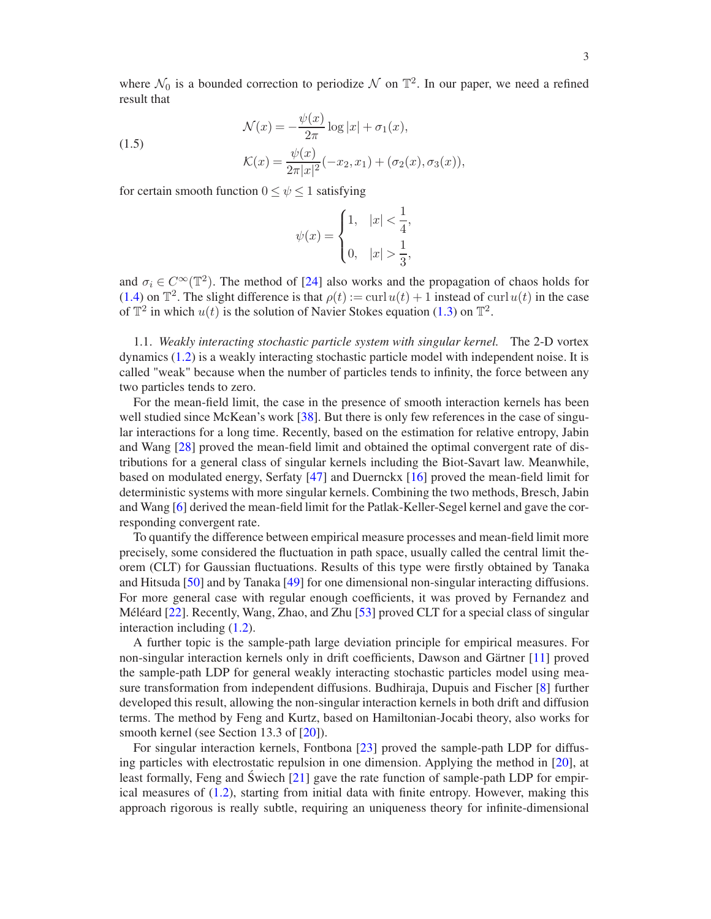where $\mathcal{N}_0$ is a bounded correction to periodize $\mathcal{N}$ on $\mathbb{T}^2$. In our paper, we need a refined result that

$$
\begin{aligned}
\mathcal{N}(x) &= -\frac{\psi(x)}{2\pi}\log|x| + \sigma_1(x), \\
\mathcal{K}(x) &= \frac{\psi(x)}{2\pi|x|^2}(-x_2, x_1) + (\sigma_2(x), \sigma_3(x)),
\end{aligned}
\tag{1.5}
$$

for certain smooth function $0 \le \psi \le 1$ satisfying

$$
\psi(x) = \begin{cases} 1, & |x| < \dfrac{1}{4}, \\ 0, & |x| > \dfrac{1}{3}, \end{cases}
$$

and $\sigma_i \in C^\infty(\mathbb{T}^2)$. The method of [24] also works and the propagation of chaos holds for (1.4) on $\mathbb{T}^2$. The slight difference is that $\rho(t) := \operatorname{curl} u(t) + 1$ instead of $\operatorname{curl} u(t)$ in the case of $\mathbb{T}^2$ in which $u(t)$ is the solution of Navier Stokes equation (1.3) on $\mathbb{T}^2$.

1.1. *Weakly interacting stochastic particle system with singular kernel.* The 2-D vortex dynamics (1.2) is a weakly interacting stochastic particle model with independent noise. It is called "weak" because when the number of particles tends to infinity, the force between any two particles tends to zero.

For the mean-field limit, the case in the presence of smooth interaction kernels has been well studied since McKean's work [38]. But there is only few references in the case of singular interactions for a long time. Recently, based on the estimation for relative entropy, Jabin and Wang [28] proved the mean-field limit and obtained the optimal convergent rate of distributions for a general class of singular kernels including the Biot-Savart law. Meanwhile, based on modulated energy, Serfaty [47] and Duernckx [16] proved the mean-field limit for deterministic systems with more singular kernels. Combining the two methods, Bresch, Jabin and Wang [6] derived the mean-field limit for the Patlak-Keller-Segel kernel and gave the corresponding convergent rate.

To quantify the difference between empirical measure processes and mean-field limit more precisely, some considered the fluctuation in path space, usually called the central limit theorem (CLT) for Gaussian fluctuations. Results of this type were firstly obtained by Tanaka and Hitsuda [50] and by Tanaka [49] for one dimensional non-singular interacting diffusions. For more general case with regular enough coefficients, it was proved by Fernandez and Méléard [22]. Recently, Wang, Zhao, and Zhu [53] proved CLT for a special class of singular interaction including (1.2).

A further topic is the sample-path large deviation principle for empirical measures. For non-singular interaction kernels only in drift coefficients, Dawson and Gärtner [11] proved the sample-path LDP for general weakly interacting stochastic particles model using measure transformation from independent diffusions. Budhiraja, Dupuis and Fischer [8] further developed this result, allowing the non-singular interaction kernels in both drift and diffusion terms. The method by Feng and Kurtz, based on Hamiltonian-Jocabi theory, also works for smooth kernel (see Section 13.3 of [20]).

For singular interaction kernels, Fontbona [23] proved the sample-path LDP for diffusing particles with electrostatic repulsion in one dimension. Applying the method in [20], at least formally, Feng and Świech [21] gave the rate function of sample-path LDP for empirical measures of (1.2), starting from initial data with finite entropy. However, making this approach rigorous is really subtle, requiring an uniqueness theory for infinite-dimensional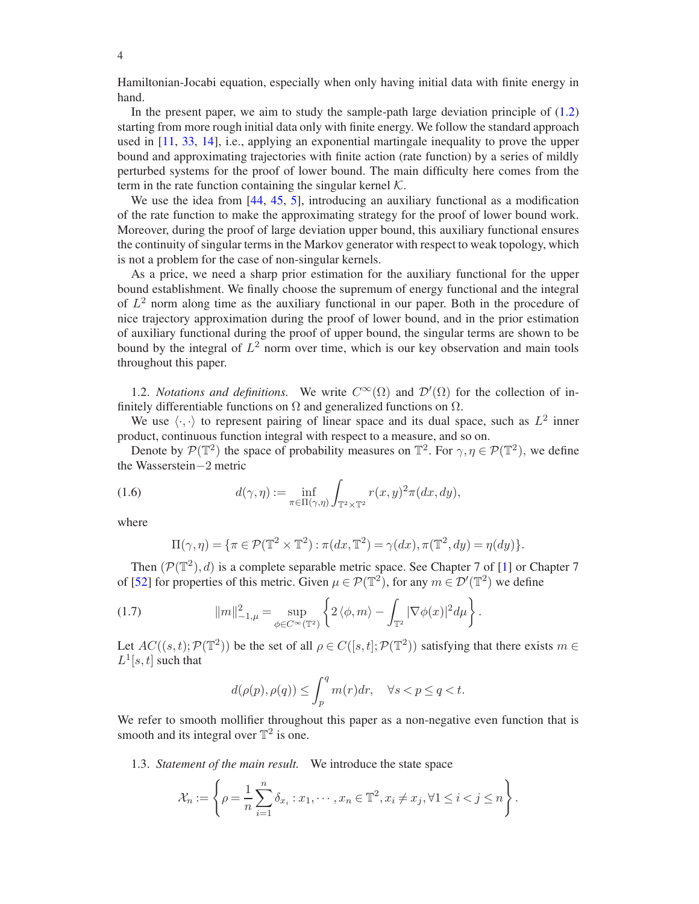Hamiltonian-Jocabi equation, especially when only having initial data with finite energy in hand.

In the present paper, we aim to study the sample-path large deviation principle of (1.2) starting from more rough initial data only with finite energy. We follow the standard approach used in [11, 33, 14], i.e., applying an exponential martingale inequality to prove the upper bound and approximating trajectories with finite action (rate function) by a series of mildly perturbed systems for the proof of lower bound. The main difficulty here comes from the term in the rate function containing the singular kernel $\mathcal{K}$.

We use the idea from [44, 45, 5], introducing an auxiliary functional as a modification of the rate function to make the approximating strategy for the proof of lower bound work. Moreover, during the proof of large deviation upper bound, this auxiliary functional ensures the continuity of singular terms in the Markov generator with respect to weak topology, which is not a problem for the case of non-singular kernels.

As a price, we need a sharp prior estimation for the auxiliary functional for the upper bound establishment. We finally choose the supremum of energy functional and the integral of $L^2$ norm along time as the auxiliary functional in our paper. Both in the procedure of nice trajectory approximation during the proof of lower bound, and in the prior estimation of auxiliary functional during the proof of upper bound, the singular terms are shown to be bound by the integral of $L^2$ norm over time, which is our key observation and main tools throughout this paper.

1.2. *Notations and definitions.* We write $C^\infty(\Omega)$ and $\mathcal{D}'(\Omega)$ for the collection of infinitely differentiable functions on $\Omega$ and generalized functions on $\Omega$.

We use $\langle \cdot, \cdot \rangle$ to represent pairing of linear space and its dual space, such as $L^2$ inner product, continuous function integral with respect to a measure, and so on.

Denote by $\mathcal{P}(\mathbb{T}^2)$ the space of probability measures on $\mathbb{T}^2$. For $\gamma, \eta \in \mathcal{P}(\mathbb{T}^2)$, we define the Wasserstein$-2$ metric

$$
d(\gamma, \eta) := \inf_{\pi \in \Pi(\gamma,\eta)} \int_{\mathbb{T}^2 \times \mathbb{T}^2} r(x, y)^2 \pi(dx, dy), \tag{1.6}
$$

where

$$
\Pi(\gamma, \eta) = \{\pi \in \mathcal{P}(\mathbb{T}^2 \times \mathbb{T}^2) : \pi(dx, \mathbb{T}^2) = \gamma(dx), \pi(\mathbb{T}^2, dy) = \eta(dy)\}.
$$

Then $(\mathcal{P}(\mathbb{T}^2), d)$ is a complete separable metric space. See Chapter 7 of [1] or Chapter 7 of [52] for properties of this metric. Given $\mu \in \mathcal{P}(\mathbb{T}^2)$, for any $m \in \mathcal{D}'(\mathbb{T}^2)$ we define

$$
\|m\|_{-1,\mu}^2 = \sup_{\phi \in C^\infty(\mathbb{T}^2)} \left\{ 2 \langle \phi, m \rangle - \int_{\mathbb{T}^2} |\nabla \phi(x)|^2 d\mu \right\}. \tag{1.7}
$$

Let $AC((s,t); \mathcal{P}(\mathbb{T}^2))$ be the set of all $\rho \in C([s,t]; \mathcal{P}(\mathbb{T}^2))$ satisfying that there exists $m \in L^1[s,t]$ such that

$$
d(\rho(p), \rho(q)) \le \int_p^q m(r) dr, \quad \forall s < p \le q < t.
$$

We refer to smooth mollifier throughout this paper as a non-negative even function that is smooth and its integral over $\mathbb{T}^2$ is one.

1.3. *Statement of the main result.* We introduce the state space

$$
\mathcal{X}_n := \left\{ \rho = \frac{1}{n} \sum_{i=1}^n \delta_{x_i} : x_1, \cdots, x_n \in \mathbb{T}^2, x_i \neq x_j, \forall 1 \le i < j \le n \right\}.
$$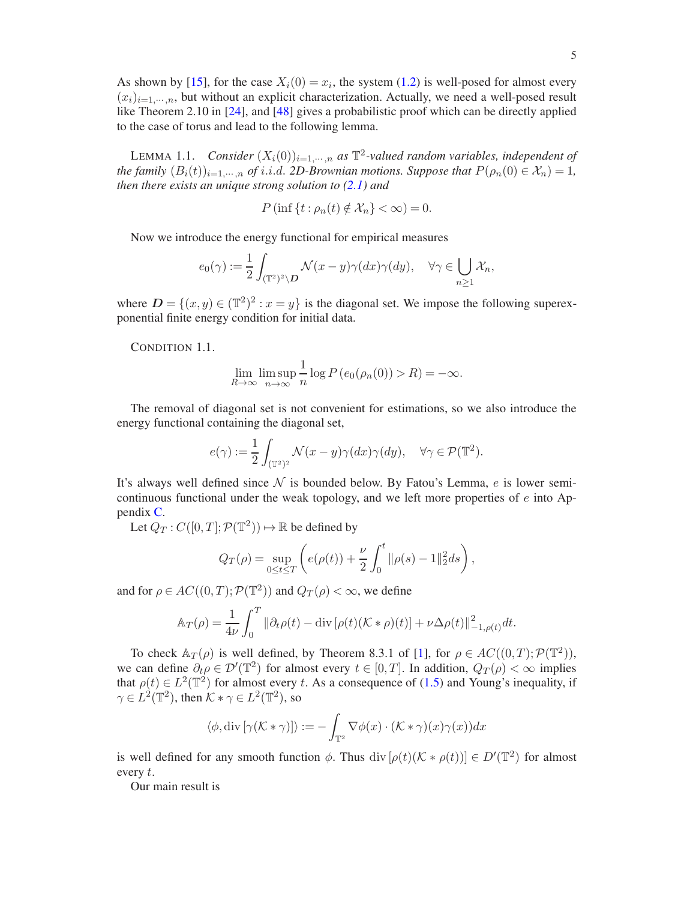As shown by [15], for the case $X_i(0) = x_i$, the system (1.2) is well-posed for almost every $(x_i)_{i=1,\cdots,n}$, but without an explicit characterization. Actually, we need a well-posed result like Theorem 2.10 in [24], and [48] gives a probabilistic proof which can be directly applied to the case of torus and lead to the following lemma.

LEMMA 1.1. *Consider $(X_i(0))_{i=1,\cdots,n}$ as $\mathbb{T}^2$-valued random variables, independent of the family $(B_i(t))_{i=1,\cdots,n}$ of i.i.d. 2D-Brownian motions. Suppose that $P(\rho_n(0) \in \mathcal{X}_n) = 1$, then there exists an unique strong solution to (2.1) and*

$$P\left(\inf\{t : \rho_n(t) \notin \mathcal{X}_n\} < \infty\right) = 0.$$

Now we introduce the energy functional for empirical measures

$$e_0(\gamma) := \frac{1}{2}\int_{(\mathbb{T}^2)^2\setminus \boldsymbol{D}} \mathcal{N}(x-y)\gamma(dx)\gamma(dy), \quad \forall \gamma \in \bigcup_{n\geq 1} \mathcal{X}_n,$$

where $\boldsymbol{D} = \{(x,y) \in (\mathbb{T}^2)^2 : x = y\}$ is the diagonal set. We impose the following superexponential finite energy condition for initial data.

CONDITION 1.1.

$$\lim_{R\to\infty} \limsup_{n\to\infty} \frac{1}{n} \log P\left(e_0(\rho_n(0)) > R\right) = -\infty.$$

The removal of diagonal set is not convenient for estimations, so we also introduce the energy functional containing the diagonal set,

$$e(\gamma) := \frac{1}{2}\int_{(\mathbb{T}^2)^2} \mathcal{N}(x-y)\gamma(dx)\gamma(dy), \quad \forall \gamma \in \mathcal{P}(\mathbb{T}^2).$$

It's always well defined since $\mathcal{N}$ is bounded below. By Fatou's Lemma, $e$ is lower semicontinuous functional under the weak topology, and we left more properties of $e$ into Appendix C.

Let $Q_T : C([0,T]; \mathcal{P}(\mathbb{T}^2)) \mapsto \mathbb{R}$ be defined by

$$Q_T(\rho) = \sup_{0\leq t\leq T}\left(e(\rho(t)) + \frac{\nu}{2}\int_0^t \|\rho(s) - 1\|_2^2 ds\right),$$

and for $\rho \in AC((0,T); \mathcal{P}(\mathbb{T}^2))$ and $Q_T(\rho) < \infty$, we define

$$\mathbb{A}_T(\rho) = \frac{1}{4\nu}\int_0^T \|\partial_t \rho(t) - \operatorname{div}[\rho(t)(\mathcal{K} * \rho)(t)] + \nu\Delta\rho(t)\|_{-1,\rho(t)}^2 dt.$$

To check $\mathbb{A}_T(\rho)$ is well defined, by Theorem 8.3.1 of [1], for $\rho \in AC((0,T); \mathcal{P}(\mathbb{T}^2))$, we can define $\partial_t \rho \in \mathcal{D}'(\mathbb{T}^2)$ for almost every $t \in [0,T]$. In addition, $Q_T(\rho) < \infty$ implies that $\rho(t) \in L^2(\mathbb{T}^2)$ for almost every $t$. As a consequence of (1.5) and Young's inequality, if $\gamma \in L^2(\mathbb{T}^2)$, then $\mathcal{K} * \gamma \in L^2(\mathbb{T}^2)$, so

$$\langle \phi, \operatorname{div}[\gamma(\mathcal{K} * \gamma)]\rangle := -\int_{\mathbb{T}^2} \nabla\phi(x) \cdot (\mathcal{K} * \gamma)(x)\gamma(x)dx$$

is well defined for any smooth function $\phi$. Thus $\operatorname{div}[\rho(t)(\mathcal{K} * \rho(t))] \in D'(\mathbb{T}^2)$ for almost every $t$.

Our main result is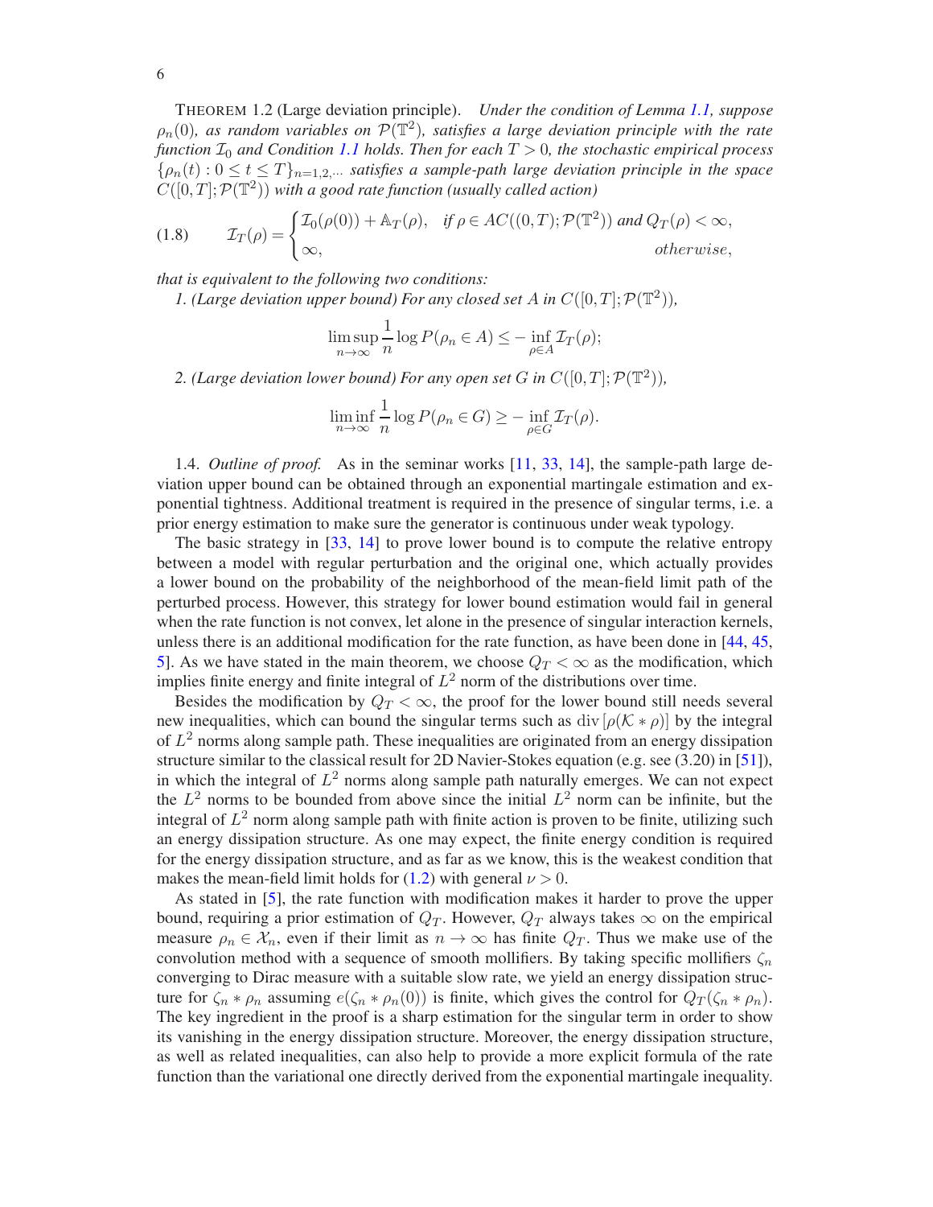THEOREM 1.2 (Large deviation principle). *Under the condition of Lemma 1.1, suppose $\rho_n(0)$, as random variables on $\mathcal{P}(\mathbb{T}^2)$, satisfies a large deviation principle with the rate function $\mathcal{I}_0$ and Condition 1.1 holds. Then for each $T > 0$, the stochastic empirical process $\{\rho_n(t) : 0 \leq t \leq T\}_{n=1,2,\cdots}$ satisfies a sample-path large deviation principle in the space $C([0,T]; \mathcal{P}(\mathbb{T}^2))$ with a good rate function (usually called action)*

$$
(1.8) \qquad \mathcal{I}_T(\rho) = \begin{cases} \mathcal{I}_0(\rho(0)) + \mathbb{A}_T(\rho), & \text{if } \rho \in AC((0,T); \mathcal{P}(\mathbb{T}^2)) \text{ and } Q_T(\rho) < \infty, \\ \infty, & \text{otherwise}, \end{cases}
$$

*that is equivalent to the following two conditions:*

*1. (Large deviation upper bound) For any closed set $A$ in $C([0,T]; \mathcal{P}(\mathbb{T}^2))$,*

$$
\limsup_{n\to\infty} \frac{1}{n} \log P(\rho_n \in A) \leq - \inf_{\rho \in A} \mathcal{I}_T(\rho);
$$

*2. (Large deviation lower bound) For any open set $G$ in $C([0,T]; \mathcal{P}(\mathbb{T}^2))$,*

$$
\liminf_{n\to\infty} \frac{1}{n} \log P(\rho_n \in G) \geq - \inf_{\rho \in G} \mathcal{I}_T(\rho).
$$

1.4. *Outline of proof.* As in the seminar works [11, 33, 14], the sample-path large deviation upper bound can be obtained through an exponential martingale estimation and exponential tightness. Additional treatment is required in the presence of singular terms, i.e. a prior energy estimation to make sure the generator is continuous under weak typology.

The basic strategy in [33, 14] to prove lower bound is to compute the relative entropy between a model with regular perturbation and the original one, which actually provides a lower bound on the probability of the neighborhood of the mean-field limit path of the perturbed process. However, this strategy for lower bound estimation would fail in general when the rate function is not convex, let alone in the presence of singular interaction kernels, unless there is an additional modification for the rate function, as have been done in [44, 45, 5]. As we have stated in the main theorem, we choose $Q_T < \infty$ as the modification, which implies finite energy and finite integral of $L^2$ norm of the distributions over time.

Besides the modification by $Q_T < \infty$, the proof for the lower bound still needs several new inequalities, which can bound the singular terms such as $\operatorname{div}[\rho(\mathcal{K} * \rho)]$ by the integral of $L^2$ norms along sample path. These inequalities are originated from an energy dissipation structure similar to the classical result for 2D Navier-Stokes equation (e.g. see (3.20) in [51]), in which the integral of $L^2$ norms along sample path naturally emerges. We can not expect the $L^2$ norms to be bounded from above since the initial $L^2$ norm can be infinite, but the integral of $L^2$ norm along sample path with finite action is proven to be finite, utilizing such an energy dissipation structure. As one may expect, the finite energy condition is required for the energy dissipation structure, and as far as we know, this is the weakest condition that makes the mean-field limit holds for (1.2) with general $\nu > 0$.

As stated in [5], the rate function with modification makes it harder to prove the upper bound, requiring a prior estimation of $Q_T$. However, $Q_T$ always takes $\infty$ on the empirical measure $\rho_n \in \mathcal{X}_n$, even if their limit as $n \to \infty$ has finite $Q_T$. Thus we make use of the convolution method with a sequence of smooth mollifiers. By taking specific mollifiers $\zeta_n$ converging to Dirac measure with a suitable slow rate, we yield an energy dissipation structure for $\zeta_n * \rho_n$ assuming $e(\zeta_n * \rho_n(0))$ is finite, which gives the control for $Q_T(\zeta_n * \rho_n)$. The key ingredient in the proof is a sharp estimation for the singular term in order to show its vanishing in the energy dissipation structure. Moreover, the energy dissipation structure, as well as related inequalities, can also help to provide a more explicit formula of the rate function than the variational one directly derived from the exponential martingale inequality.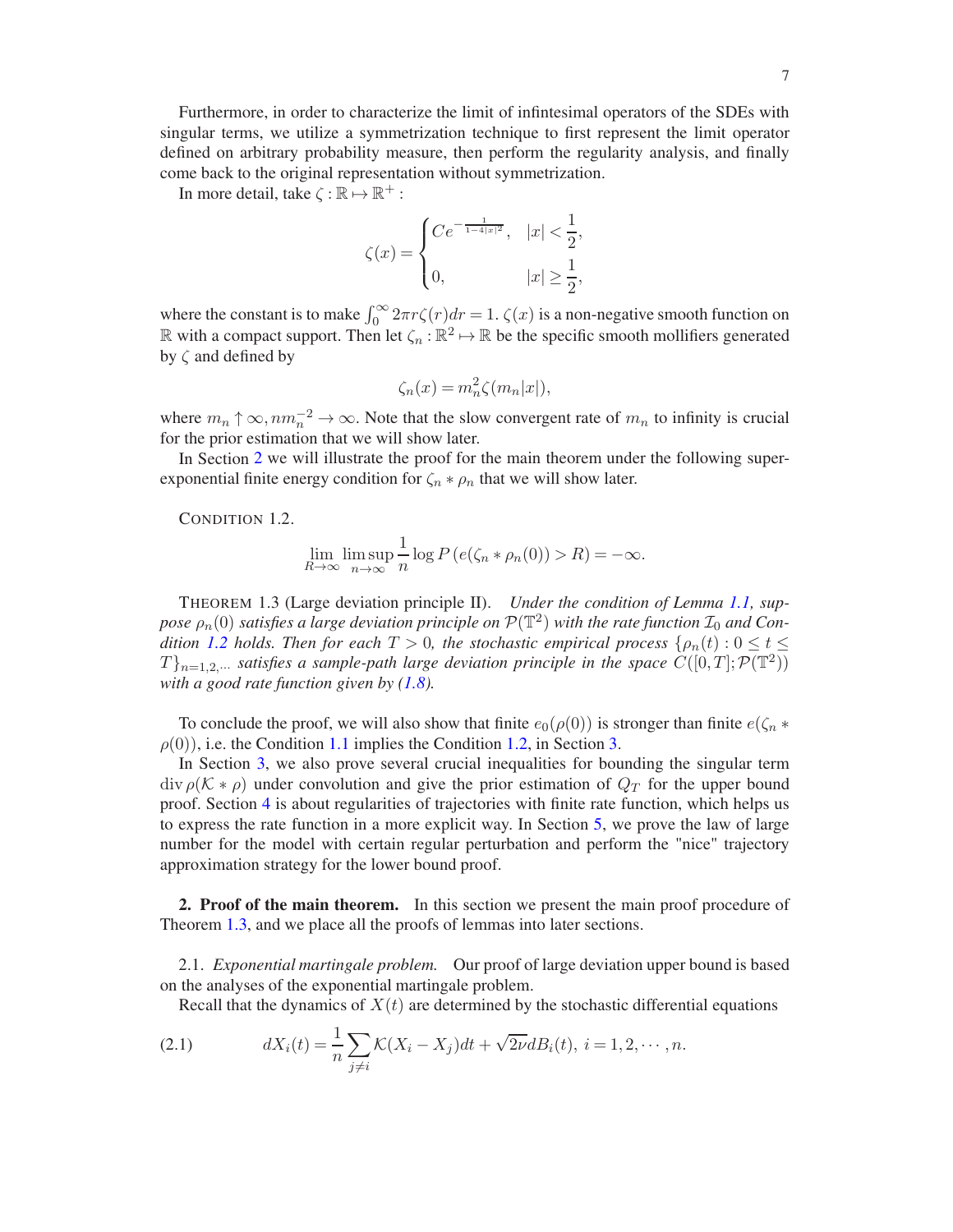Furthermore, in order to characterize the limit of infintesimal operators of the SDEs with singular terms, we utilize a symmetrization technique to first represent the limit operator defined on arbitrary probability measure, then perform the regularity analysis, and finally come back to the original representation without symmetrization.

In more detail, take $\zeta : \mathbb{R} \mapsto \mathbb{R}^+$ :

$$
\zeta(x) = \begin{cases} Ce^{-\frac{1}{1-4|x|^2}}, & |x| < \dfrac{1}{2}, \\ 0, & |x| \geq \dfrac{1}{2}, \end{cases}
$$

where the constant is to make $\int_0^\infty 2\pi r \zeta(r) dr = 1$. $\zeta(x)$ is a non-negative smooth function on $\mathbb{R}$ with a compact support. Then let $\zeta_n : \mathbb{R}^2 \mapsto \mathbb{R}$ be the specific smooth mollifiers generated by $\zeta$ and defined by

$$
\zeta_n(x) = m_n^2 \zeta(m_n |x|),
$$

where $m_n \uparrow \infty, n m_n^{-2} \to \infty$. Note that the slow convergent rate of $m_n$ to infinity is crucial for the prior estimation that we will show later.

In Section 2 we will illustrate the proof for the main theorem under the following super-exponential finite energy condition for $\zeta_n * \rho_n$ that we will show later.

CONDITION 1.2.

$$
\lim_{R \to \infty} \limsup_{n \to \infty} \frac{1}{n} \log P\left(e(\zeta_n * \rho_n(0)) > R\right) = -\infty.
$$

THEOREM 1.3 (Large deviation principle II). *Under the condition of Lemma 1.1, suppose $\rho_n(0)$ satisfies a large deviation principle on $\mathcal{P}(\mathbb{T}^2)$ with the rate function $\mathcal{I}_0$ and Condition 1.2 holds. Then for each $T > 0$, the stochastic empirical process $\{\rho_n(t) : 0 \leq t \leq T\}_{n=1,2,\cdots}$ satisfies a sample-path large deviation principle in the space $C([0,T]; \mathcal{P}(\mathbb{T}^2))$ with a good rate function given by (1.8).*

To conclude the proof, we will also show that finite $e_0(\rho(0))$ is stronger than finite $e(\zeta_n * \rho(0))$, i.e. the Condition 1.1 implies the Condition 1.2, in Section 3.

In Section 3, we also prove several crucial inequalities for bounding the singular term $\operatorname{div} \rho(\mathcal{K} * \rho)$ under convolution and give the prior estimation of $Q_T$ for the upper bound proof. Section 4 is about regularities of trajectories with finite rate function, which helps us to express the rate function in a more explicit way. In Section 5, we prove the law of large number for the model with certain regular perturbation and perform the "nice" trajectory approximation strategy for the lower bound proof.

## 2. Proof of the main theorem.

In this section we present the main proof procedure of Theorem 1.3, and we place all the proofs of lemmas into later sections.

### 2.1. *Exponential martingale problem.*

Our proof of large deviation upper bound is based on the analyses of the exponential martingale problem.

Recall that the dynamics of $X(t)$ are determined by the stochastic differential equations

$$
dX_i(t) = \frac{1}{n} \sum_{j \neq i} \mathcal{K}(X_i - X_j) dt + \sqrt{2\nu} dB_i(t), \; i = 1, 2, \cdots, n. \tag{2.1}
$$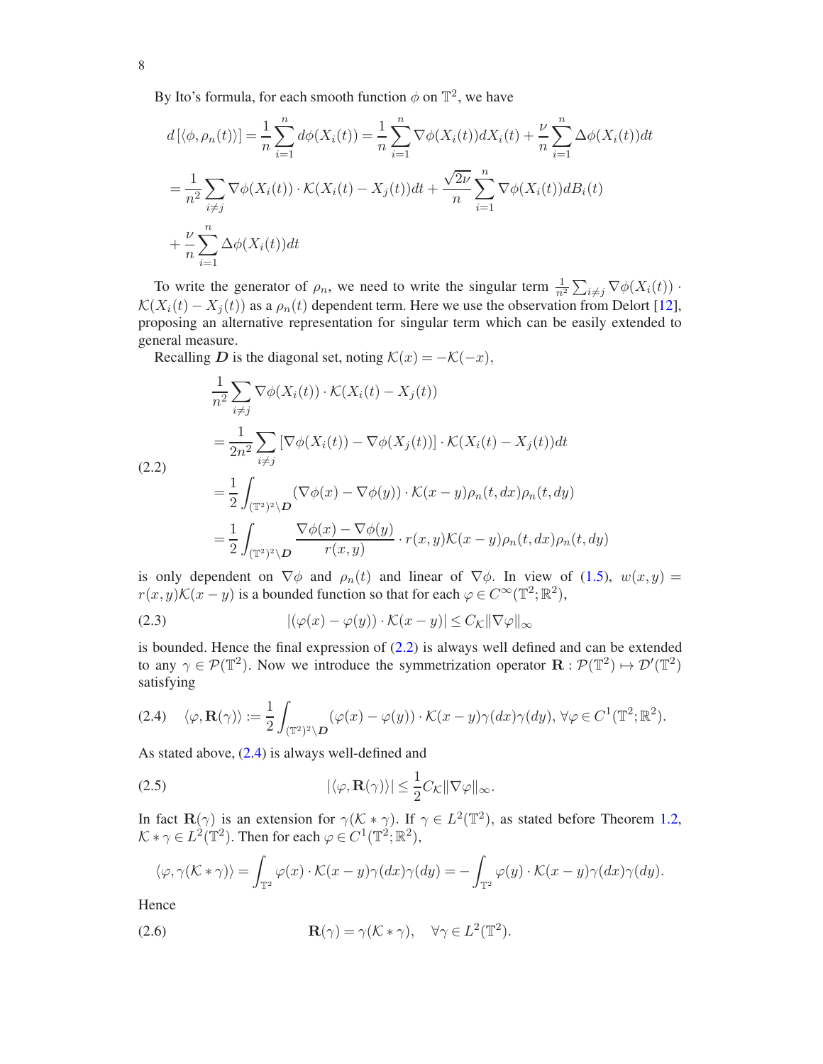By Ito's formula, for each smooth function $\phi$ on $\mathbb{T}^2$, we have

$$
\begin{aligned}
d\left[\langle \phi, \rho_n(t)\rangle\right] &= \frac{1}{n}\sum_{i=1}^{n} d\phi(X_i(t)) = \frac{1}{n}\sum_{i=1}^{n} \nabla\phi(X_i(t)) dX_i(t) + \frac{\nu}{n}\sum_{i=1}^{n} \Delta\phi(X_i(t))dt \\
&= \frac{1}{n^2}\sum_{i\neq j} \nabla\phi(X_i(t)) \cdot \mathcal{K}(X_i(t) - X_j(t))dt + \frac{\sqrt{2\nu}}{n}\sum_{i=1}^{n} \nabla\phi(X_i(t))dB_i(t) \\
&+ \frac{\nu}{n}\sum_{i=1}^{n} \Delta\phi(X_i(t))dt
\end{aligned}
$$

To write the generator of $\rho_n$, we need to write the singular term $\frac{1}{n^2}\sum_{i\neq j} \nabla\phi(X_i(t)) \cdot \mathcal{K}(X_i(t) - X_j(t))$ as a $\rho_n(t)$ dependent term. Here we use the observation from Delort [12], proposing an alternative representation for singular term which can be easily extended to general measure.

Recalling $\boldsymbol{D}$ is the diagonal set, noting $\mathcal{K}(x) = -\mathcal{K}(-x)$,

$$
\begin{aligned}
&\frac{1}{n^2}\sum_{i\neq j} \nabla\phi(X_i(t)) \cdot \mathcal{K}(X_i(t) - X_j(t)) \\
&= \frac{1}{2n^2}\sum_{i\neq j} \left[\nabla\phi(X_i(t)) - \nabla\phi(X_j(t))\right] \cdot \mathcal{K}(X_i(t) - X_j(t))dt \\
&= \frac{1}{2}\int_{(\mathbb{T}^2)^2\setminus \boldsymbol{D}} (\nabla\phi(x) - \nabla\phi(y)) \cdot \mathcal{K}(x-y)\rho_n(t,dx)\rho_n(t,dy) \\
&= \frac{1}{2}\int_{(\mathbb{T}^2)^2\setminus \boldsymbol{D}} \frac{\nabla\phi(x) - \nabla\phi(y)}{r(x,y)} \cdot r(x,y)\mathcal{K}(x-y)\rho_n(t,dx)\rho_n(t,dy)
\end{aligned}
\tag{2.2}
$$

is only dependent on $\nabla\phi$ and $\rho_n(t)$ and linear of $\nabla\phi$. In view of (1.5), $w(x,y) = r(x,y)\mathcal{K}(x-y)$ is a bounded function so that for each $\varphi \in C^\infty(\mathbb{T}^2;\mathbb{R}^2)$,

$$
|(\varphi(x) - \varphi(y)) \cdot \mathcal{K}(x-y)| \leq C_{\mathcal{K}}\|\nabla\varphi\|_\infty \tag{2.3}
$$

is bounded. Hence the final expression of (2.2) is always well defined and can be extended to any $\gamma \in \mathcal{P}(\mathbb{T}^2)$. Now we introduce the symmetrization operator $\mathbf{R} : \mathcal{P}(\mathbb{T}^2) \mapsto \mathcal{D}'(\mathbb{T}^2)$ satisfying

$$
\langle \varphi, \mathbf{R}(\gamma)\rangle := \frac{1}{2}\int_{(\mathbb{T}^2)^2\setminus \boldsymbol{D}} (\varphi(x) - \varphi(y)) \cdot \mathcal{K}(x-y)\gamma(dx)\gamma(dy),\ \forall\varphi \in C^1(\mathbb{T}^2;\mathbb{R}^2). \tag{2.4}
$$

As stated above, (2.4) is always well-defined and

$$
|\langle \varphi, \mathbf{R}(\gamma)\rangle| \leq \frac{1}{2}C_{\mathcal{K}}\|\nabla\varphi\|_\infty. \tag{2.5}
$$

In fact $\mathbf{R}(\gamma)$ is an extension for $\gamma(\mathcal{K} * \gamma)$. If $\gamma \in L^2(\mathbb{T}^2)$, as stated before Theorem 1.2, $\mathcal{K} * \gamma \in L^2(\mathbb{T}^2)$. Then for each $\varphi \in C^1(\mathbb{T}^2;\mathbb{R}^2)$,

$$
\langle \varphi, \gamma(\mathcal{K} * \gamma)\rangle = \int_{\mathbb{T}^2} \varphi(x) \cdot \mathcal{K}(x-y)\gamma(dx)\gamma(dy) = -\int_{\mathbb{T}^2} \varphi(y) \cdot \mathcal{K}(x-y)\gamma(dx)\gamma(dy).
$$

Hence

$$
\mathbf{R}(\gamma) = \gamma(\mathcal{K} * \gamma), \quad \forall\gamma \in L^2(\mathbb{T}^2). \tag{2.6}
$$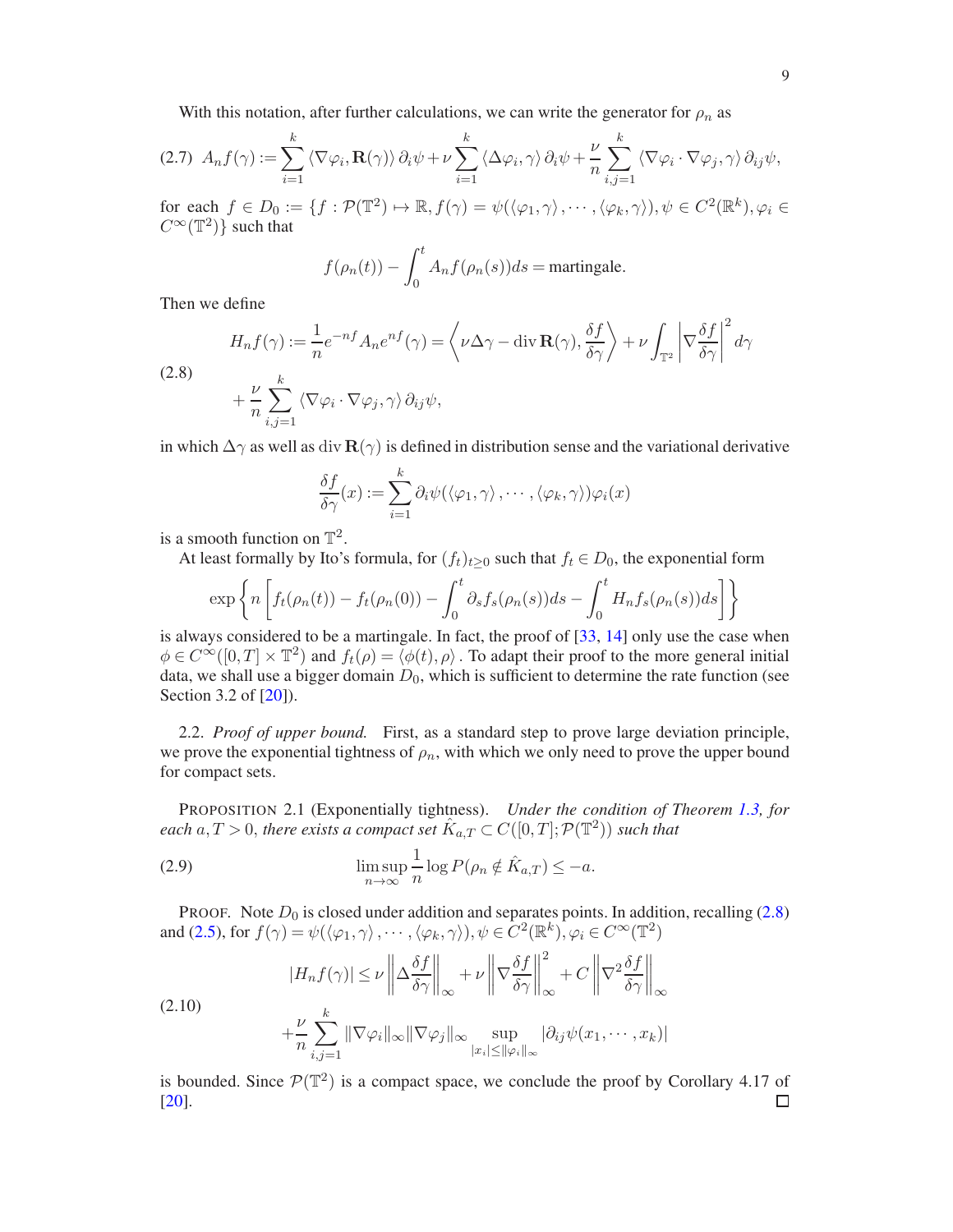With this notation, after further calculations, we can write the generator for $\rho_n$ as

$$
A_n f(\gamma) := \sum_{i=1}^{k} \langle \nabla \varphi_i, \mathbf{R}(\gamma) \rangle \, \partial_i \psi + \nu \sum_{i=1}^{k} \langle \Delta \varphi_i, \gamma \rangle \, \partial_i \psi + \frac{\nu}{n} \sum_{i,j=1}^{k} \langle \nabla \varphi_i \cdot \nabla \varphi_j, \gamma \rangle \, \partial_{ij} \psi, \tag{2.7}
$$

for each $f \in D_0 := \{ f : \mathcal{P}(\mathbb{T}^2) \mapsto \mathbb{R}, f(\gamma) = \psi(\langle \varphi_1, \gamma \rangle, \cdots, \langle \varphi_k, \gamma \rangle), \psi \in C^2(\mathbb{R}^k), \varphi_i \in C^\infty(\mathbb{T}^2) \}$ such that

$$
f(\rho_n(t)) - \int_0^t A_n f(\rho_n(s)) ds = \text{martingale}.
$$

Then we define

$$
\begin{aligned}
H_n f(\gamma) &:= \frac{1}{n} e^{-nf} A_n e^{nf}(\gamma) = \left\langle \nu \Delta \gamma - \operatorname{div} \mathbf{R}(\gamma), \frac{\delta f}{\delta \gamma} \right\rangle + \nu \int_{\mathbb{T}^2} \left| \nabla \frac{\delta f}{\delta \gamma} \right|^2 d\gamma \\
&\quad + \frac{\nu}{n} \sum_{i,j=1}^{k} \langle \nabla \varphi_i \cdot \nabla \varphi_j, \gamma \rangle \, \partial_{ij} \psi,
\end{aligned} \tag{2.8}
$$

in which $\Delta \gamma$ as well as $\operatorname{div} \mathbf{R}(\gamma)$ is defined in distribution sense and the variational derivative

$$
\frac{\delta f}{\delta \gamma}(x) := \sum_{i=1}^{k} \partial_i \psi(\langle \varphi_1, \gamma \rangle, \cdots, \langle \varphi_k, \gamma \rangle) \varphi_i(x)
$$

is a smooth function on $\mathbb{T}^2$.

At least formally by Ito's formula, for $(f_t)_{t \geq 0}$ such that $f_t \in D_0$, the exponential form

$$
\exp \left\{ n \left[ f_t(\rho_n(t)) - f_t(\rho_n(0)) - \int_0^t \partial_s f_s(\rho_n(s)) ds - \int_0^t H_n f_s(\rho_n(s)) ds \right] \right\}
$$

is always considered to be a martingale. In fact, the proof of [33, 14] only use the case when $\phi \in C^\infty([0,T] \times \mathbb{T}^2)$ and $f_t(\rho) = \langle \phi(t), \rho \rangle$. To adapt their proof to the more general initial data, we shall use a bigger domain $D_0$, which is sufficient to determine the rate function (see Section 3.2 of [20]).

2.2. *Proof of upper bound.* First, as a standard step to prove large deviation principle, we prove the exponential tightness of $\rho_n$, with which we only need to prove the upper bound for compact sets.

PROPOSITION 2.1 (Exponentially tightness). *Under the condition of Theorem 1.3, for each $a, T > 0$, there exists a compact set $\hat{K}_{a,T} \subset C([0,T]; \mathcal{P}(\mathbb{T}^2))$ such that*

$$
\limsup_{n \to \infty} \frac{1}{n} \log P(\rho_n \notin \hat{K}_{a,T}) \leq -a. \tag{2.9}
$$

PROOF. Note $D_0$ is closed under addition and separates points. In addition, recalling (2.8) and (2.5), for $f(\gamma) = \psi(\langle \varphi_1, \gamma \rangle, \cdots, \langle \varphi_k, \gamma \rangle), \psi \in C^2(\mathbb{R}^k), \varphi_i \in C^\infty(\mathbb{T}^2)$

$$
\begin{aligned}
|H_n f(\gamma)| &\leq \nu \left\| \Delta \frac{\delta f}{\delta \gamma} \right\|_\infty + \nu \left\| \nabla \frac{\delta f}{\delta \gamma} \right\|_\infty^2 + C \left\| \nabla^2 \frac{\delta f}{\delta \gamma} \right\|_\infty \\
&\quad + \frac{\nu}{n} \sum_{i,j=1}^{k} \| \nabla \varphi_i \|_\infty \| \nabla \varphi_j \|_\infty \sup_{|x_i| \leq \|\varphi_i\|_\infty} |\partial_{ij} \psi(x_1, \cdots, x_k)|
\end{aligned} \tag{2.10}
$$

is bounded. Since $\mathcal{P}(\mathbb{T}^2)$ is a compact space, we conclude the proof by Corollary 4.17 of [20]. □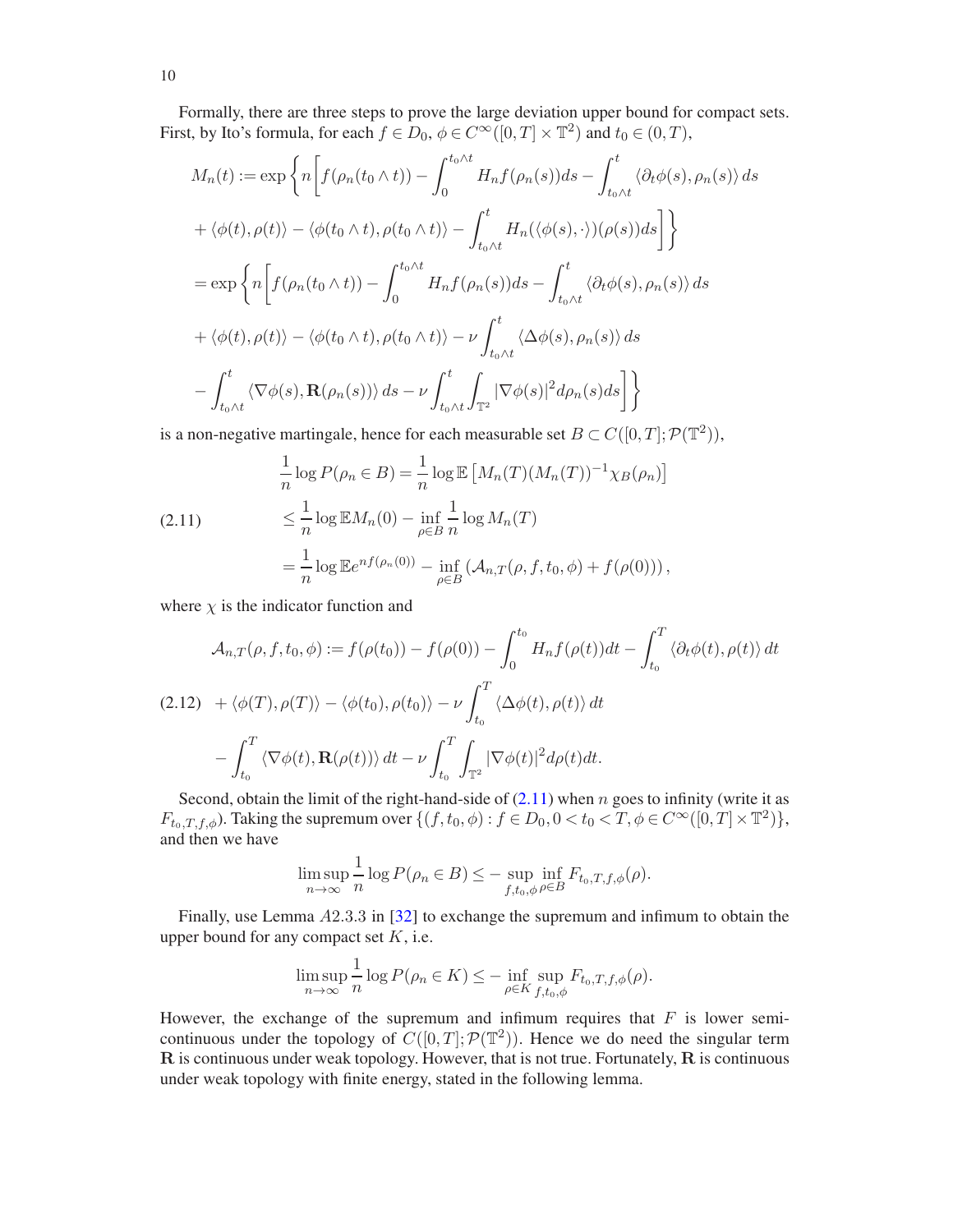Formally, there are three steps to prove the large deviation upper bound for compact sets. First, by Ito's formula, for each $f \in D_0$, $\phi \in C^\infty([0,T]\times\mathbb{T}^2)$ and $t_0 \in (0,T)$,

$$
\begin{aligned}
M_n(t) &:= \exp\bigg\{ n\bigg[ f(\rho_n(t_0\wedge t)) - \int_0^{t_0\wedge t} H_n f(\rho_n(s))ds - \int_{t_0\wedge t}^t \langle \partial_t\phi(s), \rho_n(s)\rangle\, ds \\
&+ \langle \phi(t),\rho(t)\rangle - \langle \phi(t_0\wedge t), \rho(t_0\wedge t)\rangle - \int_{t_0\wedge t}^t H_n(\langle \phi(s),\cdot\rangle)(\rho(s))ds \bigg]\bigg\} \\
&= \exp\bigg\{ n\bigg[ f(\rho_n(t_0\wedge t)) - \int_0^{t_0\wedge t} H_n f(\rho_n(s))ds - \int_{t_0\wedge t}^t \langle \partial_t\phi(s), \rho_n(s)\rangle\, ds \\
&+ \langle \phi(t),\rho(t)\rangle - \langle \phi(t_0\wedge t), \rho(t_0\wedge t)\rangle - \nu\int_{t_0\wedge t}^t \langle \Delta\phi(s), \rho_n(s)\rangle\, ds \\
&- \int_{t_0\wedge t}^t \langle \nabla\phi(s), \mathbf{R}(\rho_n(s))\rangle\, ds - \nu\int_{t_0\wedge t}^t\int_{\mathbb{T}^2} |\nabla\phi(s)|^2 d\rho_n(s)ds \bigg]\bigg\}
\end{aligned}
$$

is a non-negative martingale, hence for each measurable set $B \subset C([0,T];\mathcal{P}(\mathbb{T}^2))$,

$$
\begin{aligned}
\frac{1}{n}\log P(\rho_n\in B) &= \frac{1}{n}\log \mathbb{E}\left[M_n(T)(M_n(T))^{-1}\chi_B(\rho_n)\right] \\
&\le \frac{1}{n}\log \mathbb{E}M_n(0) - \inf_{\rho\in B}\frac{1}{n}\log M_n(T) \qquad (2.11)\\
&= \frac{1}{n}\log \mathbb{E}e^{nf(\rho_n(0))} - \inf_{\rho\in B}\left(\mathcal{A}_{n,T}(\rho,f,t_0,\phi) + f(\rho(0))\right),
\end{aligned}
$$

where $\chi$ is the indicator function and

$$
\begin{aligned}
\mathcal{A}_{n,T}(\rho,f,t_0,\phi) &:= f(\rho(t_0)) - f(\rho(0)) - \int_0^{t_0} H_n f(\rho(t))dt - \int_{t_0}^T \langle \partial_t\phi(t),\rho(t)\rangle\, dt \\
&+ \langle \phi(T),\rho(T)\rangle - \langle\phi(t_0),\rho(t_0)\rangle - \nu\int_{t_0}^T \langle \Delta\phi(t),\rho(t)\rangle\, dt \qquad (2.12)\\
&- \int_{t_0}^T \langle \nabla\phi(t), \mathbf{R}(\rho(t))\rangle\, dt - \nu\int_{t_0}^T\int_{\mathbb{T}^2}|\nabla\phi(t)|^2 d\rho(t)dt.
\end{aligned}
$$

Second, obtain the limit of the right-hand-side of (2.11) when $n$ goes to infinity (write it as $F_{t_0,T,f,\phi}$). Taking the supremum over $\{(f,t_0,\phi) : f\in D_0, 0<t_0<T, \phi\in C^\infty([0,T]\times\mathbb{T}^2)\}$, and then we have

$$
\limsup_{n\to\infty}\frac{1}{n}\log P(\rho_n\in B) \le -\sup_{f,t_0,\phi}\inf_{\rho\in B} F_{t_0,T,f,\phi}(\rho).
$$

Finally, use Lemma $A2.3.3$ in [32] to exchange the supremum and infimum to obtain the upper bound for any compact set $K$, i.e.

$$
\limsup_{n\to\infty}\frac{1}{n}\log P(\rho_n\in K) \le -\inf_{\rho\in K}\sup_{f,t_0,\phi} F_{t_0,T,f,\phi}(\rho).
$$

However, the exchange of the supremum and infimum requires that $F$ is lower semi-continuous under the topology of $C([0,T];\mathcal{P}(\mathbb{T}^2))$. Hence we do need the singular term $\mathbf{R}$ is continuous under weak topology. However, that is not true. Fortunately, $\mathbf{R}$ is continuous under weak topology with finite energy, stated in the following lemma.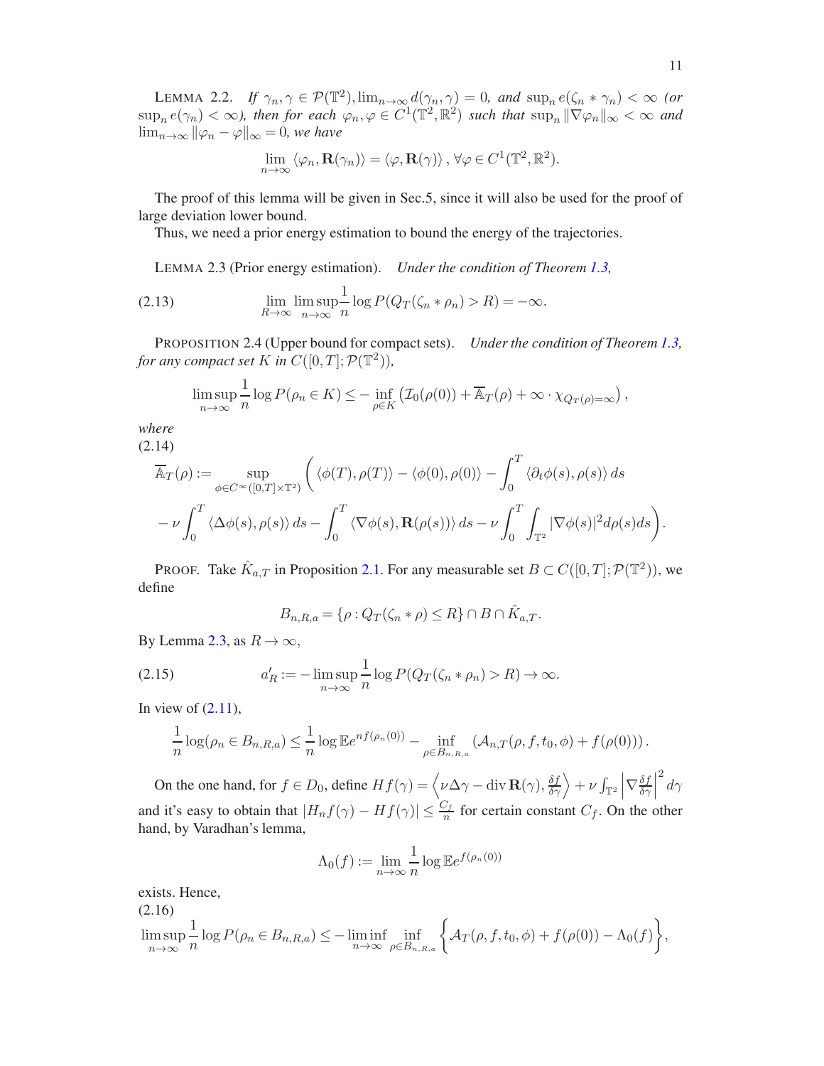LEMMA 2.2. *If $\gamma_n, \gamma \in \mathcal{P}(\mathbb{T}^2), \lim_{n\to\infty} d(\gamma_n, \gamma) = 0$, and $\sup_n e(\zeta_n * \gamma_n) < \infty$ (or $\sup_n e(\gamma_n) < \infty$), then for each $\varphi_n, \varphi \in C^1(\mathbb{T}^2, \mathbb{R}^2)$ such that $\sup_n \|\nabla \varphi_n\|_\infty < \infty$ and $\lim_{n\to\infty} \|\varphi_n - \varphi\|_\infty = 0$, we have*

$$\lim_{n\to\infty} \langle \varphi_n, \mathbf{R}(\gamma_n)\rangle = \langle \varphi, \mathbf{R}(\gamma)\rangle, \forall \varphi \in C^1(\mathbb{T}^2, \mathbb{R}^2).$$

The proof of this lemma will be given in Sec.5, since it will also be used for the proof of large deviation lower bound.

Thus, we need a prior energy estimation to bound the energy of the trajectories.

LEMMA 2.3 (Prior energy estimation). *Under the condition of Theorem 1.3,*

$$\lim_{R\to\infty} \limsup_{n\to\infty} \frac{1}{n} \log P(Q_T(\zeta_n * \rho_n) > R) = -\infty. \tag{2.13}$$

PROPOSITION 2.4 (Upper bound for compact sets). *Under the condition of Theorem 1.3, for any compact set $K$ in $C([0,T]; \mathcal{P}(\mathbb{T}^2))$,*

$$\limsup_{n\to\infty} \frac{1}{n} \log P(\rho_n \in K) \le - \inf_{\rho \in K} \left(\mathcal{I}_0(\rho(0)) + \overline{\mathbb{A}}_T(\rho) + \infty \cdot \chi_{Q_T(\rho)=\infty}\right),$$

*where*

$$\begin{aligned}
\overline{\mathbb{A}}_T(\rho) := \sup_{\phi \in C^\infty([0,T]\times\mathbb{T}^2)} \bigg( &\langle \phi(T), \rho(T)\rangle - \langle \phi(0), \rho(0)\rangle - \int_0^T \langle \partial_t \phi(s), \rho(s)\rangle \, ds \\
&- \nu \int_0^T \langle \Delta\phi(s), \rho(s)\rangle \, ds - \int_0^T \langle \nabla\phi(s), \mathbf{R}(\rho(s))\rangle \, ds - \nu \int_0^T \int_{\mathbb{T}^2} |\nabla\phi(s)|^2 d\rho(s) ds \bigg).
\end{aligned} \tag{2.14}$$

PROOF. Take $\hat{K}_{a,T}$ in Proposition 2.1. For any measurable set $B \subset C([0,T]; \mathcal{P}(\mathbb{T}^2))$, we define

$$B_{n,R,a} = \{\rho : Q_T(\zeta_n * \rho) \le R\} \cap B \cap \hat{K}_{a,T}.$$

By Lemma 2.3, as $R \to \infty$,

$$a'_R := - \limsup_{n\to\infty} \frac{1}{n} \log P(Q_T(\zeta_n * \rho_n) > R) \to \infty. \tag{2.15}$$

In view of (2.11),

$$\frac{1}{n} \log(\rho_n \in B_{n,R,a}) \le \frac{1}{n} \log \mathbb{E} e^{nf(\rho_n(0))} - \inf_{\rho \in B_{n,R,a}} \left(\mathcal{A}_{n,T}(\rho, f, t_0, \phi) + f(\rho(0))\right).$$

On the one hand, for $f \in D_0$, define $Hf(\gamma) = \left\langle \nu\Delta\gamma - \operatorname{div} \mathbf{R}(\gamma), \frac{\delta f}{\delta \gamma} \right\rangle + \nu \int_{\mathbb{T}^2} \left|\nabla \frac{\delta f}{\delta \gamma}\right|^2 d\gamma$ and it's easy to obtain that $|H_n f(\gamma) - Hf(\gamma)| \le \frac{C_f}{n}$ for certain constant $C_f$. On the other hand, by Varadhan's lemma,

$$\Lambda_0(f) := \lim_{n\to\infty} \frac{1}{n} \log \mathbb{E} e^{f(\rho_n(0))}$$

exists. Hence,

$$\limsup_{n\to\infty} \frac{1}{n} \log P(\rho_n \in B_{n,R,a}) \le - \liminf_{n\to\infty} \inf_{\rho \in B_{n,R,a}} \bigg\{ \mathcal{A}_T(\rho, f, t_0, \phi) + f(\rho(0)) - \Lambda_0(f) \bigg\}, \tag{2.16}$$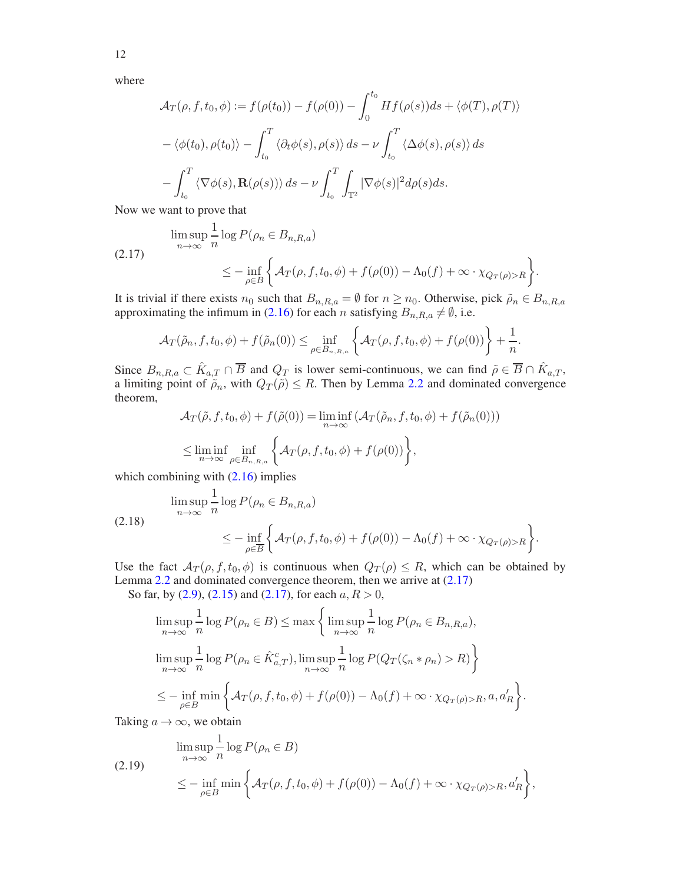where

$$
\begin{aligned}
\mathcal{A}_T(\rho, f, t_0, \phi) &:= f(\rho(t_0)) - f(\rho(0)) - \int_0^{t_0} Hf(\rho(s))ds + \langle \phi(T), \rho(T)\rangle \\
&- \langle \phi(t_0), \rho(t_0)\rangle - \int_{t_0}^T \langle \partial_t \phi(s), \rho(s)\rangle \, ds - \nu \int_{t_0}^T \langle \Delta\phi(s), \rho(s)\rangle \, ds \\
&- \int_{t_0}^T \langle \nabla\phi(s), \mathbf{R}(\rho(s))\rangle \, ds - \nu \int_{t_0}^T \int_{\mathbb{T}^2} |\nabla\phi(s)|^2 d\rho(s) ds.
\end{aligned}
$$

Now we want to prove that

$$
\begin{aligned}
&\limsup_{n\to\infty} \frac{1}{n} \log P(\rho_n \in B_{n,R,a}) \\
&\qquad \leq - \inf_{\rho\in B} \left\{ \mathcal{A}_T(\rho, f, t_0, \phi) + f(\rho(0)) - \Lambda_0(f) + \infty \cdot \chi_{Q_T(\rho)>R} \right\}.
\end{aligned} \tag{2.17}
$$

It is trivial if there exists $n_0$ such that $B_{n,R,a} = \emptyset$ for $n \geq n_0$. Otherwise, pick $\tilde{\rho}_n \in B_{n,R,a}$ approximating the infimum in (2.16) for each $n$ satisfying $B_{n,R,a} \neq \emptyset$, i.e.

$$
\mathcal{A}_T(\tilde{\rho}_n, f, t_0, \phi) + f(\tilde{\rho}_n(0)) \leq \inf_{\rho\in B_{n,R,a}} \left\{ \mathcal{A}_T(\rho, f, t_0, \phi) + f(\rho(0)) \right\} + \frac{1}{n}.
$$

Since $B_{n,R,a} \subset \hat{K}_{a,T} \cap \overline{B}$ and $Q_T$ is lower semi-continuous, we can find $\tilde{\rho} \in \overline{B} \cap \hat{K}_{a,T}$, a limiting point of $\tilde{\rho}_n$, with $Q_T(\tilde{\rho}) \leq R$. Then by Lemma 2.2 and dominated convergence theorem,

$$
\begin{aligned}
\mathcal{A}_T(\tilde{\rho}, f, t_0, \phi) + f(\tilde{\rho}(0)) &= \liminf_{n\to\infty} \left(\mathcal{A}_T(\tilde{\rho}_n, f, t_0, \phi) + f(\tilde{\rho}_n(0))\right) \\
&\leq \liminf_{n\to\infty} \inf_{\rho\in B_{n,R,a}} \left\{ \mathcal{A}_T(\rho, f, t_0, \phi) + f(\rho(0)) \right\},
\end{aligned}
$$

which combining with (2.16) implies

$$
\begin{aligned}
&\limsup_{n\to\infty} \frac{1}{n} \log P(\rho_n \in B_{n,R,a}) \\
&\qquad \leq - \inf_{\rho\in \overline{B}} \left\{ \mathcal{A}_T(\rho, f, t_0, \phi) + f(\rho(0)) - \Lambda_0(f) + \infty \cdot \chi_{Q_T(\rho)>R} \right\}.
\end{aligned} \tag{2.18}
$$

Use the fact $\mathcal{A}_T(\rho, f, t_0, \phi)$ is continuous when $Q_T(\rho) \leq R$, which can be obtained by Lemma 2.2 and dominated convergence theorem, then we arrive at (2.17)

So far, by (2.9), (2.15) and (2.17), for each $a, R > 0$,

$$
\begin{aligned}
&\limsup_{n\to\infty} \frac{1}{n} \log P(\rho_n \in B) \leq \max \bigg\{ \limsup_{n\to\infty} \frac{1}{n} \log P(\rho_n \in B_{n,R,a}), \\
&\limsup_{n\to\infty} \frac{1}{n} \log P(\rho_n \in \hat{K}^c_{a,T}), \limsup_{n\to\infty} \frac{1}{n} \log P(Q_T(\zeta_n * \rho_n) > R) \bigg\} \\
&\leq - \inf_{\rho\in B} \min \left\{ \mathcal{A}_T(\rho, f, t_0, \phi) + f(\rho(0)) - \Lambda_0(f) + \infty \cdot \chi_{Q_T(\rho)>R}, a, a'_R \right\}.
\end{aligned}
$$

Taking $a \to \infty$, we obtain

$$
\begin{aligned}
&\limsup_{n\to\infty} \frac{1}{n} \log P(\rho_n \in B) \\
&\qquad \leq - \inf_{\rho\in B} \min \left\{ \mathcal{A}_T(\rho, f, t_0, \phi) + f(\rho(0)) - \Lambda_0(f) + \infty \cdot \chi_{Q_T(\rho)>R}, a'_R \right\},
\end{aligned} \tag{2.19}
$$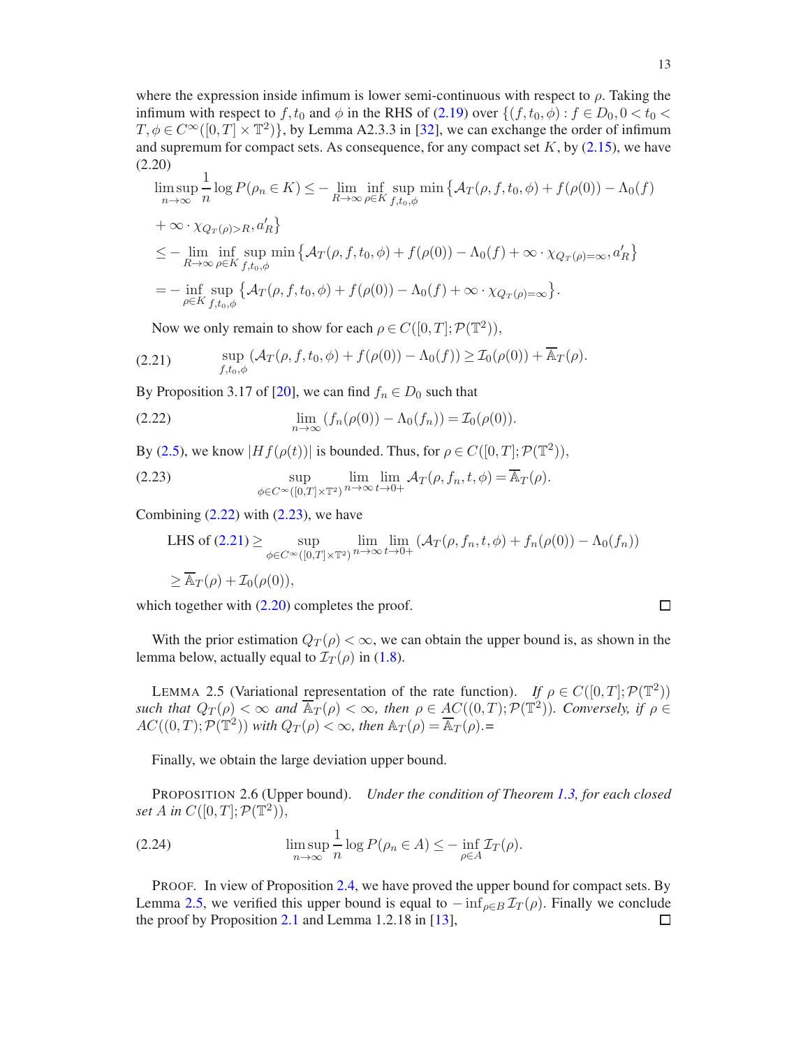where the expression inside infimum is lower semi-continuous with respect to $\rho$. Taking the infimum with respect to $f, t_0$ and $\phi$ in the RHS of (2.19) over $\{(f, t_0, \phi) : f \in D_0, 0 < t_0 < T, \phi \in C^\infty([0,T] \times \mathbb{T}^2)\}$, by Lemma A2.3.3 in [32], we can exchange the order of infimum and supremum for compact sets. As consequence, for any compact set $K$, by (2.15), we have

(2.20)

$$
\begin{aligned}
\limsup_{n\to\infty} \frac{1}{n} \log P(\rho_n \in K) &\leq - \lim_{R\to\infty} \inf_{\rho \in K} \sup_{f,t_0,\phi} \min\big\{\mathcal{A}_T(\rho, f, t_0, \phi) + f(\rho(0)) - \Lambda_0(f) \\
&\quad + \infty \cdot \chi_{Q_T(\rho) > R}, a'_R\big\} \\
&\leq - \lim_{R\to\infty} \inf_{\rho\in K} \sup_{f,t_0,\phi} \min\big\{\mathcal{A}_T(\rho, f, t_0, \phi) + f(\rho(0)) - \Lambda_0(f) + \infty \cdot \chi_{Q_T(\rho)=\infty}, a'_R\big\} \\
&= - \inf_{\rho\in K} \sup_{f,t_0,\phi} \big\{\mathcal{A}_T(\rho, f, t_0, \phi) + f(\rho(0)) - \Lambda_0(f) + \infty \cdot \chi_{Q_T(\rho)=\infty}\big\}.
\end{aligned}
$$

Now we only remain to show for each $\rho \in C([0,T]; \mathcal{P}(\mathbb{T}^2))$,

$$
\sup_{f,t_0,\phi} \left(\mathcal{A}_T(\rho, f, t_0, \phi) + f(\rho(0)) - \Lambda_0(f)\right) \geq \mathcal{I}_0(\rho(0)) + \overline{\mathbb{A}}_T(\rho). \tag{2.21}
$$

By Proposition 3.17 of [20], we can find $f_n \in D_0$ such that

$$
\lim_{n\to\infty} \left(f_n(\rho(0)) - \Lambda_0(f_n)\right) = \mathcal{I}_0(\rho(0)). \tag{2.22}
$$

By (2.5), we know $|Hf(\rho(t))|$ is bounded. Thus, for $\rho \in C([0,T]; \mathcal{P}(\mathbb{T}^2))$,

$$
\sup_{\phi \in C^\infty([0,T]\times\mathbb{T}^2)} \lim_{n\to\infty} \lim_{t\to 0+} \mathcal{A}_T(\rho, f_n, t, \phi) = \overline{\mathbb{A}}_T(\rho). \tag{2.23}
$$

Combining (2.22) with (2.23), we have

$$
\begin{aligned}
\text{LHS of (2.21)} &\geq \sup_{\phi\in C^\infty([0,T]\times\mathbb{T}^2)} \lim_{n\to\infty} \lim_{t\to 0+} \left(\mathcal{A}_T(\rho, f_n, t, \phi) + f_n(\rho(0)) - \Lambda_0(f_n)\right) \\
&\geq \overline{\mathbb{A}}_T(\rho) + \mathcal{I}_0(\rho(0)),
\end{aligned}
$$

which together with (2.20) completes the proof. □

With the prior estimation $Q_T(\rho) < \infty$, we can obtain the upper bound is, as shown in the lemma below, actually equal to $\mathcal{I}_T(\rho)$ in (1.8).

LEMMA 2.5 (Variational representation of the rate function). *If $\rho \in C([0,T]; \mathcal{P}(\mathbb{T}^2))$ such that $Q_T(\rho) < \infty$ and $\overline{\mathbb{A}}_T(\rho) < \infty$, then $\rho \in AC((0,T); \mathcal{P}(\mathbb{T}^2))$. Conversely, if $\rho \in AC((0,T); \mathcal{P}(\mathbb{T}^2))$ with $Q_T(\rho) < \infty$, then $\mathbb{A}_T(\rho) = \overline{\mathbb{A}}_T(\rho)$.=*

Finally, we obtain the large deviation upper bound.

PROPOSITION 2.6 (Upper bound). *Under the condition of Theorem 1.3, for each closed set $A$ in $C([0,T]; \mathcal{P}(\mathbb{T}^2))$,*

$$
\limsup_{n\to\infty} \frac{1}{n} \log P(\rho_n \in A) \leq - \inf_{\rho\in A} \mathcal{I}_T(\rho). \tag{2.24}
$$

PROOF. In view of Proposition 2.4, we have proved the upper bound for compact sets. By Lemma 2.5, we verified this upper bound is equal to $-\inf_{\rho\in B} \mathcal{I}_T(\rho)$. Finally we conclude the proof by Proposition 2.1 and Lemma 1.2.18 in [13], □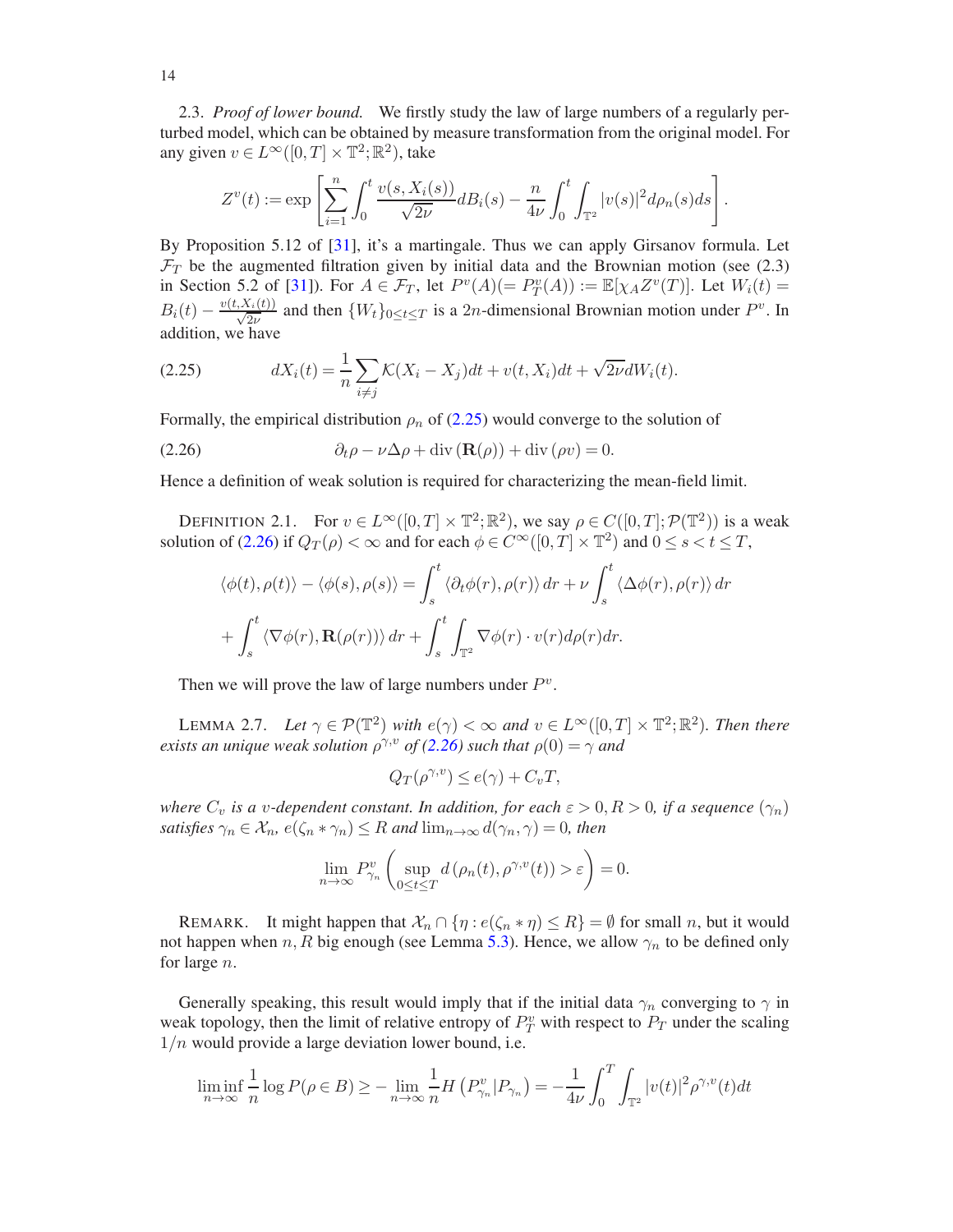2.3. *Proof of lower bound.* We firstly study the law of large numbers of a regularly perturbed model, which can be obtained by measure transformation from the original model. For any given $v \in L^\infty([0,T]\times\mathbb{T}^2;\mathbb{R}^2)$, take

$$
Z^v(t) := \exp\left[\sum_{i=1}^n \int_0^t \frac{v(s,X_i(s))}{\sqrt{2\nu}} dB_i(s) - \frac{n}{4\nu}\int_0^t\int_{\mathbb{T}^2} |v(s)|^2 d\rho_n(s) ds\right].
$$

By Proposition 5.12 of [31], it's a martingale. Thus we can apply Girsanov formula. Let $\mathcal{F}_T$ be the augmented filtration given by initial data and the Brownian motion (see (2.3) in Section 5.2 of [31]). For $A \in \mathcal{F}_T$, let $P^v(A)(= P^v_T(A)) := \mathbb{E}[\chi_A Z^v(T)]$. Let $W_i(t) = B_i(t) - \frac{v(t,X_i(t))}{\sqrt{2\nu}}$ and then $\{W_t\}_{0\le t\le T}$ is a $2n$-dimensional Brownian motion under $P^v$. In addition, we have

$$
dX_i(t) = \frac{1}{n}\sum_{i\neq j} \mathcal{K}(X_i - X_j)dt + v(t,X_i)dt + \sqrt{2\nu}dW_i(t). \tag{2.25}
$$

Formally, the empirical distribution $\rho_n$ of (2.25) would converge to the solution of

$$
\partial_t \rho - \nu\Delta\rho + \operatorname{div}(\mathbf{R}(\rho)) + \operatorname{div}(\rho v) = 0. \tag{2.26}
$$

Hence a definition of weak solution is required for characterizing the mean-field limit.

DEFINITION 2.1. For $v \in L^\infty([0,T]\times\mathbb{T}^2;\mathbb{R}^2)$, we say $\rho \in C([0,T];\mathcal{P}(\mathbb{T}^2))$ is a weak solution of (2.26) if $Q_T(\rho) < \infty$ and for each $\phi \in C^\infty([0,T]\times\mathbb{T}^2)$ and $0 \le s < t \le T$,

$$
\begin{aligned}
\langle \phi(t), \rho(t)\rangle - \langle \phi(s), \rho(s)\rangle &= \int_s^t \langle \partial_t\phi(r), \rho(r)\rangle\, dr + \nu\int_s^t \langle \Delta\phi(r), \rho(r)\rangle\, dr \\
&+ \int_s^t \langle \nabla\phi(r), \mathbf{R}(\rho(r))\rangle\, dr + \int_s^t\int_{\mathbb{T}^2} \nabla\phi(r)\cdot v(r) d\rho(r) dr.
\end{aligned}
$$

Then we will prove the law of large numbers under $P^v$.

LEMMA 2.7. *Let $\gamma \in \mathcal{P}(\mathbb{T}^2)$ with $e(\gamma) < \infty$ and $v \in L^\infty([0,T]\times\mathbb{T}^2;\mathbb{R}^2)$. Then there exists an unique weak solution $\rho^{\gamma,v}$ of (2.26) such that $\rho(0) = \gamma$ and*

$$
Q_T(\rho^{\gamma,v}) \le e(\gamma) + C_v T,
$$

*where $C_v$ is a $v$-dependent constant. In addition, for each $\varepsilon > 0, R > 0$, if a sequence $(\gamma_n)$ satisfies $\gamma_n \in \mathcal{X}_n$, $e(\zeta_n * \gamma_n) \le R$ and $\lim_{n\to\infty} d(\gamma_n,\gamma) = 0$, then*

$$
\lim_{n\to\infty} P^v_{\gamma_n}\left(\sup_{0\le t\le T} d\left(\rho_n(t), \rho^{\gamma,v}(t)\right) > \varepsilon\right) = 0.
$$

REMARK. It might happen that $\mathcal{X}_n \cap \{\eta : e(\zeta_n * \eta) \le R\} = \emptyset$ for small $n$, but it would not happen when $n, R$ big enough (see Lemma 5.3). Hence, we allow $\gamma_n$ to be defined only for large $n$.

Generally speaking, this result would imply that if the initial data $\gamma_n$ converging to $\gamma$ in weak topology, then the limit of relative entropy of $P^v_T$ with respect to $P_T$ under the scaling $1/n$ would provide a large deviation lower bound, i.e.

$$
\liminf_{n\to\infty} \frac{1}{n}\log P(\rho\in B) \ge -\lim_{n\to\infty}\frac{1}{n} H\left(P^v_{\gamma_n}|P_{\gamma_n}\right) = -\frac{1}{4\nu}\int_0^T\int_{\mathbb{T}^2} |v(t)|^2 \rho^{\gamma,v}(t) dt
$$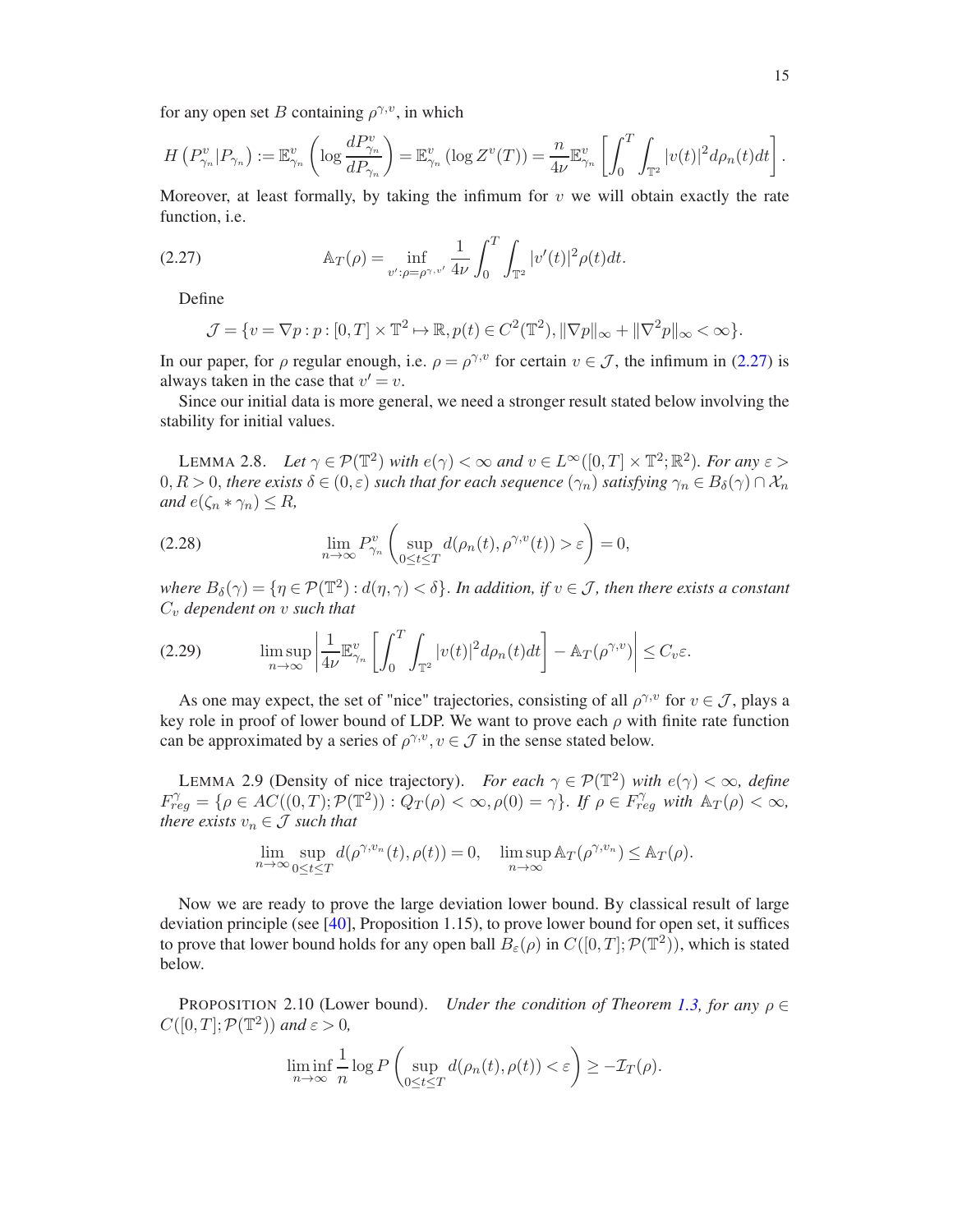for any open set $B$ containing $\rho^{\gamma,v}$, in which

$$H\left(P^v_{\gamma_n}|P_{\gamma_n}\right) := \mathbb{E}^v_{\gamma_n}\left(\log \frac{dP^v_{\gamma_n}}{dP_{\gamma_n}}\right) = \mathbb{E}^v_{\gamma_n}\left(\log Z^v(T)\right) = \frac{n}{4\nu}\mathbb{E}^v_{\gamma_n}\left[\int_0^T \int_{\mathbb{T}^2} |v(t)|^2 d\rho_n(t) dt\right].$$

Moreover, at least formally, by taking the infimum for $v$ we will obtain exactly the rate function, i.e.

$$\mathbb{A}_T(\rho) = \inf_{v':\rho=\rho^{\gamma,v'}} \frac{1}{4\nu}\int_0^T \int_{\mathbb{T}^2} |v'(t)|^2 \rho(t) dt. \tag{2.27}$$

Define

$$\mathcal{J} = \{v = \nabla p : p : [0,T]\times\mathbb{T}^2 \mapsto \mathbb{R}, p(t) \in C^2(\mathbb{T}^2), \|\nabla p\|_\infty + \|\nabla^2 p\|_\infty < \infty\}.$$

In our paper, for $\rho$ regular enough, i.e. $\rho = \rho^{\gamma,v}$ for certain $v \in \mathcal{J}$, the infimum in (2.27) is always taken in the case that $v' = v$.

Since our initial data is more general, we need a stronger result stated below involving the stability for initial values.

LEMMA 2.8. *Let $\gamma \in \mathcal{P}(\mathbb{T}^2)$ with $e(\gamma) < \infty$ and $v \in L^\infty([0,T]\times\mathbb{T}^2;\mathbb{R}^2)$. For any $\varepsilon > 0, R > 0$, there exists $\delta \in (0,\varepsilon)$ such that for each sequence $(\gamma_n)$ satisfying $\gamma_n \in B_\delta(\gamma)\cap\mathcal{X}_n$ and $e(\zeta_n * \gamma_n) \le R$,*

$$\lim_{n\to\infty} P^v_{\gamma_n}\left(\sup_{0\le t\le T} d(\rho_n(t), \rho^{\gamma,v}(t)) > \varepsilon\right) = 0, \tag{2.28}$$

*where $B_\delta(\gamma) = \{\eta \in \mathcal{P}(\mathbb{T}^2) : d(\eta,\gamma) < \delta\}$. In addition, if $v \in \mathcal{J}$, then there exists a constant $C_v$ dependent on $v$ such that*

$$\limsup_{n\to\infty}\left|\frac{1}{4\nu}\mathbb{E}^v_{\gamma_n}\left[\int_0^T\int_{\mathbb{T}^2}|v(t)|^2 d\rho_n(t)dt\right] - \mathbb{A}_T(\rho^{\gamma,v})\right| \le C_v\varepsilon. \tag{2.29}$$

As one may expect, the set of "nice" trajectories, consisting of all $\rho^{\gamma,v}$ for $v \in \mathcal{J}$, plays a key role in proof of lower bound of LDP. We want to prove each $\rho$ with finite rate function can be approximated by a series of $\rho^{\gamma,v}, v \in \mathcal{J}$ in the sense stated below.

LEMMA 2.9 (Density of nice trajectory). *For each $\gamma \in \mathcal{P}(\mathbb{T}^2)$ with $e(\gamma) < \infty$, define $F^\gamma_{reg} = \{\rho \in AC((0,T);\mathcal{P}(\mathbb{T}^2)) : Q_T(\rho) < \infty, \rho(0) = \gamma\}$. If $\rho \in F^\gamma_{reg}$ with $\mathbb{A}_T(\rho) < \infty$, there exists $v_n \in \mathcal{J}$ such that*

$$\lim_{n\to\infty}\sup_{0\le t\le T} d(\rho^{\gamma,v_n}(t), \rho(t)) = 0, \quad \limsup_{n\to\infty}\mathbb{A}_T(\rho^{\gamma,v_n}) \le \mathbb{A}_T(\rho).$$

Now we are ready to prove the large deviation lower bound. By classical result of large deviation principle (see [40], Proposition 1.15), to prove lower bound for open set, it suffices to prove that lower bound holds for any open ball $B_\varepsilon(\rho)$ in $C([0,T];\mathcal{P}(\mathbb{T}^2))$, which is stated below.

PROPOSITION 2.10 (Lower bound). *Under the condition of Theorem 1.3, for any $\rho \in C([0,T];\mathcal{P}(\mathbb{T}^2))$ and $\varepsilon > 0$,*

$$\liminf_{n\to\infty}\frac{1}{n}\log P\left(\sup_{0\le t\le T} d(\rho_n(t),\rho(t)) < \varepsilon\right) \ge -\mathcal{I}_T(\rho).$$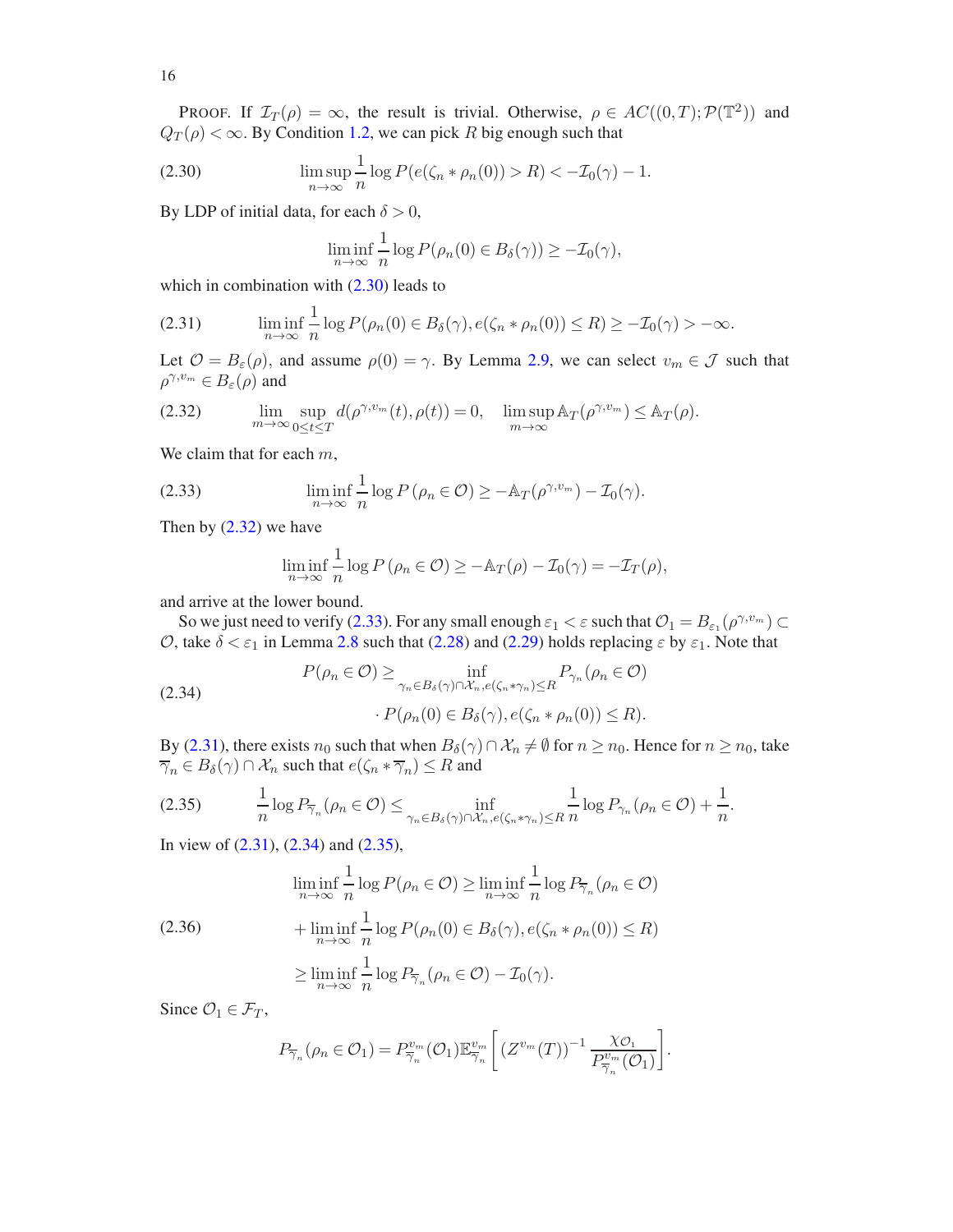PROOF. If $\mathcal{I}_T(\rho) = \infty$, the result is trivial. Otherwise, $\rho \in AC((0,T);\mathcal{P}(\mathbb{T}^2))$ and $Q_T(\rho) < \infty$. By Condition 1.2, we can pick $R$ big enough such that

$$\limsup_{n\to\infty} \frac{1}{n} \log P(e(\zeta_n * \rho_n(0)) > R) < -\mathcal{I}_0(\gamma) - 1. \tag{2.30}$$

By LDP of initial data, for each $\delta > 0$,

$$\liminf_{n\to\infty} \frac{1}{n} \log P(\rho_n(0) \in B_\delta(\gamma)) \geq -\mathcal{I}_0(\gamma),$$

which in combination with (2.30) leads to

$$\liminf_{n\to\infty} \frac{1}{n} \log P(\rho_n(0) \in B_\delta(\gamma), e(\zeta_n * \rho_n(0)) \leq R) \geq -\mathcal{I}_0(\gamma) > -\infty. \tag{2.31}$$

Let $\mathcal{O} = B_\varepsilon(\rho)$, and assume $\rho(0) = \gamma$. By Lemma 2.9, we can select $v_m \in \mathcal{J}$ such that $\rho^{\gamma, v_m} \in B_\varepsilon(\rho)$ and

$$\lim_{m\to\infty} \sup_{0\leq t\leq T} d(\rho^{\gamma,v_m}(t), \rho(t)) = 0, \quad \limsup_{m\to\infty} \mathbb{A}_T(\rho^{\gamma,v_m}) \leq \mathbb{A}_T(\rho). \tag{2.32}$$

We claim that for each $m$,

$$\liminf_{n\to\infty} \frac{1}{n} \log P\left(\rho_n \in \mathcal{O}\right) \geq -\mathbb{A}_T(\rho^{\gamma,v_m}) - \mathcal{I}_0(\gamma). \tag{2.33}$$

Then by (2.32) we have

$$\liminf_{n\to\infty} \frac{1}{n} \log P\left(\rho_n \in \mathcal{O}\right) \geq -\mathbb{A}_T(\rho) - \mathcal{I}_0(\gamma) = -\mathcal{I}_T(\rho),$$

and arrive at the lower bound.

So we just need to verify (2.33). For any small enough $\varepsilon_1 < \varepsilon$ such that $\mathcal{O}_1 = B_{\varepsilon_1}(\rho^{\gamma,v_m}) \subset \mathcal{O}$, take $\delta < \varepsilon_1$ in Lemma 2.8 such that (2.28) and (2.29) holds replacing $\varepsilon$ by $\varepsilon_1$. Note that

$$\begin{aligned} P(\rho_n \in \mathcal{O}) \geq & \inf_{\gamma_n \in B_\delta(\gamma)\cap \mathcal{X}_n, e(\zeta_n * \gamma_n) \leq R} P_{\gamma_n}(\rho_n \in \mathcal{O}) \\ & \cdot P(\rho_n(0) \in B_\delta(\gamma), e(\zeta_n * \rho_n(0)) \leq R). \end{aligned} \tag{2.34}$$

By (2.31), there exists $n_0$ such that when $B_\delta(\gamma) \cap \mathcal{X}_n \neq \emptyset$ for $n \geq n_0$. Hence for $n \geq n_0$, take $\overline{\gamma}_n \in B_\delta(\gamma) \cap \mathcal{X}_n$ such that $e(\zeta_n * \overline{\gamma}_n) \leq R$ and

$$\frac{1}{n} \log P_{\overline{\gamma}_n}(\rho_n \in \mathcal{O}) \leq \inf_{\gamma_n \in B_\delta(\gamma)\cap \mathcal{X}_n, e(\zeta_n * \gamma_n) \leq R} \frac{1}{n} \log P_{\gamma_n}(\rho_n \in \mathcal{O}) + \frac{1}{n}. \tag{2.35}$$

In view of (2.31), (2.34) and (2.35),

$$\begin{aligned} \liminf_{n\to\infty} \frac{1}{n} \log P(\rho_n \in \mathcal{O}) \geq & \liminf_{n\to\infty} \frac{1}{n} \log P_{\overline{\gamma}_n}(\rho_n \in \mathcal{O}) \\ & + \liminf_{n\to\infty} \frac{1}{n} \log P(\rho_n(0) \in B_\delta(\gamma), e(\zeta_n * \rho_n(0)) \leq R) \\ \geq & \liminf_{n\to\infty} \frac{1}{n} \log P_{\overline{\gamma}_n}(\rho_n \in \mathcal{O}) - \mathcal{I}_0(\gamma). \end{aligned} \tag{2.36}$$

Since $\mathcal{O}_1 \in \mathcal{F}_T$,

$$P_{\overline{\gamma}_n}(\rho_n \in \mathcal{O}_1) = P^{v_m}_{\overline{\gamma}_n}(\mathcal{O}_1) \mathbb{E}^{v_m}_{\overline{\gamma}_n}\left[ \left(Z^{v_m}(T)\right)^{-1} \frac{\chi_{\mathcal{O}_1}}{P^{v_m}_{\overline{\gamma}_n}(\mathcal{O}_1)} \right].$$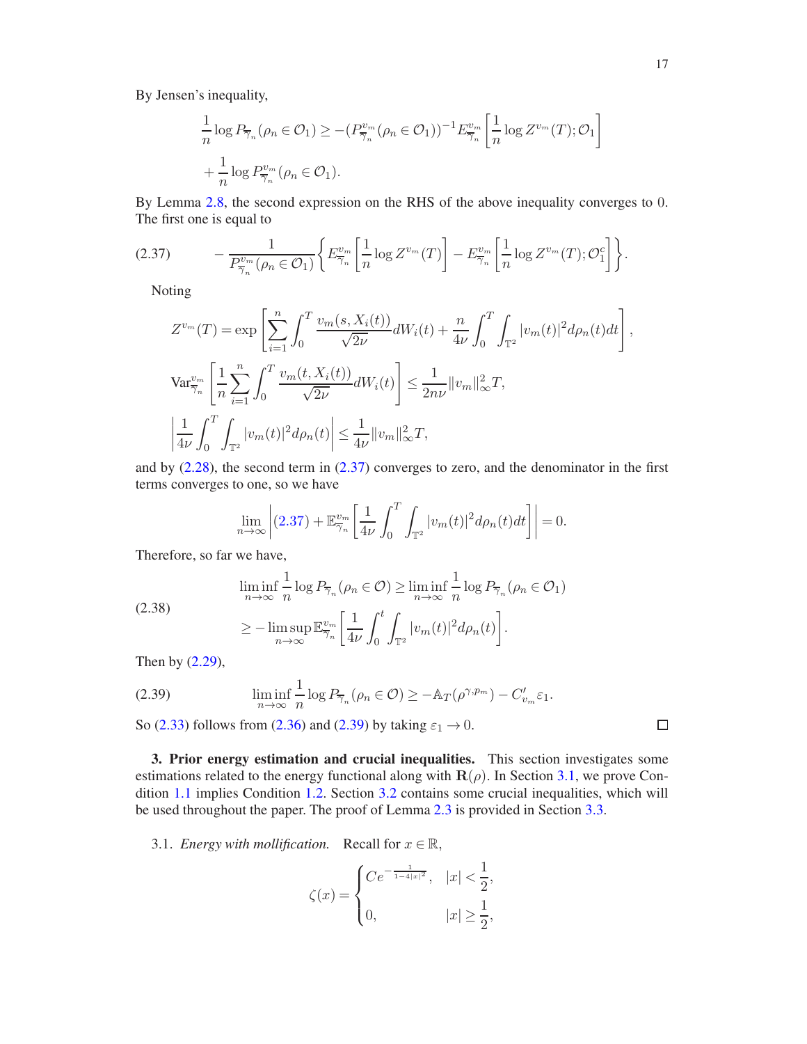By Jensen's inequality,

$$
\frac{1}{n}\log P_{\overline{\gamma}_n}(\rho_n \in \mathcal{O}_1) \geq -(P^{v_m}_{\overline{\gamma}_n}(\rho_n \in \mathcal{O}_1))^{-1} E^{v_m}_{\overline{\gamma}_n}\left[\frac{1}{n}\log Z^{v_m}(T); \mathcal{O}_1\right]
$$

$$
+\frac{1}{n}\log P^{v_m}_{\overline{\gamma}_n}(\rho_n \in \mathcal{O}_1).
$$

By Lemma 2.8, the second expression on the RHS of the above inequality converges to 0. The first one is equal to

$$
-\frac{1}{P^{v_m}_{\overline{\gamma}_n}(\rho_n \in \mathcal{O}_1)}\left\{E^{v_m}_{\overline{\gamma}_n}\left[\frac{1}{n}\log Z^{v_m}(T)\right] - E^{v_m}_{\overline{\gamma}_n}\left[\frac{1}{n}\log Z^{v_m}(T); \mathcal{O}_1^c\right]\right\}. \tag{2.37}
$$

Noting

$$
Z^{v_m}(T) = \exp\left[\sum_{i=1}^n \int_0^T \frac{v_m(s, X_i(t))}{\sqrt{2\nu}} dW_i(t) + \frac{n}{4\nu}\int_0^T \int_{\mathbb{T}^2} |v_m(t)|^2 d\rho_n(t)dt\right],
$$

$$
\mathrm{Var}^{v_m}_{\overline{\gamma}_n}\left[\frac{1}{n}\sum_{i=1}^n \int_0^T \frac{v_m(t, X_i(t))}{\sqrt{2\nu}} dW_i(t)\right] \leq \frac{1}{2n\nu}\|v_m\|_\infty^2 T,
$$

$$
\left|\frac{1}{4\nu}\int_0^T \int_{\mathbb{T}^2} |v_m(t)|^2 d\rho_n(t)\right| \leq \frac{1}{4\nu}\|v_m\|_\infty^2 T,
$$

and by (2.28), the second term in (2.37) converges to zero, and the denominator in the first terms converges to one, so we have

$$
\lim_{n\to\infty}\left|(2.37) + \mathbb{E}^{v_m}_{\overline{\gamma}_n}\left[\frac{1}{4\nu}\int_0^T \int_{\mathbb{T}^2} |v_m(t)|^2 d\rho_n(t)dt\right]\right| = 0.
$$

Therefore, so far we have,

$$
\begin{aligned}
\liminf_{n\to\infty}\frac{1}{n}\log P_{\overline{\gamma}_n}(\rho_n \in \mathcal{O}) &\geq \liminf_{n\to\infty}\frac{1}{n}\log P_{\overline{\gamma}_n}(\rho_n \in \mathcal{O}_1) \\
&\geq -\limsup_{n\to\infty}\mathbb{E}^{v_m}_{\overline{\gamma}_n}\left[\frac{1}{4\nu}\int_0^t \int_{\mathbb{T}^2} |v_m(t)|^2 d\rho_n(t)\right].
\end{aligned} \tag{2.38}
$$

Then by (2.29),

$$
\liminf_{n\to\infty}\frac{1}{n}\log P_{\overline{\gamma}_n}(\rho_n \in \mathcal{O}) \geq -\mathbb{A}_T(\rho^{\gamma, p_m}) - C'_{v_m}\varepsilon_1. \tag{2.39}
$$

So (2.33) follows from (2.36) and (2.39) by taking $\varepsilon_1 \to 0$. $\square$

## 3. Prior energy estimation and crucial inequalities.

This section investigates some estimations related to the energy functional along with $\mathbf{R}(\rho)$. In Section 3.1, we prove Condition 1.1 implies Condition 1.2. Section 3.2 contains some crucial inequalities, which will be used throughout the paper. The proof of Lemma 2.3 is provided in Section 3.3.

### 3.1. *Energy with mollification.*

Recall for $x \in \mathbb{R}$,

$$
\zeta(x) = \begin{cases} Ce^{-\frac{1}{1-4|x|^2}}, & |x| < \dfrac{1}{2}, \\[2mm] 0, & |x| \geq \dfrac{1}{2}, \end{cases}
$$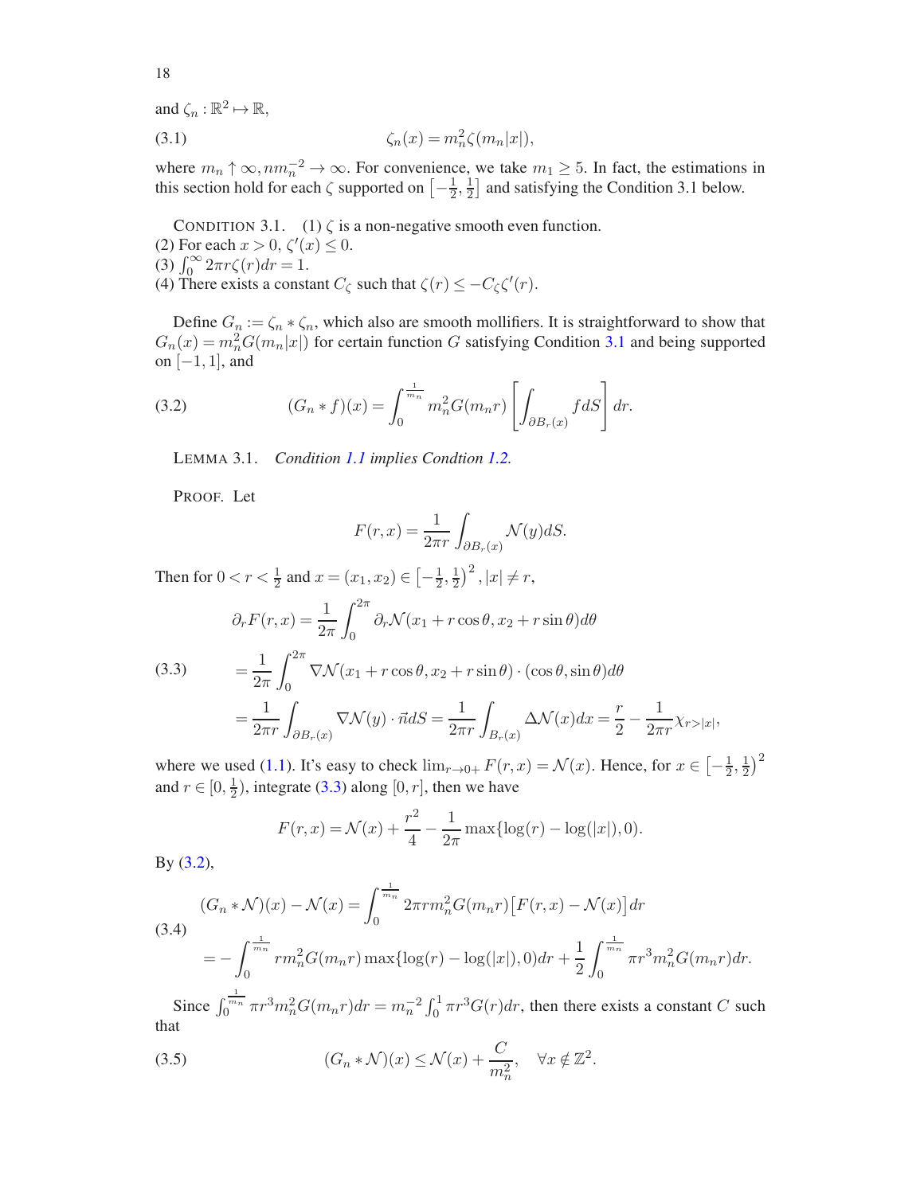and $\zeta_n : \mathbb{R}^2 \mapsto \mathbb{R}$,

$$\zeta_n(x) = m_n^2 \zeta(m_n|x|), \tag{3.1}$$

where $m_n \uparrow \infty, nm_n^{-2} \to \infty$. For convenience, we take $m_1 \geq 5$. In fact, the estimations in this section hold for each $\zeta$ supported on $\left[-\frac{1}{2}, \frac{1}{2}\right]$ and satisfying the Condition 3.1 below.

CONDITION 3.1. (1) $\zeta$ is a non-negative smooth even function.
(2) For each $x > 0$, $\zeta'(x) \leq 0$.
(3) $\int_0^\infty 2\pi r \zeta(r) dr = 1$.
(4) There exists a constant $C_\zeta$ such that $\zeta(r) \leq -C_\zeta \zeta'(r)$.

Define $G_n := \zeta_n * \zeta_n$, which also are smooth mollifiers. It is straightforward to show that $G_n(x) = m_n^2 G(m_n|x|)$ for certain function $G$ satisfying Condition 3.1 and being supported on $[-1, 1]$, and

$$(G_n * f)(x) = \int_0^{\frac{1}{m_n}} m_n^2 G(m_n r) \left[ \int_{\partial B_r(x)} f dS \right] dr. \tag{3.2}$$

LEMMA 3.1. *Condition 1.1 implies Condtion 1.2.*

PROOF. Let

$$F(r, x) = \frac{1}{2\pi r} \int_{\partial B_r(x)} \mathcal{N}(y) dS.$$

Then for $0 < r < \frac{1}{2}$ and $x = (x_1, x_2) \in \left[-\frac{1}{2}, \frac{1}{2}\right)^2, |x| \neq r$,

$$\begin{aligned}
\partial_r F(r, x) &= \frac{1}{2\pi} \int_0^{2\pi} \partial_r \mathcal{N}(x_1 + r\cos\theta, x_2 + r\sin\theta) d\theta \\
&= \frac{1}{2\pi} \int_0^{2\pi} \nabla \mathcal{N}(x_1 + r\cos\theta, x_2 + r\sin\theta) \cdot (\cos\theta, \sin\theta) d\theta \\
&= \frac{1}{2\pi r} \int_{\partial B_r(x)} \nabla \mathcal{N}(y) \cdot \vec{n} dS = \frac{1}{2\pi r} \int_{B_r(x)} \Delta \mathcal{N}(x) dx = \frac{r}{2} - \frac{1}{2\pi r} \chi_{r > |x|},
\end{aligned} \tag{3.3}$$

where we used (1.1). It's easy to check $\lim_{r \to 0+} F(r, x) = \mathcal{N}(x)$. Hence, for $x \in \left[-\frac{1}{2}, \frac{1}{2}\right)^2$ and $r \in [0, \frac{1}{2})$, integrate (3.3) along $[0, r]$, then we have

$$F(r, x) = \mathcal{N}(x) + \frac{r^2}{4} - \frac{1}{2\pi} \max\{\log(r) - \log(|x|), 0\}.$$

By (3.2),

$$\begin{aligned}
(G_n * \mathcal{N})(x) - \mathcal{N}(x) &= \int_0^{\frac{1}{m_n}} 2\pi r m_n^2 G(m_n r) \big[F(r, x) - \mathcal{N}(x)\big] dr \\
&= -\int_0^{\frac{1}{m_n}} r m_n^2 G(m_n r) \max\{\log(r) - \log(|x|), 0) dr + \frac{1}{2} \int_0^{\frac{1}{m_n}} \pi r^3 m_n^2 G(m_n r) dr.
\end{aligned} \tag{3.4}$$

Since $\int_0^{\frac{1}{m_n}} \pi r^3 m_n^2 G(m_n r) dr = m_n^{-2} \int_0^1 \pi r^3 G(r) dr$, then there exists a constant $C$ such that

$$(G_n * \mathcal{N})(x) \leq \mathcal{N}(x) + \frac{C}{m_n^2}, \quad \forall x \notin \mathbb{Z}^2. \tag{3.5}$$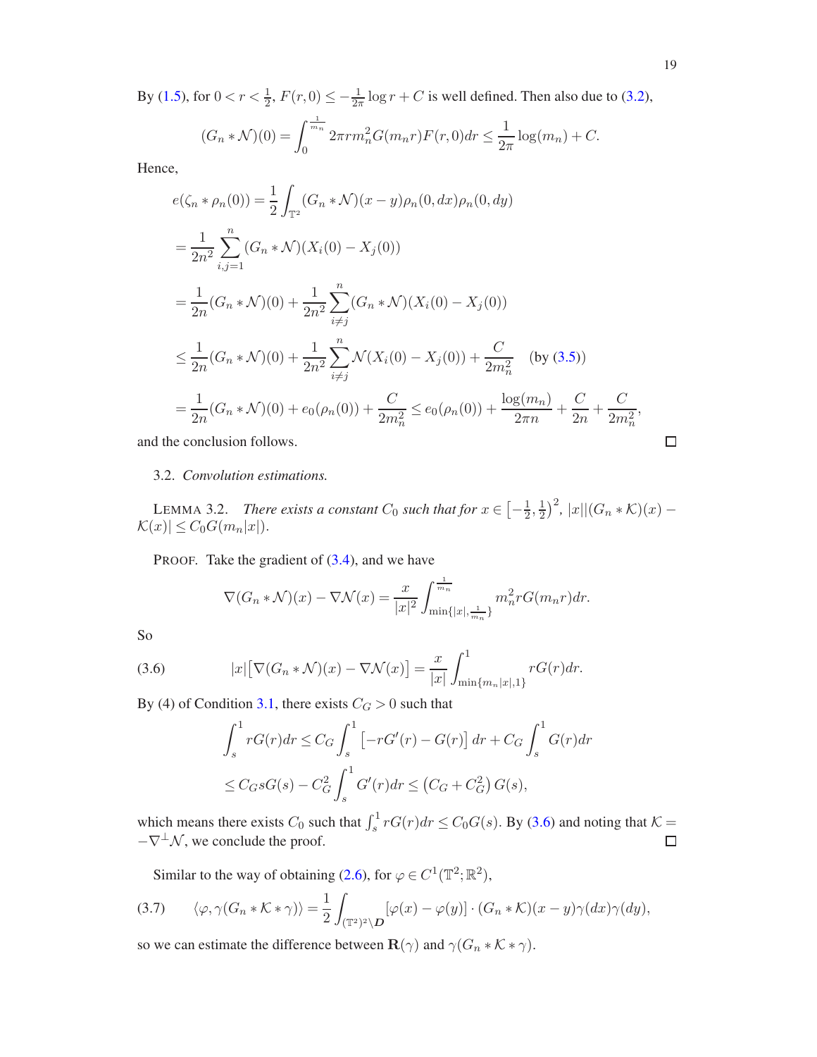By (1.5), for $0 < r < \frac{1}{2}$, $F(r,0) \le -\frac{1}{2\pi}\log r + C$ is well defined. Then also due to (3.2),

$$(G_n * \mathcal{N})(0) = \int_0^{\frac{1}{m_n}} 2\pi r m_n^2 G(m_n r) F(r,0) dr \le \frac{1}{2\pi}\log(m_n) + C.$$

Hence,

$$\begin{aligned}
e(\zeta_n * \rho_n(0)) &= \frac{1}{2}\int_{\mathbb{T}^2} (G_n * \mathcal{N})(x-y)\rho_n(0,dx)\rho_n(0,dy) \\
&= \frac{1}{2n^2}\sum_{i,j=1}^{n} (G_n * \mathcal{N})(X_i(0) - X_j(0)) \\
&= \frac{1}{2n}(G_n * \mathcal{N})(0) + \frac{1}{2n^2}\sum_{i \ne j}^{n} (G_n * \mathcal{N})(X_i(0) - X_j(0)) \\
&\le \frac{1}{2n}(G_n * \mathcal{N})(0) + \frac{1}{2n^2}\sum_{i \ne j}^{n} \mathcal{N}(X_i(0) - X_j(0)) + \frac{C}{2m_n^2} \quad \text{(by (3.5))} \\
&= \frac{1}{2n}(G_n * \mathcal{N})(0) + e_0(\rho_n(0)) + \frac{C}{2m_n^2} \le e_0(\rho_n(0)) + \frac{\log(m_n)}{2\pi n} + \frac{C}{2n} + \frac{C}{2m_n^2},
\end{aligned}$$

and the conclusion follows. $\square$

### 3.2. *Convolution estimations.*

LEMMA 3.2. *There exists a constant $C_0$ such that for $x \in \left[-\frac{1}{2}, \frac{1}{2}\right)^2$, $|x||(G_n * \mathcal{K})(x) - \mathcal{K}(x)| \le C_0 G(m_n|x|)$.*

PROOF. Take the gradient of (3.4), and we have

$$\nabla(G_n * \mathcal{N})(x) - \nabla\mathcal{N}(x) = \frac{x}{|x|^2}\int_{\min\{|x|,\frac{1}{m_n}\}}^{\frac{1}{m_n}} m_n^2 r G(m_n r) dr.$$

So

$$|x|\big[\nabla(G_n * \mathcal{N})(x) - \nabla\mathcal{N}(x)\big] = \frac{x}{|x|}\int_{\min\{m_n|x|,1\}}^{1} rG(r)dr. \tag{3.6}$$

By (4) of Condition 3.1, there exists $C_G > 0$ such that

$$\begin{aligned}
\int_s^1 rG(r)dr &\le C_G \int_s^1 \left[-rG'(r) - G(r)\right] dr + C_G \int_s^1 G(r)dr \\
&\le C_G sG(s) - C_G^2 \int_s^1 G'(r)dr \le \left(C_G + C_G^2\right) G(s),
\end{aligned}$$

which means there exists $C_0$ such that $\int_s^1 rG(r)dr \le C_0 G(s)$. By (3.6) and noting that $\mathcal{K} = -\nabla^\perp \mathcal{N}$, we conclude the proof. $\square$

Similar to the way of obtaining (2.6), for $\varphi \in C^1(\mathbb{T}^2;\mathbb{R}^2)$,

$$\langle \varphi, \gamma(G_n * \mathcal{K} * \gamma)\rangle = \frac{1}{2}\int_{(\mathbb{T}^2)^2 \setminus \boldsymbol{D}} [\varphi(x) - \varphi(y)] \cdot (G_n * \mathcal{K})(x-y)\gamma(dx)\gamma(dy), \tag{3.7}$$

so we can estimate the difference between $\mathbf{R}(\gamma)$ and $\gamma(G_n * \mathcal{K} * \gamma)$.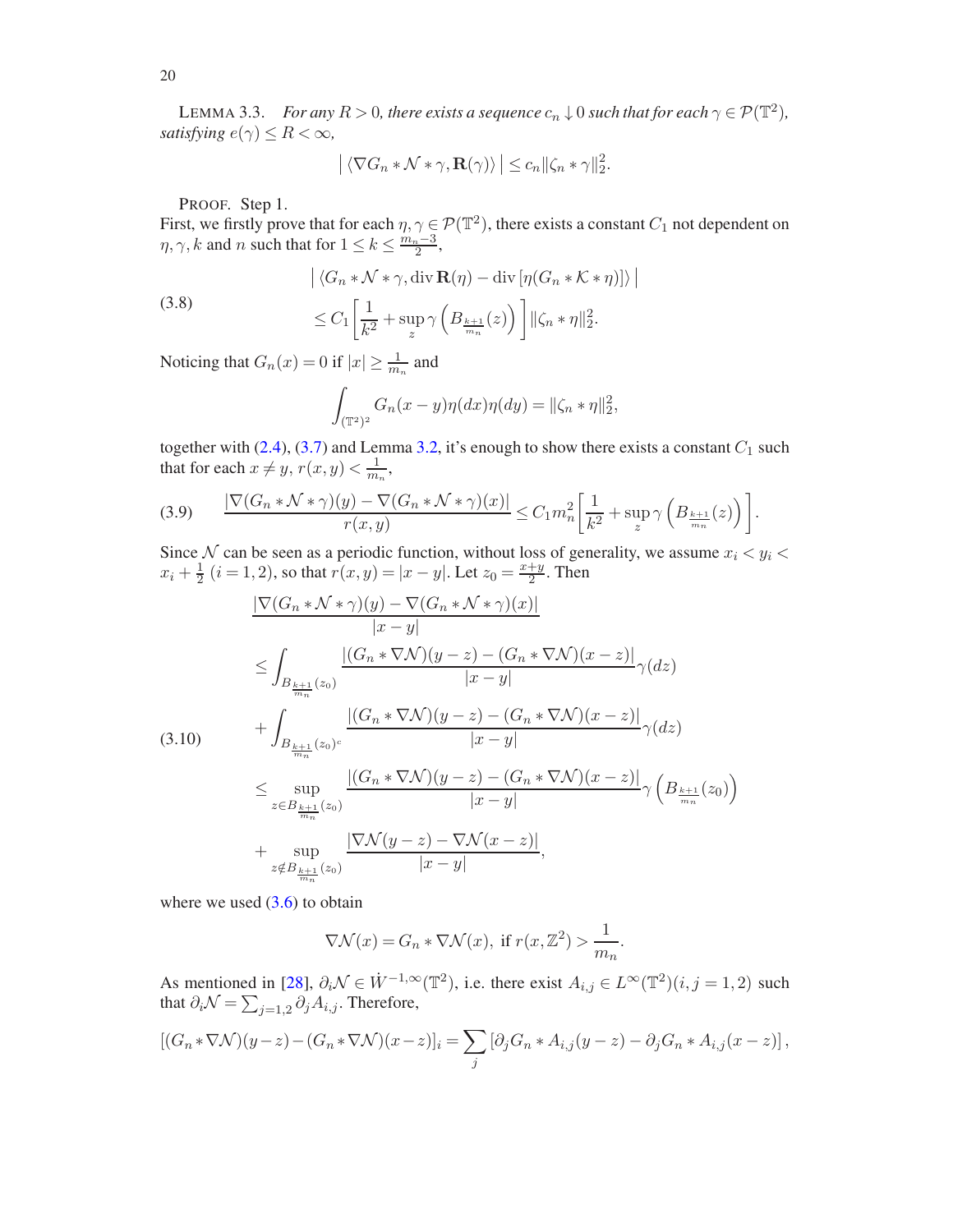LEMMA 3.3. *For any $R > 0$, there exists a sequence $c_n \downarrow 0$ such that for each $\gamma \in \mathcal{P}(\mathbb{T}^2)$, satisfying $e(\gamma) \le R < \infty$,*

$$\left| \langle \nabla G_n * \mathcal{N} * \gamma, \mathbf{R}(\gamma) \rangle \right| \le c_n \|\zeta_n * \gamma\|_2^2.$$

PROOF. Step 1.
First, we firstly prove that for each $\eta, \gamma \in \mathcal{P}(\mathbb{T}^2)$, there exists a constant $C_1$ not dependent on $\eta, \gamma, k$ and $n$ such that for $1 \le k \le \frac{m_n - 3}{2}$,

$$\begin{aligned}
&\left| \langle G_n * \mathcal{N} * \gamma, \operatorname{div} \mathbf{R}(\eta) - \operatorname{div}\left[\eta(G_n * \mathcal{K} * \eta)\right] \rangle \right| \\
&\le C_1 \left[ \frac{1}{k^2} + \sup_z \gamma\left( B_{\frac{k+1}{m_n}}(z) \right) \right] \|\zeta_n * \eta\|_2^2.
\end{aligned} \tag{3.8}$$

Noticing that $G_n(x) = 0$ if $|x| \ge \frac{1}{m_n}$ and

$$\int_{(\mathbb{T}^2)^2} G_n(x-y)\eta(dx)\eta(dy) = \|\zeta_n * \eta\|_2^2,$$

together with (2.4), (3.7) and Lemma 3.2, it's enough to show there exists a constant $C_1$ such that for each $x \ne y$, $r(x,y) < \frac{1}{m_n}$,

$$\frac{|\nabla(G_n * \mathcal{N} * \gamma)(y) - \nabla(G_n * \mathcal{N} * \gamma)(x)|}{r(x,y)} \le C_1 m_n^2 \left[ \frac{1}{k^2} + \sup_z \gamma\left( B_{\frac{k+1}{m_n}}(z) \right) \right]. \tag{3.9}$$

Since $\mathcal{N}$ can be seen as a periodic function, without loss of generality, we assume $x_i < y_i < x_i + \frac{1}{2}$ $(i = 1, 2)$, so that $r(x,y) = |x - y|$. Let $z_0 = \frac{x+y}{2}$. Then

$$\begin{aligned}
&\frac{|\nabla(G_n * \mathcal{N} * \gamma)(y) - \nabla(G_n * \mathcal{N} * \gamma)(x)|}{|x-y|} \\
&\le \int_{B_{\frac{k+1}{m_n}}(z_0)} \frac{|(G_n * \nabla\mathcal{N})(y-z) - (G_n * \nabla\mathcal{N})(x-z)|}{|x-y|} \gamma(dz) \\
&\quad + \int_{B_{\frac{k+1}{m_n}}(z_0)^c} \frac{|(G_n * \nabla\mathcal{N})(y-z) - (G_n * \nabla\mathcal{N})(x-z)|}{|x-y|} \gamma(dz) \\
&\le \sup_{z \in B_{\frac{k+1}{m_n}}(z_0)} \frac{|(G_n * \nabla\mathcal{N})(y-z) - (G_n * \nabla\mathcal{N})(x-z)|}{|x-y|} \gamma\left( B_{\frac{k+1}{m_n}}(z_0) \right) \\
&\quad + \sup_{z \notin B_{\frac{k+1}{m_n}}(z_0)} \frac{|\nabla\mathcal{N}(y-z) - \nabla\mathcal{N}(x-z)|}{|x-y|},
\end{aligned} \tag{3.10}$$

where we used (3.6) to obtain

$$\nabla\mathcal{N}(x) = G_n * \nabla\mathcal{N}(x), \text{ if } r(x, \mathbb{Z}^2) > \frac{1}{m_n}.$$

As mentioned in [28], $\partial_i \mathcal{N} \in \dot{W}^{-1,\infty}(\mathbb{T}^2)$, i.e. there exist $A_{i,j} \in L^\infty(\mathbb{T}^2)(i,j = 1,2)$ such that $\partial_i \mathcal{N} = \sum_{j=1,2} \partial_j A_{i,j}$. Therefore,

$$\left[(G_n * \nabla\mathcal{N})(y-z) - (G_n * \nabla\mathcal{N})(x-z)\right]_i = \sum_j \left[\partial_j G_n * A_{i,j}(y-z) - \partial_j G_n * A_{i,j}(x-z)\right],$$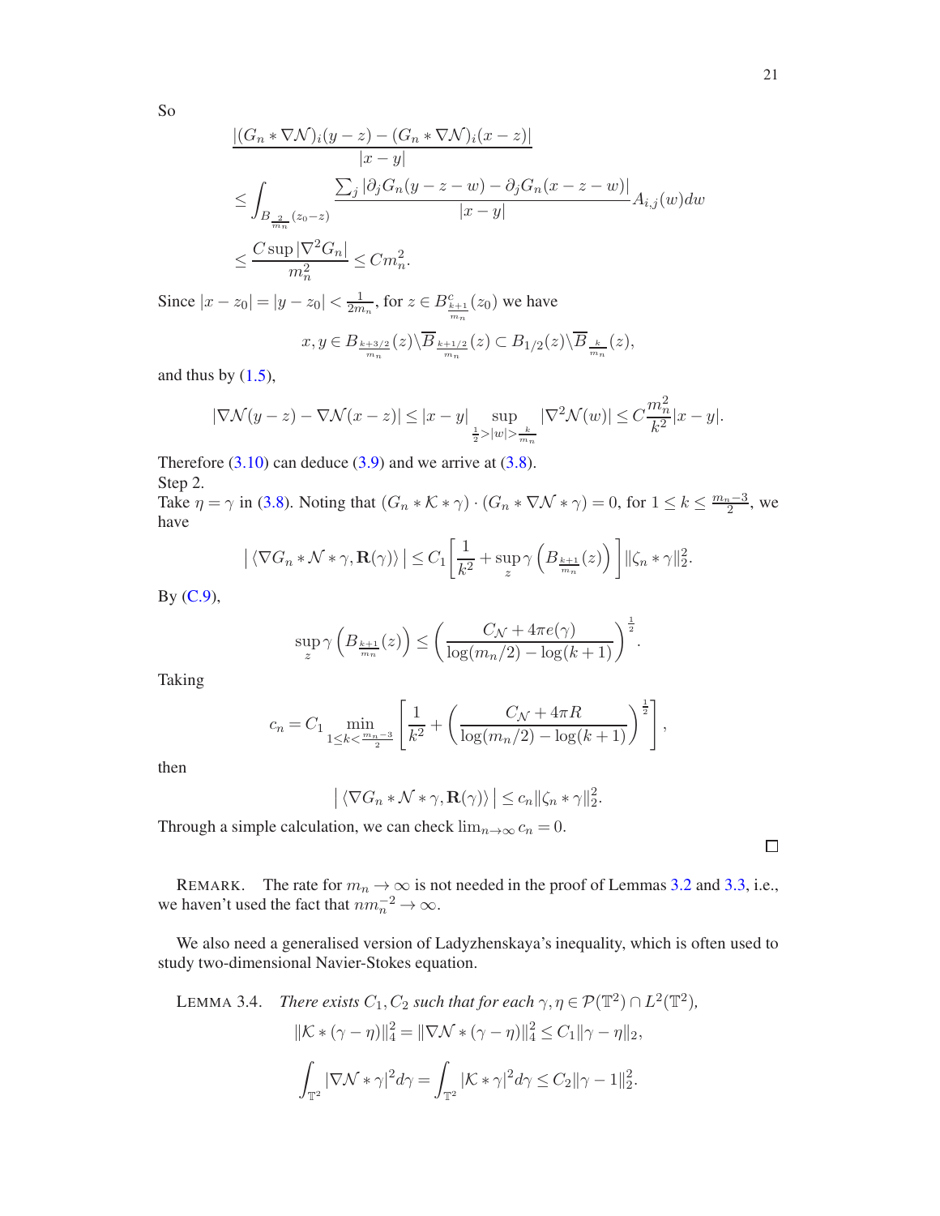So

$$
\begin{aligned}
&\frac{|(G_n * \nabla\mathcal{N})_i(y-z) - (G_n * \nabla\mathcal{N})_i(x-z)|}{|x-y|} \\
&\leq \int_{B_{\frac{2}{m_n}}(z_0 - z)} \frac{\sum_j |\partial_j G_n(y-z-w) - \partial_j G_n(x-z-w)|}{|x-y|} A_{i,j}(w)dw \\
&\leq \frac{C\sup|\nabla^2 G_n|}{m_n^2} \leq C m_n^2.
\end{aligned}
$$

Since $|x - z_0| = |y - z_0| < \frac{1}{2m_n}$, for $z \in B^c_{\frac{k+1}{m_n}}(z_0)$ we have

$$
x, y \in B_{\frac{k+3/2}{m_n}}(z) \backslash \overline{B}_{\frac{k+1/2}{m_n}}(z) \subset B_{1/2}(z) \backslash \overline{B}_{\frac{k}{m_n}}(z),
$$

and thus by (1.5),

$$
|\nabla\mathcal{N}(y-z) - \nabla\mathcal{N}(x-z)| \leq |x-y| \sup_{\frac{1}{2} > |w| > \frac{k}{m_n}} |\nabla^2 \mathcal{N}(w)| \leq C\frac{m_n^2}{k^2}|x-y|.
$$

Therefore (3.10) can deduce (3.9) and we arrive at (3.8).

Step 2.

Take $\eta = \gamma$ in (3.8). Noting that $(G_n * \mathcal{K} * \gamma) \cdot (G_n * \nabla\mathcal{N} * \gamma) = 0$, for $1 \leq k \leq \frac{m_n - 3}{2}$, we have

$$
\left| \langle \nabla G_n * \mathcal{N} * \gamma, \mathbf{R}(\gamma) \rangle \right| \leq C_1 \left[ \frac{1}{k^2} + \sup_z \gamma\left( B_{\frac{k+1}{m_n}}(z) \right) \right] \|\zeta_n * \gamma\|_2^2.
$$

By (C.9),

$$
\sup_z \gamma\left( B_{\frac{k+1}{m_n}}(z) \right) \leq \left( \frac{C_{\mathcal{N}} + 4\pi e(\gamma)}{\log(m_n/2) - \log(k+1)} \right)^{\frac{1}{2}}.
$$

Taking

$$
c_n = C_1 \min_{1 \leq k < \frac{m_n - 3}{2}} \left[ \frac{1}{k^2} + \left( \frac{C_{\mathcal{N}} + 4\pi R}{\log(m_n/2) - \log(k+1)} \right)^{\frac{1}{2}} \right],
$$

then

$$
\left| \langle \nabla G_n * \mathcal{N} * \gamma, \mathbf{R}(\gamma) \rangle \right| \leq c_n \|\zeta_n * \gamma\|_2^2.
$$

Through a simple calculation, we can check $\lim_{n\to\infty} c_n = 0$.

□

REMARK. The rate for $m_n \to \infty$ is not needed in the proof of Lemmas 3.2 and 3.3, i.e., we haven't used the fact that $nm_n^{-2} \to \infty$.

We also need a generalised version of Ladyzhenskaya's inequality, which is often used to study two-dimensional Navier-Stokes equation.

LEMMA 3.4. *There exists $C_1, C_2$ such that for each $\gamma, \eta \in \mathcal{P}(\mathbb{T}^2) \cap L^2(\mathbb{T}^2)$,*

$$
\|\mathcal{K} * (\gamma - \eta)\|_4^2 = \|\nabla\mathcal{N} * (\gamma - \eta)\|_4^2 \leq C_1 \|\gamma - \eta\|_2,
$$

$$
\int_{\mathbb{T}^2} |\nabla\mathcal{N} * \gamma|^2 d\gamma = \int_{\mathbb{T}^2} |\mathcal{K} * \gamma|^2 d\gamma \leq C_2 \|\gamma - 1\|_2^2.
$$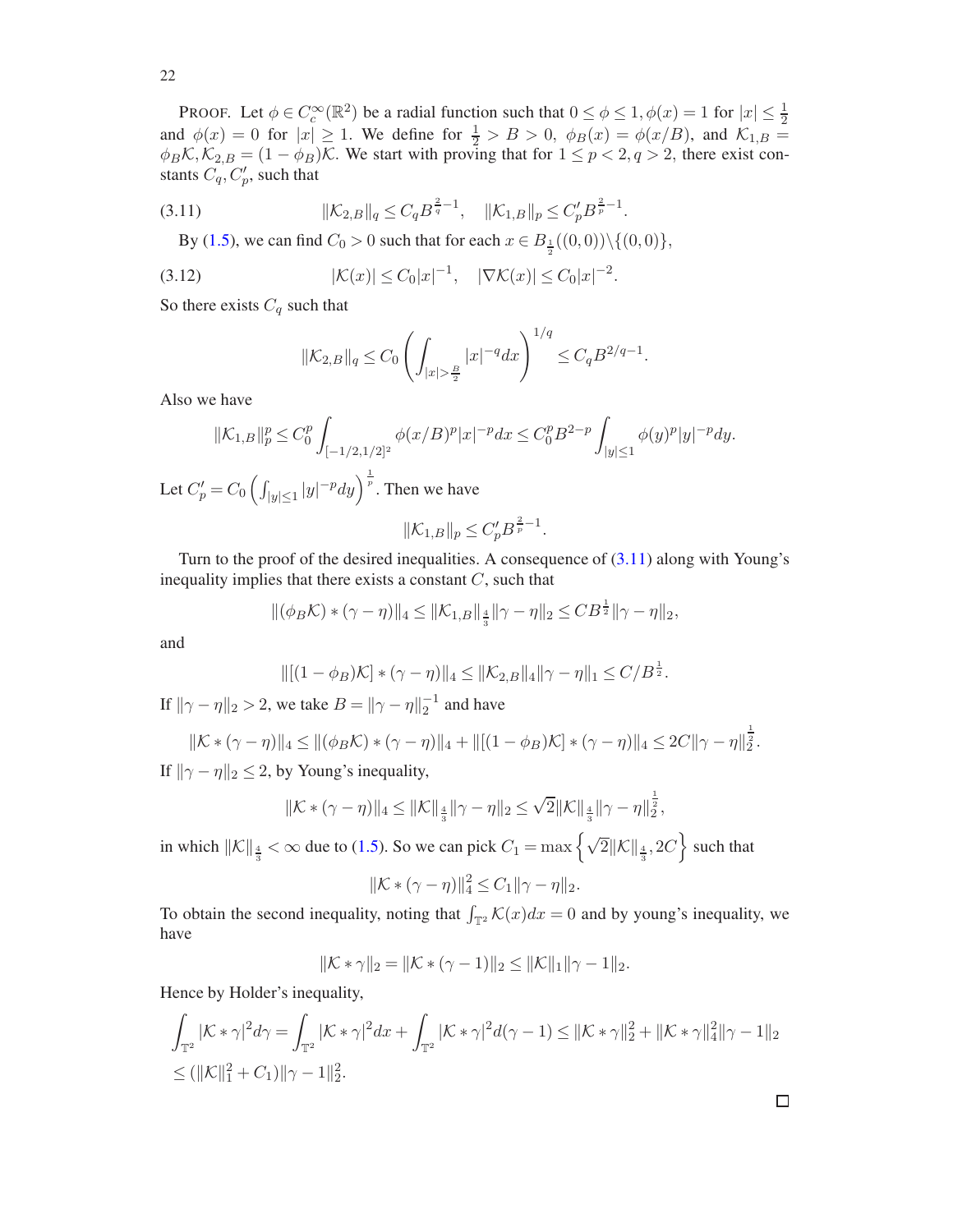PROOF. Let $\phi \in C_c^\infty(\mathbb{R}^2)$ be a radial function such that $0 \le \phi \le 1, \phi(x) = 1$ for $|x| \le \frac{1}{2}$ and $\phi(x) = 0$ for $|x| \ge 1$. We define for $\frac{1}{2} > B > 0$, $\phi_B(x) = \phi(x/B)$, and $\mathcal{K}_{1,B} = \phi_B \mathcal{K}, \mathcal{K}_{2,B} = (1-\phi_B)\mathcal{K}$. We start with proving that for $1 \le p < 2, q > 2$, there exist constants $C_q, C'_p$, such that

$$\|\mathcal{K}_{2,B}\|_q \le C_q B^{\frac{2}{q}-1}, \quad \|\mathcal{K}_{1,B}\|_p \le C'_p B^{\frac{2}{p}-1}. \tag{3.11}$$

By (1.5), we can find $C_0 > 0$ such that for each $x \in B_{\frac{1}{2}}((0,0)) \backslash \{(0,0)\}$,

$$|\mathcal{K}(x)| \le C_0 |x|^{-1}, \quad |\nabla \mathcal{K}(x)| \le C_0 |x|^{-2}. \tag{3.12}$$

So there exists $C_q$ such that

$$\|\mathcal{K}_{2,B}\|_q \le C_0 \left( \int_{|x|>\frac{B}{2}} |x|^{-q} dx \right)^{1/q} \le C_q B^{2/q-1}.$$

Also we have

$$\|\mathcal{K}_{1,B}\|_p^p \le C_0^p \int_{[-1/2,1/2]^2} \phi(x/B)^p |x|^{-p} dx \le C_0^p B^{2-p} \int_{|y|\le 1} \phi(y)^p |y|^{-p} dy.$$

Let $C'_p = C_0 \left( \int_{|y|\le 1} |y|^{-p} dy \right)^{\frac{1}{p}}$. Then we have

$$\|\mathcal{K}_{1,B}\|_p \le C'_p B^{\frac{2}{p}-1}.$$

Turn to the proof of the desired inequalities. A consequence of (3.11) along with Young's inequality implies that there exists a constant $C$, such that

$$\|(\phi_B \mathcal{K}) * (\gamma - \eta)\|_4 \le \|\mathcal{K}_{1,B}\|_{\frac{4}{3}} \|\gamma - \eta\|_2 \le C B^{\frac{1}{2}} \|\gamma - \eta\|_2,$$

and

$$\|[(1-\phi_B)\mathcal{K}] * (\gamma - \eta)\|_4 \le \|\mathcal{K}_{2,B}\|_4 \|\gamma - \eta\|_1 \le C/B^{\frac{1}{2}}.$$

If $\|\gamma - \eta\|_2 > 2$, we take $B = \|\gamma - \eta\|_2^{-1}$ and have

$$\|\mathcal{K} * (\gamma - \eta)\|_4 \le \|(\phi_B \mathcal{K}) * (\gamma - \eta)\|_4 + \|[(1-\phi_B)\mathcal{K}] * (\gamma - \eta)\|_4 \le 2C \|\gamma - \eta\|_2^{\frac{1}{2}}.$$

If $\|\gamma - \eta\|_2 \le 2$, by Young's inequality,

$$\|\mathcal{K} * (\gamma - \eta)\|_4 \le \|\mathcal{K}\|_{\frac{4}{3}} \|\gamma - \eta\|_2 \le \sqrt{2} \|\mathcal{K}\|_{\frac{4}{3}} \|\gamma - \eta\|_2^{\frac{1}{2}},$$

in which $\|\mathcal{K}\|_{\frac{4}{3}} < \infty$ due to (1.5). So we can pick $C_1 = \max\left\{ \sqrt{2}\|\mathcal{K}\|_{\frac{4}{3}}, 2C \right\}$ such that

$$\|\mathcal{K} * (\gamma - \eta)\|_4^2 \le C_1 \|\gamma - \eta\|_2.$$

To obtain the second inequality, noting that $\int_{\mathbb{T}^2} \mathcal{K}(x) dx = 0$ and by young's inequality, we have

$$\|\mathcal{K} * \gamma\|_2 = \|\mathcal{K} * (\gamma - 1)\|_2 \le \|\mathcal{K}\|_1 \|\gamma - 1\|_2.$$

Hence by Holder's inequality,

$$\begin{aligned}
\int_{\mathbb{T}^2} |\mathcal{K} * \gamma|^2 d\gamma &= \int_{\mathbb{T}^2} |\mathcal{K} * \gamma|^2 dx + \int_{\mathbb{T}^2} |\mathcal{K} * \gamma|^2 d(\gamma - 1) \le \|\mathcal{K} * \gamma\|_2^2 + \|\mathcal{K} * \gamma\|_4^2 \|\gamma - 1\|_2 \\
&\le (\|\mathcal{K}\|_1^2 + C_1) \|\gamma - 1\|_2^2.
\end{aligned}$$

□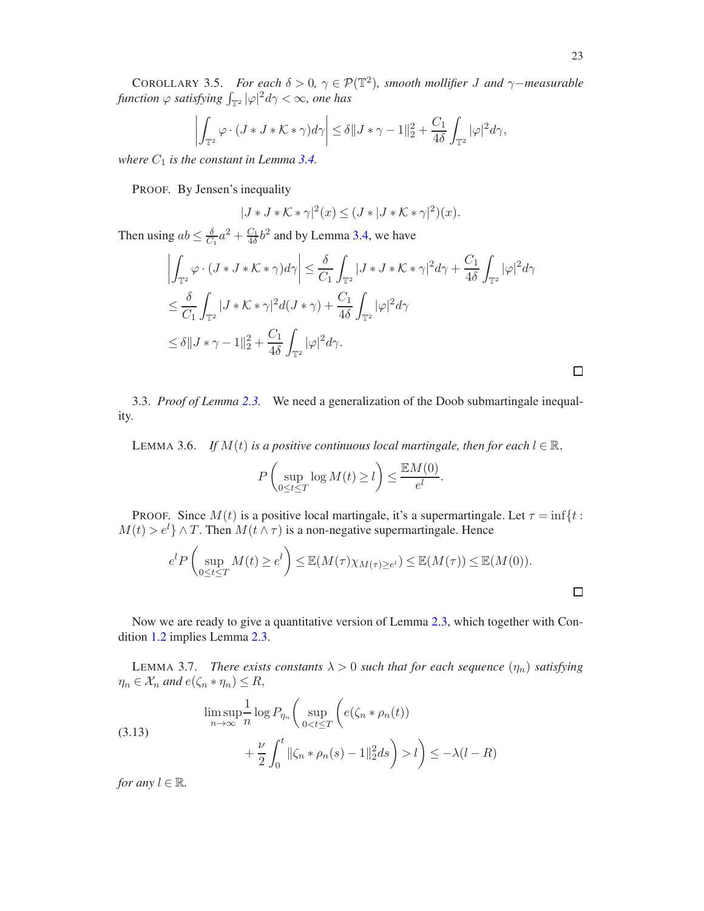COROLLARY 3.5. *For each $\delta > 0$, $\gamma \in \mathcal{P}(\mathbb{T}^2)$, smooth mollifier $J$ and $\gamma-$measurable function $\varphi$ satisfying $\int_{\mathbb{T}^2} |\varphi|^2 d\gamma < \infty$, one has*

$$\left| \int_{\mathbb{T}^2} \varphi \cdot (J * J * \mathcal{K} * \gamma) d\gamma \right| \leq \delta \|J * \gamma - 1\|_2^2 + \frac{C_1}{4\delta} \int_{\mathbb{T}^2} |\varphi|^2 d\gamma,$$

*where $C_1$ is the constant in Lemma 3.4.*

PROOF. By Jensen's inequality

$$|J * J * \mathcal{K} * \gamma|^2(x) \leq (J * |J * \mathcal{K} * \gamma|^2)(x).$$

Then using $ab \leq \frac{\delta}{C_1} a^2 + \frac{C_1}{4\delta} b^2$ and by Lemma 3.4, we have

$$\begin{aligned}
&\left| \int_{\mathbb{T}^2} \varphi \cdot (J * J * \mathcal{K} * \gamma) d\gamma \right| \leq \frac{\delta}{C_1} \int_{\mathbb{T}^2} |J * J * \mathcal{K} * \gamma|^2 d\gamma + \frac{C_1}{4\delta} \int_{\mathbb{T}^2} |\varphi|^2 d\gamma \\
&\leq \frac{\delta}{C_1} \int_{\mathbb{T}^2} |J * \mathcal{K} * \gamma|^2 d(J * \gamma) + \frac{C_1}{4\delta} \int_{\mathbb{T}^2} |\varphi|^2 d\gamma \\
&\leq \delta \|J * \gamma - 1\|_2^2 + \frac{C_1}{4\delta} \int_{\mathbb{T}^2} |\varphi|^2 d\gamma.
\end{aligned}$$

□

3.3. *Proof of Lemma 2.3.* We need a generalization of the Doob submartingale inequality.

LEMMA 3.6. *If $M(t)$ is a positive continuous local martingale, then for each $l \in \mathbb{R}$,*

$$P\left( \sup_{0 \leq t \leq T} \log M(t) \geq l \right) \leq \frac{\mathbb{E} M(0)}{e^l}.$$

PROOF. Since $M(t)$ is a positive local martingale, it's a supermartingale. Let $\tau = \inf\{t : M(t) > e^l\} \wedge T$. Then $M(t \wedge \tau)$ is a non-negative supermartingale. Hence

$$e^l P\left( \sup_{0 \leq t \leq T} M(t) \geq e^l \right) \leq \mathbb{E}(M(\tau) \chi_{M(\tau) \geq e^l}) \leq \mathbb{E}(M(\tau)) \leq \mathbb{E}(M(0)).$$

□

Now we are ready to give a quantitative version of Lemma 2.3, which together with Condition 1.2 implies Lemma 2.3.

LEMMA 3.7. *There exists constants $\lambda > 0$ such that for each sequence $(\eta_n)$ satisfying $\eta_n \in \mathcal{X}_n$ and $e(\zeta_n * \eta_n) \leq R$,*

$$\begin{aligned}
\limsup_{n \to \infty} \frac{1}{n} \log P_{\eta_n} \Bigg( \sup_{0 < t \leq T} \Bigg( & e(\zeta_n * \rho_n(t)) \\
&+ \frac{\nu}{2} \int_0^t \|\zeta_n * \rho_n(s) - 1\|_2^2 ds \Bigg) > l \Bigg) \leq -\lambda(l - R)
\end{aligned} \tag{3.13}$$

*for any $l \in \mathbb{R}$.*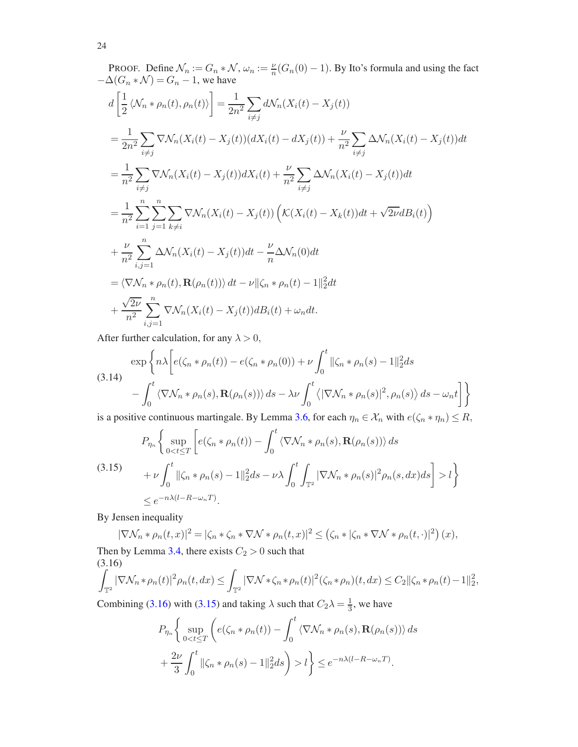PROOF. Define $\mathcal{N}_n := G_n * \mathcal{N}$, $\omega_n := \frac{\nu}{n}(G_n(0) - 1)$. By Ito's formula and using the fact $-\Delta(G_n * \mathcal{N}) = G_n - 1$, we have

$$
\begin{aligned}
d\left[\frac{1}{2}\langle \mathcal{N}_n * \rho_n(t), \rho_n(t)\rangle\right] &= \frac{1}{2n^2}\sum_{i\neq j} d\mathcal{N}_n(X_i(t) - X_j(t)) \\
&= \frac{1}{2n^2}\sum_{i\neq j} \nabla\mathcal{N}_n(X_i(t) - X_j(t))(dX_i(t) - dX_j(t)) + \frac{\nu}{n^2}\sum_{i\neq j}\Delta\mathcal{N}_n(X_i(t) - X_j(t))dt \\
&= \frac{1}{n^2}\sum_{i\neq j} \nabla\mathcal{N}_n(X_i(t) - X_j(t))dX_i(t) + \frac{\nu}{n^2}\sum_{i\neq j}\Delta\mathcal{N}_n(X_i(t) - X_j(t))dt \\
&= \frac{1}{n^2}\sum_{i=1}^{n}\sum_{j=1}^{n}\sum_{k\neq i} \nabla\mathcal{N}_n(X_i(t) - X_j(t))\left(\mathcal{K}(X_i(t) - X_k(t))dt + \sqrt{2\nu}dB_i(t)\right) \\
&+ \frac{\nu}{n^2}\sum_{i,j=1}^{n}\Delta\mathcal{N}_n(X_i(t) - X_j(t))dt - \frac{\nu}{n}\Delta\mathcal{N}_n(0)dt \\
&= \langle \nabla\mathcal{N}_n * \rho_n(t), \mathbf{R}(\rho_n(t))\rangle\, dt - \nu\|\zeta_n * \rho_n(t) - 1\|_2^2 dt \\
&+ \frac{\sqrt{2\nu}}{n^2}\sum_{i,j=1}^{n}\nabla\mathcal{N}_n(X_i(t) - X_j(t))dB_i(t) + \omega_n dt.
\end{aligned}
$$

After further calculation, for any $\lambda > 0$,

$$
\begin{aligned}
&\exp\Bigg\{n\lambda\Bigg[e(\zeta_n * \rho_n(t)) - e(\zeta_n * \rho_n(0)) + \nu\int_0^t \|\zeta_n * \rho_n(s) - 1\|_2^2 ds \\
&\quad - \int_0^t \langle \nabla\mathcal{N}_n * \rho_n(s), \mathbf{R}(\rho_n(s))\rangle\, ds - \lambda\nu\int_0^t \left\langle |\nabla\mathcal{N}_n * \rho_n(s)|^2, \rho_n(s)\right\rangle ds - \omega_n t\Bigg]\Bigg\}
\end{aligned}
\tag{3.14}
$$

is a positive continuous martingale. By Lemma 3.6, for each $\eta_n \in \mathcal{X}_n$ with $e(\zeta_n * \eta_n) \leq R$,

$$
\begin{aligned}
&P_{\eta_n}\Bigg\{\sup_{0<t\leq T}\Bigg[e(\zeta_n * \rho_n(t)) - \int_0^t \langle \nabla\mathcal{N}_n * \rho_n(s), \mathbf{R}(\rho_n(s))\rangle\, ds \\
&\quad + \nu\int_0^t \|\zeta_n * \rho_n(s) - 1\|_2^2 ds - \nu\lambda\int_0^t\int_{\mathbb{T}^2} |\nabla\mathcal{N}_n * \rho_n(s)|^2 \rho_n(s, dx)ds\Bigg] > l\Bigg\} \\
&\leq e^{-n\lambda(l - R - \omega_n T)}.
\end{aligned}
\tag{3.15}
$$

By Jensen inequality

$$
|\nabla\mathcal{N}_n * \rho_n(t,x)|^2 = |\zeta_n * \zeta_n * \nabla\mathcal{N} * \rho_n(t,x)|^2 \leq \left(\zeta_n * |\zeta_n * \nabla\mathcal{N} * \rho_n(t,\cdot)|^2\right)(x),
$$

Then by Lemma 3.4, there exists $C_2 > 0$ such that

$$
\int_{\mathbb{T}^2} |\nabla\mathcal{N}_n * \rho_n(t)|^2 \rho_n(t, dx) \leq \int_{\mathbb{T}^2} |\nabla\mathcal{N} * \zeta_n * \rho_n(t)|^2 (\zeta_n * \rho_n)(t, dx) \leq C_2\|\zeta_n * \rho_n(t) - 1\|_2^2,
\tag{3.16}
$$

Combining (3.16) with (3.15) and taking $\lambda$ such that $C_2\lambda = \frac{1}{3}$, we have

$$
\begin{aligned}
&P_{\eta_n}\Bigg\{\sup_{0<t\leq T}\Bigg(e(\zeta_n * \rho_n(t)) - \int_0^t \langle \nabla\mathcal{N}_n * \rho_n(s), \mathbf{R}(\rho_n(s))\rangle\, ds \\
&\quad + \frac{2\nu}{3}\int_0^t \|\zeta_n * \rho_n(s) - 1\|_2^2 ds\Bigg) > l\Bigg\} \leq e^{-n\lambda(l - R - \omega_n T)}.
\end{aligned}
$$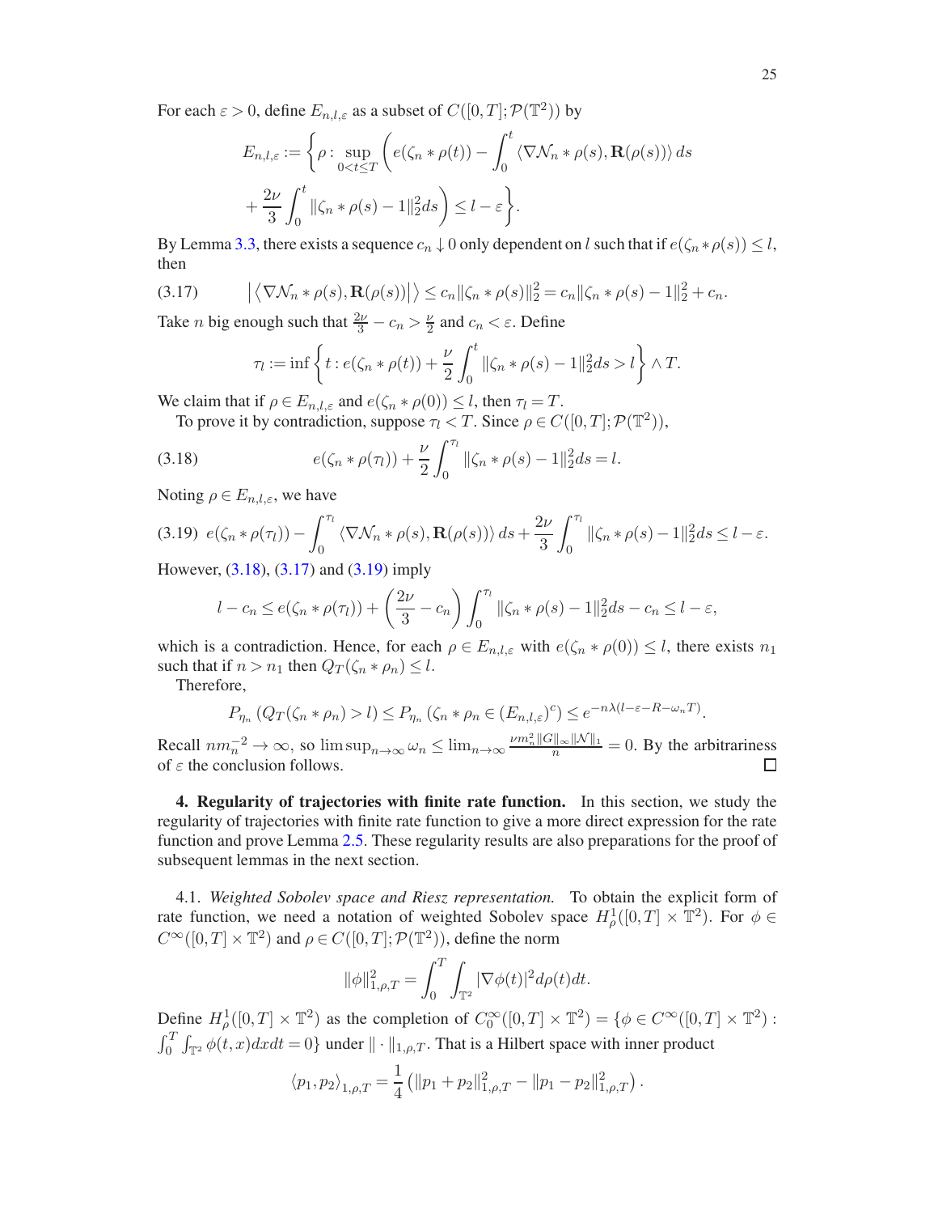For each $\varepsilon > 0$, define $E_{n,l,\varepsilon}$ as a subset of $C([0,T];\mathcal{P}(\mathbb{T}^2))$ by

$$
E_{n,l,\varepsilon} := \left\{ \rho : \sup_{0<t\le T} \left( e(\zeta_n * \rho(t)) - \int_0^t \langle \nabla \mathcal{N}_n * \rho(s), \mathbf{R}(\rho(s)) \rangle \, ds \right.\right.
$$

$$
\left.\left. + \frac{2\nu}{3} \int_0^t \|\zeta_n * \rho(s) - 1\|_2^2 ds \right) \le l - \varepsilon \right\}.
$$

By Lemma 3.3, there exists a sequence $c_n \downarrow 0$ only dependent on $l$ such that if $e(\zeta_n * \rho(s)) \le l$, then

$$
\left| \langle \nabla \mathcal{N}_n * \rho(s), \mathbf{R}(\rho(s)) \rangle \right| \le c_n \|\zeta_n * \rho(s)\|_2^2 = c_n \|\zeta_n * \rho(s) - 1\|_2^2 + c_n. \tag{3.17}
$$

Take $n$ big enough such that $\frac{2\nu}{3} - c_n > \frac{\nu}{2}$ and $c_n < \varepsilon$. Define

$$
\tau_l := \inf \left\{ t : e(\zeta_n * \rho(t)) + \frac{\nu}{2} \int_0^t \|\zeta_n * \rho(s) - 1\|_2^2 ds > l \right\} \wedge T.
$$

We claim that if $\rho \in E_{n,l,\varepsilon}$ and $e(\zeta_n * \rho(0)) \le l$, then $\tau_l = T$.

To prove it by contradiction, suppose $\tau_l < T$. Since $\rho \in C([0,T];\mathcal{P}(\mathbb{T}^2))$,

$$
e(\zeta_n * \rho(\tau_l)) + \frac{\nu}{2} \int_0^{\tau_l} \|\zeta_n * \rho(s) - 1\|_2^2 ds = l. \tag{3.18}
$$

Noting $\rho \in E_{n,l,\varepsilon}$, we have

$$
e(\zeta_n * \rho(\tau_l)) - \int_0^{\tau_l} \langle \nabla \mathcal{N}_n * \rho(s), \mathbf{R}(\rho(s)) \rangle \, ds + \frac{2\nu}{3} \int_0^{\tau_l} \|\zeta_n * \rho(s) - 1\|_2^2 ds \le l - \varepsilon. \tag{3.19}
$$

However, (3.18), (3.17) and (3.19) imply

$$
l - c_n \le e(\zeta_n * \rho(\tau_l)) + \left( \frac{2\nu}{3} - c_n \right) \int_0^{\tau_l} \|\zeta_n * \rho(s) - 1\|_2^2 ds - c_n \le l - \varepsilon,
$$

which is a contradiction. Hence, for each $\rho \in E_{n,l,\varepsilon}$ with $e(\zeta_n * \rho(0)) \le l$, there exists $n_1$ such that if $n > n_1$ then $Q_T(\zeta_n * \rho_n) \le l$.

Therefore,

$$
P_{\eta_n} \left( Q_T(\zeta_n * \rho_n) > l \right) \le P_{\eta_n} \left( \zeta_n * \rho_n \in (E_{n,l,\varepsilon})^c \right) \le e^{-n\lambda(l - \varepsilon - R - \omega_n T)}.
$$

Recall $nm_n^{-2} \to \infty$, so $\limsup_{n\to\infty} \omega_n \le \lim_{n\to\infty} \frac{\nu m_n^2 \|G\|_\infty \|\mathcal{N}\|_1}{n} = 0$. By the arbitrariness of $\varepsilon$ the conclusion follows. ∎

## 4. Regularity of trajectories with finite rate function.

In this section, we study the regularity of trajectories with finite rate function to give a more direct expression for the rate function and prove Lemma 2.5. These regularity results are also preparations for the proof of subsequent lemmas in the next section.

4.1. *Weighted Sobolev space and Riesz representation.* To obtain the explicit form of rate function, we need a notation of weighted Sobolev space $H^1_\rho([0,T] \times \mathbb{T}^2)$. For $\phi \in C^\infty([0,T] \times \mathbb{T}^2)$ and $\rho \in C([0,T];\mathcal{P}(\mathbb{T}^2))$, define the norm

$$
\|\phi\|_{1,\rho,T}^2 = \int_0^T \int_{\mathbb{T}^2} |\nabla \phi(t)|^2 d\rho(t) dt.
$$

Define $H^1_\rho([0,T] \times \mathbb{T}^2)$ as the completion of $C_0^\infty([0,T] \times \mathbb{T}^2) = \{\phi \in C^\infty([0,T] \times \mathbb{T}^2) : \int_0^T \int_{\mathbb{T}^2} \phi(t,x) dx dt = 0\}$ under $\|\cdot\|_{1,\rho,T}$. That is a Hilbert space with inner product

$$
\langle p_1, p_2 \rangle_{1,\rho,T} = \frac{1}{4} \left( \|p_1 + p_2\|_{1,\rho,T}^2 - \|p_1 - p_2\|_{1,\rho,T}^2 \right).
$$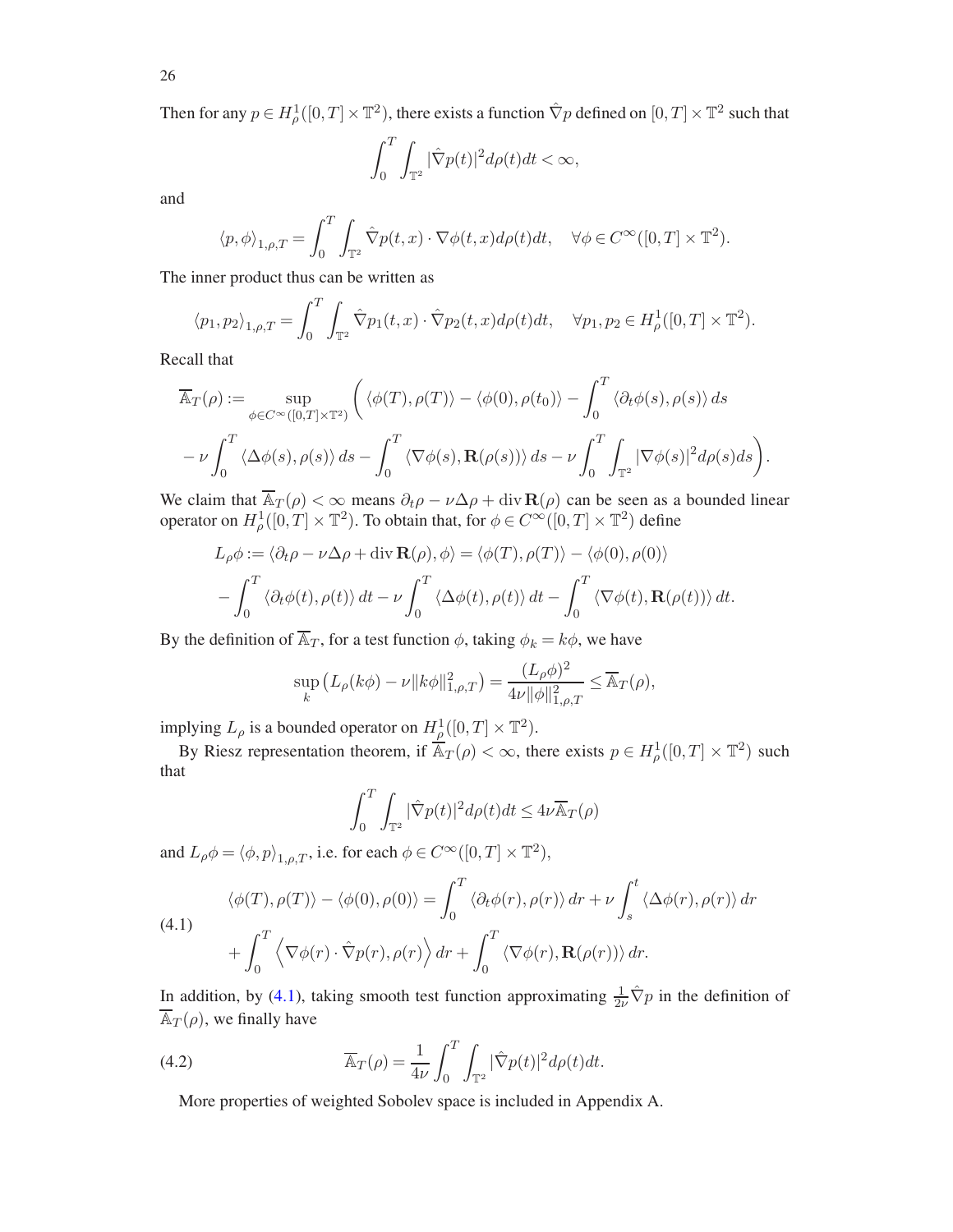Then for any $p \in H^1_\rho([0,T]\times\mathbb{T}^2)$, there exists a function $\hat{\nabla} p$ defined on $[0,T]\times\mathbb{T}^2$ such that

$$\int_0^T \int_{\mathbb{T}^2} |\hat{\nabla} p(t)|^2 d\rho(t) dt < \infty,$$

and

$$\langle p, \phi\rangle_{1,\rho,T} = \int_0^T \int_{\mathbb{T}^2} \hat{\nabla} p(t,x)\cdot \nabla\phi(t,x) d\rho(t) dt, \quad \forall \phi \in C^\infty([0,T]\times\mathbb{T}^2).$$

The inner product thus can be written as

$$\langle p_1, p_2\rangle_{1,\rho,T} = \int_0^T \int_{\mathbb{T}^2} \hat{\nabla} p_1(t,x)\cdot \hat{\nabla} p_2(t,x) d\rho(t) dt, \quad \forall p_1, p_2 \in H^1_\rho([0,T]\times\mathbb{T}^2).$$

Recall that

$$\begin{aligned}
\overline{\mathbb{A}}_T(\rho) := \sup_{\phi\in C^\infty([0,T]\times\mathbb{T}^2)} \Bigg( &\langle \phi(T), \rho(T)\rangle - \langle \phi(0), \rho(t_0)\rangle - \int_0^T \langle \partial_t \phi(s), \rho(s)\rangle\, ds \\
- \nu \int_0^T \langle \Delta\phi(s), \rho(s)\rangle\, ds &- \int_0^T \langle \nabla\phi(s), \mathbf{R}(\rho(s))\rangle\, ds - \nu \int_0^T \int_{\mathbb{T}^2} |\nabla\phi(s)|^2 d\rho(s) ds \Bigg).
\end{aligned}$$

We claim that $\overline{\mathbb{A}}_T(\rho) < \infty$ means $\partial_t\rho - \nu\Delta\rho + \operatorname{div}\mathbf{R}(\rho)$ can be seen as a bounded linear operator on $H^1_\rho([0,T]\times\mathbb{T}^2)$. To obtain that, for $\phi \in C^\infty([0,T]\times\mathbb{T}^2)$ define

$$\begin{aligned}
L_\rho\phi &:= \langle \partial_t\rho - \nu\Delta\rho + \operatorname{div}\mathbf{R}(\rho), \phi\rangle = \langle \phi(T), \rho(T)\rangle - \langle \phi(0), \rho(0)\rangle \\
&- \int_0^T \langle \partial_t\phi(t), \rho(t)\rangle\, dt - \nu \int_0^T \langle \Delta\phi(t), \rho(t)\rangle\, dt - \int_0^T \langle \nabla\phi(t), \mathbf{R}(\rho(t))\rangle\, dt.
\end{aligned}$$

By the definition of $\overline{\mathbb{A}}_T$, for a test function $\phi$, taking $\phi_k = k\phi$, we have

$$\sup_k \left( L_\rho(k\phi) - \nu \|k\phi\|^2_{1,\rho,T} \right) = \frac{(L_\rho\phi)^2}{4\nu\|\phi\|^2_{1,\rho,T}} \le \overline{\mathbb{A}}_T(\rho),$$

implying $L_\rho$ is a bounded operator on $H^1_\rho([0,T]\times\mathbb{T}^2)$.

By Riesz representation theorem, if $\overline{\mathbb{A}}_T(\rho) < \infty$, there exists $p \in H^1_\rho([0,T]\times\mathbb{T}^2)$ such that

$$\int_0^T \int_{\mathbb{T}^2} |\hat{\nabla} p(t)|^2 d\rho(t) dt \le 4\nu \overline{\mathbb{A}}_T(\rho)$$

and $L_\rho\phi = \langle \phi, p\rangle_{1,\rho,T}$, i.e. for each $\phi \in C^\infty([0,T]\times\mathbb{T}^2)$,

$$\begin{aligned}
\langle \phi(T), \rho(T)\rangle - \langle \phi(0), \rho(0)\rangle &= \int_0^T \langle \partial_t\phi(r), \rho(r)\rangle\, dr + \nu\int_s^t \langle \Delta\phi(r), \rho(r)\rangle\, dr \\
&+ \int_0^T \left\langle \nabla\phi(r)\cdot \hat{\nabla} p(r), \rho(r)\right\rangle dr + \int_0^T \langle \nabla\phi(r), \mathbf{R}(\rho(r))\rangle\, dr.
\end{aligned} \tag{4.1}$$

In addition, by (4.1), taking smooth test function approximating $\frac{1}{2\nu}\hat{\nabla} p$ in the definition of $\overline{\mathbb{A}}_T(\rho)$, we finally have

$$\overline{\mathbb{A}}_T(\rho) = \frac{1}{4\nu}\int_0^T \int_{\mathbb{T}^2} |\hat{\nabla} p(t)|^2 d\rho(t) dt. \tag{4.2}$$

More properties of weighted Sobolev space is included in Appendix A.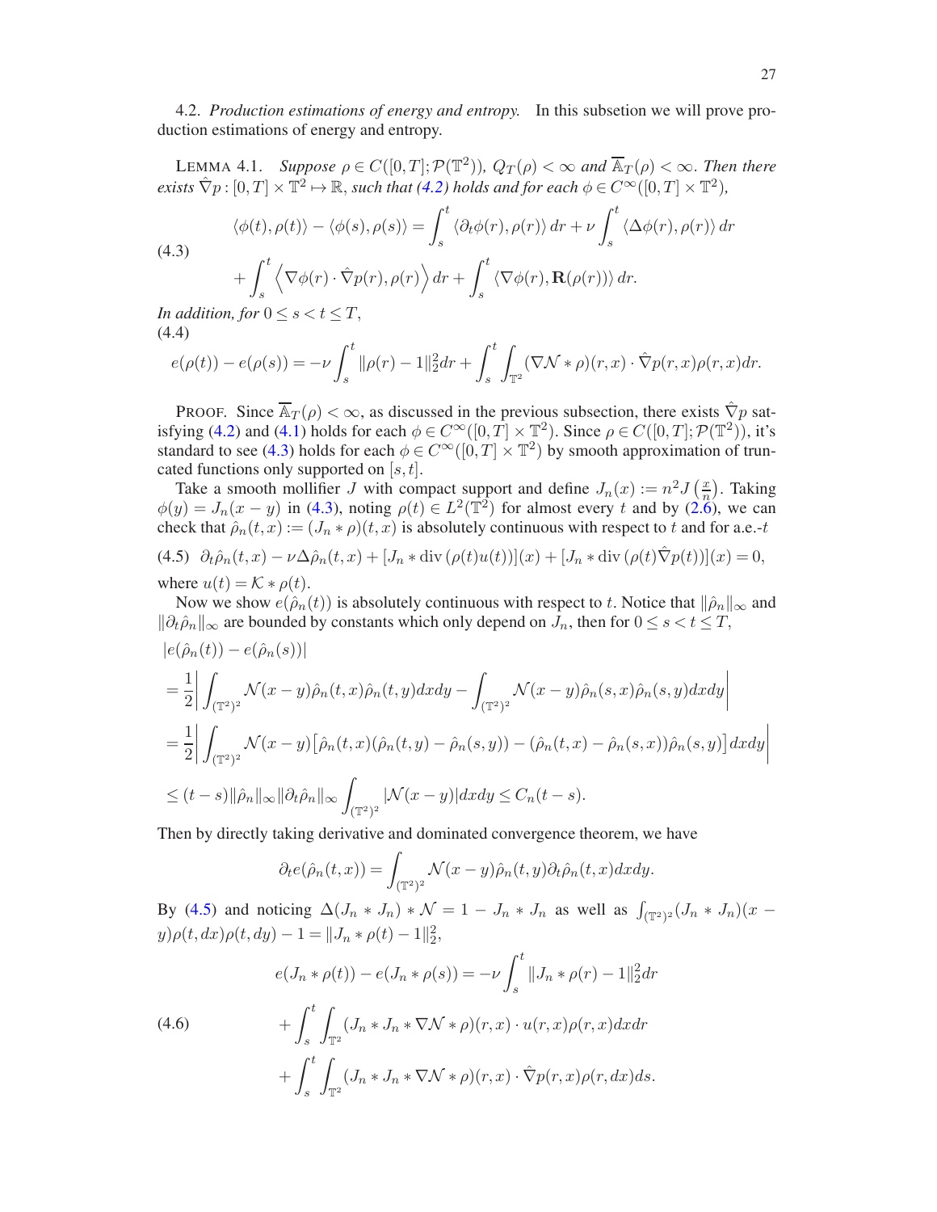4.2. *Production estimations of energy and entropy.* In this subsetion we will prove production estimations of energy and entropy.

LEMMA 4.1. *Suppose $\rho \in C([0,T];\mathcal{P}(\mathbb{T}^2))$, $Q_T(\rho) < \infty$ and $\overline{\mathbb{A}}_T(\rho) < \infty$. Then there exists $\hat{\nabla} p : [0,T] \times \mathbb{T}^2 \mapsto \mathbb{R}$, such that (4.2) holds and for each $\phi \in C^\infty([0,T] \times \mathbb{T}^2)$,*

$$
\begin{aligned}
\langle \phi(t), \rho(t) \rangle - \langle \phi(s), \rho(s) \rangle &= \int_s^t \langle \partial_t \phi(r), \rho(r) \rangle \, dr + \nu \int_s^t \langle \Delta \phi(r), \rho(r) \rangle \, dr \\
&\quad + \int_s^t \left\langle \nabla \phi(r) \cdot \hat{\nabla} p(r), \rho(r) \right\rangle dr + \int_s^t \langle \nabla \phi(r), \mathbf{R}(\rho(r)) \rangle \, dr.
\end{aligned} \tag{4.3}
$$

*In addition, for $0 \le s < t \le T$,*

$$
e(\rho(t)) - e(\rho(s)) = -\nu \int_s^t \|\rho(r) - 1\|_2^2 dr + \int_s^t \int_{\mathbb{T}^2} (\nabla \mathcal{N} * \rho)(r,x) \cdot \hat{\nabla} p(r,x) \rho(r,x) dr. \tag{4.4}
$$

PROOF. Since $\overline{\mathbb{A}}_T(\rho) < \infty$, as discussed in the previous subsection, there exists $\hat{\nabla} p$ satisfying (4.2) and (4.1) holds for each $\phi \in C^\infty([0,T] \times \mathbb{T}^2)$. Since $\rho \in C([0,T];\mathcal{P}(\mathbb{T}^2))$, it's standard to see (4.3) holds for each $\phi \in C^\infty([0,T] \times \mathbb{T}^2)$ by smooth approximation of truncated functions only supported on $[s,t]$.

Take a smooth mollifier $J$ with compact support and define $J_n(x) := n^2 J\left(\frac{x}{n}\right)$. Taking $\phi(y) = J_n(x-y)$ in (4.3), noting $\rho(t) \in L^2(\mathbb{T}^2)$ for almost every $t$ and by (2.6), we can check that $\hat{\rho}_n(t,x) := (J_n * \rho)(t,x)$ is absolutely continuous with respect to $t$ and for a.e.-$t$

$$
\partial_t \hat{\rho}_n(t,x) - \nu \Delta \hat{\rho}_n(t,x) + [J_n * \operatorname{div}(\rho(t) u(t))](x) + [J_n * \operatorname{div}(\rho(t) \hat{\nabla} p(t))](x) = 0, \tag{4.5}
$$

where $u(t) = \mathcal{K} * \rho(t)$.

Now we show $e(\hat{\rho}_n(t))$ is absolutely continuous with respect to $t$. Notice that $\|\hat{\rho}_n\|_\infty$ and $\|\partial_t \hat{\rho}_n\|_\infty$ are bounded by constants which only depend on $J_n$, then for $0 \le s < t \le T$,

$$
\begin{aligned}
&|e(\hat{\rho}_n(t)) - e(\hat{\rho}_n(s))| \\
&= \frac{1}{2} \left| \int_{(\mathbb{T}^2)^2} \mathcal{N}(x-y) \hat{\rho}_n(t,x) \hat{\rho}_n(t,y) dx dy - \int_{(\mathbb{T}^2)^2} \mathcal{N}(x-y) \hat{\rho}_n(s,x) \hat{\rho}_n(s,y) dx dy \right| \\
&= \frac{1}{2} \left| \int_{(\mathbb{T}^2)^2} \mathcal{N}(x-y) \big[ \hat{\rho}_n(t,x)(\hat{\rho}_n(t,y) - \hat{\rho}_n(s,y)) - (\hat{\rho}_n(t,x) - \hat{\rho}_n(s,x)) \hat{\rho}_n(s,y) \big] dx dy \right| \\
&\le (t-s) \|\hat{\rho}_n\|_\infty \|\partial_t \hat{\rho}_n\|_\infty \int_{(\mathbb{T}^2)^2} |\mathcal{N}(x-y)| dx dy \le C_n (t-s).
\end{aligned}
$$

Then by directly taking derivative and dominated convergence theorem, we have

$$
\partial_t e(\hat{\rho}_n(t,x)) = \int_{(\mathbb{T}^2)^2} \mathcal{N}(x-y) \hat{\rho}_n(t,y) \partial_t \hat{\rho}_n(t,x) dx dy.
$$

By (4.5) and noticing $\Delta(J_n * J_n) * \mathcal{N} = 1 - J_n * J_n$ as well as $\int_{(\mathbb{T}^2)^2} (J_n * J_n)(x-y) \rho(t,dx) \rho(t,dy) - 1 = \|J_n * \rho(t) - 1\|_2^2$,

$$
\begin{aligned}
e(J_n * \rho(t)) - e(J_n * \rho(s)) &= -\nu \int_s^t \|J_n * \rho(r) - 1\|_2^2 dr \\
&\quad + \int_s^t \int_{\mathbb{T}^2} (J_n * J_n * \nabla \mathcal{N} * \rho)(r,x) \cdot u(r,x) \rho(r,x) dx dr \\
&\quad + \int_s^t \int_{\mathbb{T}^2} (J_n * J_n * \nabla \mathcal{N} * \rho)(r,x) \cdot \hat{\nabla} p(r,x) \rho(r,dx) ds.
\end{aligned} \tag{4.6}
$$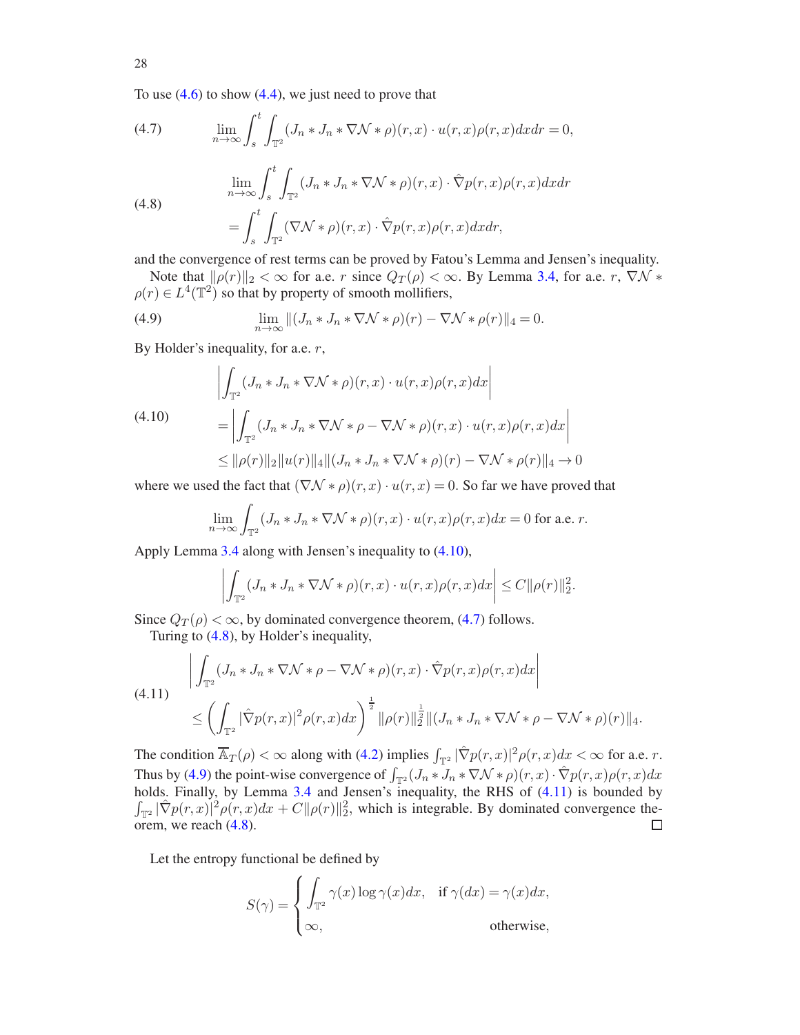To use (4.6) to show (4.4), we just need to prove that

$$\lim_{n\to\infty}\int_s^t\int_{\mathbb{T}^2}(J_n * J_n * \nabla\mathcal{N} * \rho)(r,x)\cdot u(r,x)\rho(r,x)dxdr = 0, \tag{4.7}$$

$$\begin{aligned}&\lim_{n\to\infty}\int_s^t\int_{\mathbb{T}^2}(J_n * J_n * \nabla\mathcal{N} * \rho)(r,x)\cdot \hat{\nabla} p(r,x)\rho(r,x)dxdr\\ &=\int_s^t\int_{\mathbb{T}^2}(\nabla\mathcal{N} * \rho)(r,x)\cdot \hat{\nabla} p(r,x)\rho(r,x)dxdr,\end{aligned} \tag{4.8}$$

and the convergence of rest terms can be proved by Fatou's Lemma and Jensen's inequality.

Note that $\|\rho(r)\|_2 < \infty$ for a.e. $r$ since $Q_T(\rho) < \infty$. By Lemma 3.4, for a.e. $r$, $\nabla\mathcal{N} * \rho(r) \in L^4(\mathbb{T}^2)$ so that by property of smooth mollifiers,

$$\lim_{n\to\infty}\|(J_n * J_n * \nabla\mathcal{N} * \rho)(r) - \nabla\mathcal{N} * \rho(r)\|_4 = 0. \tag{4.9}$$

By Holder's inequality, for a.e. $r$,

$$\begin{aligned}&\left|\int_{\mathbb{T}^2}(J_n * J_n * \nabla\mathcal{N} * \rho)(r,x)\cdot u(r,x)\rho(r,x)dx\right|\\ &=\left|\int_{\mathbb{T}^2}(J_n * J_n * \nabla\mathcal{N} * \rho - \nabla\mathcal{N} * \rho)(r,x)\cdot u(r,x)\rho(r,x)dx\right|\\ &\le \|\rho(r)\|_2\|u(r)\|_4\|(J_n * J_n * \nabla\mathcal{N} * \rho)(r) - \nabla\mathcal{N} * \rho(r)\|_4 \to 0\end{aligned} \tag{4.10}$$

where we used the fact that $(\nabla\mathcal{N} * \rho)(r,x)\cdot u(r,x) = 0$. So far we have proved that

$$\lim_{n\to\infty}\int_{\mathbb{T}^2}(J_n * J_n * \nabla\mathcal{N} * \rho)(r,x)\cdot u(r,x)\rho(r,x)dx = 0 \text{ for a.e. } r.$$

Apply Lemma 3.4 along with Jensen's inequality to (4.10),

$$\left|\int_{\mathbb{T}^2}(J_n * J_n * \nabla\mathcal{N} * \rho)(r,x)\cdot u(r,x)\rho(r,x)dx\right| \le C\|\rho(r)\|_2^2.$$

Since $Q_T(\rho) < \infty$, by dominated convergence theorem, (4.7) follows.

Turing to (4.8), by Holder's inequality,

$$\begin{aligned}&\left|\int_{\mathbb{T}^2}(J_n * J_n * \nabla\mathcal{N} * \rho - \nabla\mathcal{N} * \rho)(r,x)\cdot \hat{\nabla} p(r,x)\rho(r,x)dx\right|\\ &\le \left(\int_{\mathbb{T}^2}|\hat{\nabla} p(r,x)|^2\rho(r,x)dx\right)^{\frac{1}{2}}\|\rho(r)\|_2^{\frac{1}{2}}\|(J_n * J_n * \nabla\mathcal{N} * \rho - \nabla\mathcal{N} * \rho)(r)\|_4.\end{aligned} \tag{4.11}$$

The condition $\overline{\mathbb{A}}_T(\rho) < \infty$ along with (4.2) implies $\int_{\mathbb{T}^2}|\hat{\nabla} p(r,x)|^2\rho(r,x)dx < \infty$ for a.e. $r$. Thus by (4.9) the point-wise convergence of $\int_{\mathbb{T}^2}(J_n * J_n * \nabla\mathcal{N} * \rho)(r,x)\cdot \hat{\nabla} p(r,x)\rho(r,x)dx$ holds. Finally, by Lemma 3.4 and Jensen's inequality, the RHS of (4.11) is bounded by $\int_{\mathbb{T}^2}|\hat{\nabla} p(r,x)|^2\rho(r,x)dx + C\|\rho(r)\|_2^2$, which is integrable. By dominated convergence theorem, we reach (4.8). □

Let the entropy functional be defined by

$$S(\gamma) = \begin{cases}\displaystyle\int_{\mathbb{T}^2}\gamma(x)\log\gamma(x)dx, & \text{if } \gamma(dx) = \gamma(x)dx,\\ \infty, & \text{otherwise,}\end{cases}$$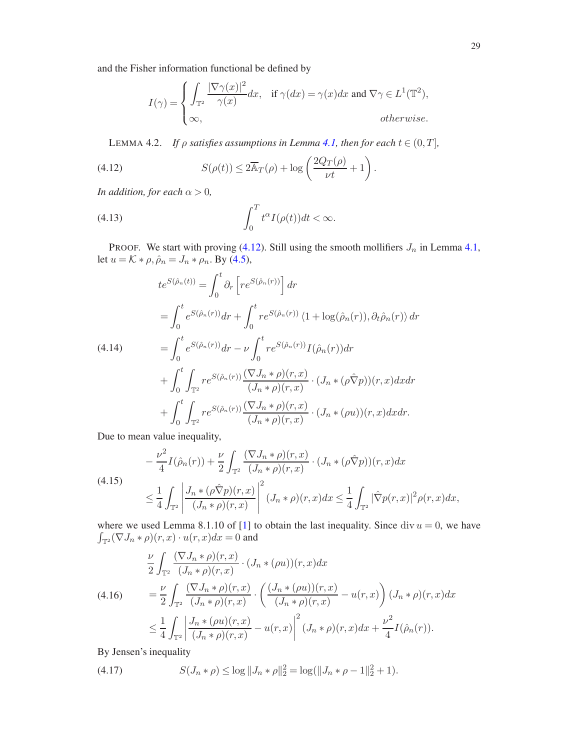and the Fisher information functional be defined by

$$I(\gamma) = \begin{cases} \displaystyle\int_{\mathbb{T}^2} \frac{|\nabla \gamma(x)|^2}{\gamma(x)} dx, & \text{if } \gamma(dx) = \gamma(x)dx \text{ and } \nabla\gamma \in L^1(\mathbb{T}^2), \\ \infty, & \textit{otherwise}. \end{cases}$$

LEMMA 4.2. *If $\rho$ satisfies assumptions in Lemma 4.1, then for each $t \in (0, T]$,*

$$S(\rho(t)) \leq 2\overline{\mathbb{A}}_T(\rho) + \log\left(\frac{2Q_T(\rho)}{\nu t} + 1\right). \tag{4.12}$$

*In addition, for each $\alpha > 0$,*

$$\int_0^T t^\alpha I(\rho(t))dt < \infty. \tag{4.13}$$

PROOF. We start with proving (4.12). Still using the smooth mollifiers $J_n$ in Lemma 4.1, let $u = \mathcal{K} * \rho, \hat{\rho}_n = J_n * \rho_n$. By (4.5),

$$\begin{aligned}
te^{S(\hat{\rho}_n(t))} &= \int_0^t \partial_r \left[re^{S(\hat{\rho}_n(r))}\right] dr \\
&= \int_0^t e^{S(\hat{\rho}_n(r))}dr + \int_0^t re^{S(\hat{\rho}_n(r))} \langle 1 + \log(\hat{\rho}_n(r)), \partial_t \hat{\rho}_n(r)\rangle dr \\
&= \int_0^t e^{S(\hat{\rho}_n(r))}dr - \nu \int_0^t re^{S(\hat{\rho}_n(r))} I(\hat{\rho}_n(r))dr \\
&\quad + \int_0^t \int_{\mathbb{T}^2} re^{S(\hat{\rho}_n(r))} \frac{(\nabla J_n * \rho)(r,x)}{(J_n * \rho)(r,x)} \cdot (J_n * (\rho\hat{\nabla} p))(r,x)dxdr \\
&\quad + \int_0^t \int_{\mathbb{T}^2} re^{S(\hat{\rho}_n(r))} \frac{(\nabla J_n * \rho)(r,x)}{(J_n * \rho)(r,x)} \cdot (J_n * (\rho u))(r,x)dxdr.
\end{aligned} \tag{4.14}$$

Due to mean value inequality,

$$\begin{aligned}
&-\frac{\nu^2}{4} I(\hat{\rho}_n(r)) + \frac{\nu}{2} \int_{\mathbb{T}^2} \frac{(\nabla J_n * \rho)(r,x)}{(J_n * \rho)(r,x)} \cdot (J_n * (\rho\hat{\nabla} p))(r,x)dx \\
&\leq \frac{1}{4} \int_{\mathbb{T}^2} \left| \frac{J_n * (\rho\hat{\nabla} p)(r,x)}{(J_n * \rho)(r,x)} \right|^2 (J_n * \rho)(r,x)dx \leq \frac{1}{4} \int_{\mathbb{T}^2} |\hat{\nabla} p(r,x)|^2 \rho(r,x)dx,
\end{aligned} \tag{4.15}$$

where we used Lemma 8.1.10 of [1] to obtain the last inequality. Since $\operatorname{div} u = 0$, we have $\int_{\mathbb{T}^2} (\nabla J_n * \rho)(r,x) \cdot u(r,x)dx = 0$ and

$$\begin{aligned}
&\frac{\nu}{2} \int_{\mathbb{T}^2} \frac{(\nabla J_n * \rho)(r,x)}{(J_n * \rho)(r,x)} \cdot (J_n * (\rho u))(r,x)dx \\
&= \frac{\nu}{2} \int_{\mathbb{T}^2} \frac{(\nabla J_n * \rho)(r,x)}{(J_n * \rho)(r,x)} \cdot \left( \frac{(J_n * (\rho u))(r,x)}{(J_n * \rho)(r,x)} - u(r,x) \right) (J_n * \rho)(r,x)dx \\
&\leq \frac{1}{4} \int_{\mathbb{T}^2} \left| \frac{J_n * (\rho u)(r,x)}{(J_n * \rho)(r,x)} - u(r,x) \right|^2 (J_n * \rho)(r,x)dx + \frac{\nu^2}{4} I(\hat{\rho}_n(r)).
\end{aligned} \tag{4.16}$$

By Jensen's inequality

$$S(J_n * \rho) \leq \log \|J_n * \rho\|_2^2 = \log(\|J_n * \rho - 1\|_2^2 + 1). \tag{4.17}$$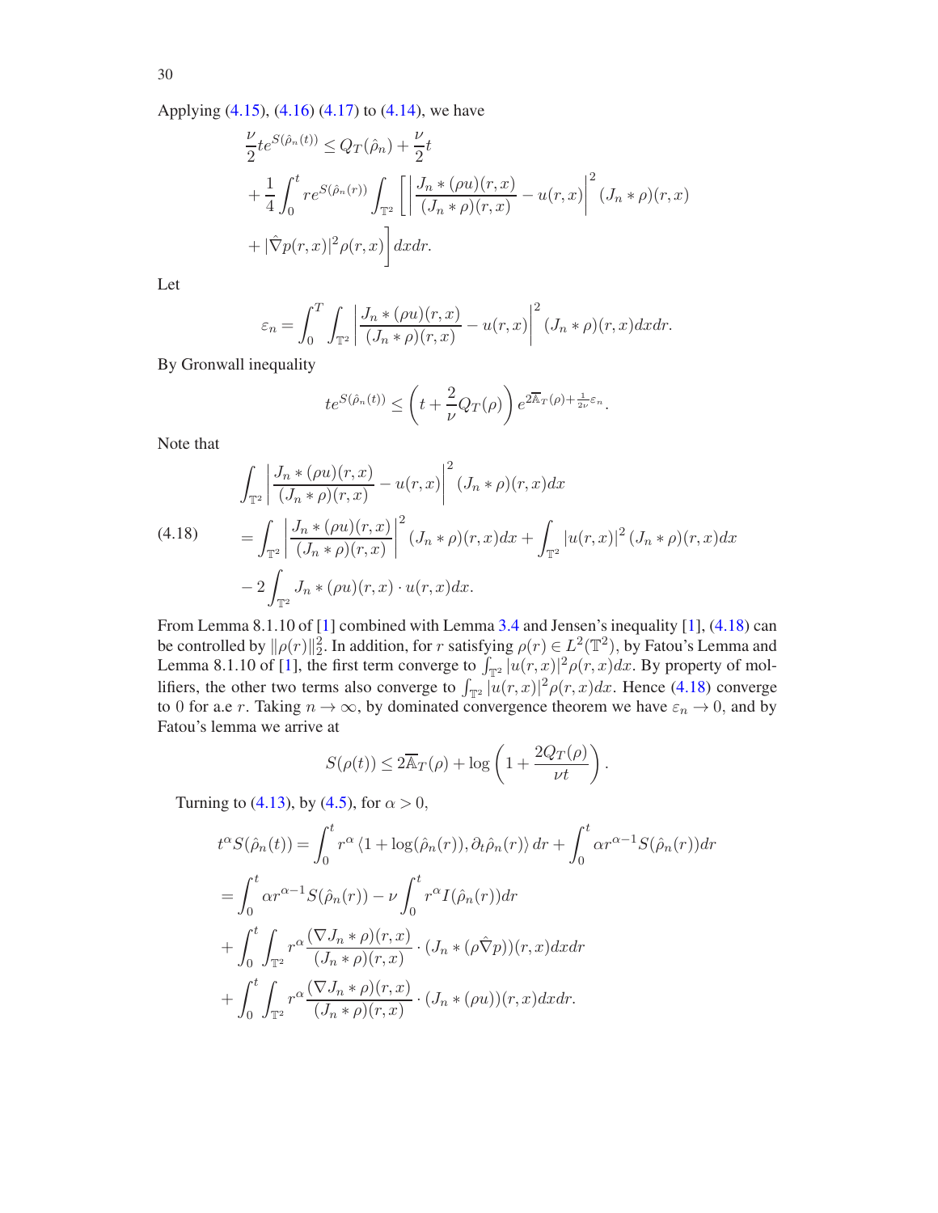Applying (4.15), (4.16) (4.17) to (4.14), we have

$$
\begin{aligned}
&\frac{\nu}{2} t e^{S(\hat{\rho}_n(t))} \leq Q_T(\hat{\rho}_n) + \frac{\nu}{2} t \\
&+ \frac{1}{4} \int_0^t r e^{S(\hat{\rho}_n(r))} \int_{\mathbb{T}^2} \left[ \left| \frac{J_n * (\rho u)(r,x)}{(J_n * \rho)(r,x)} - u(r,x) \right|^2 (J_n * \rho)(r,x) \right. \\
&\left. + |\hat{\nabla} p(r,x)|^2 \rho(r,x) \right] dx dr.
\end{aligned}
$$

Let

$$
\varepsilon_n = \int_0^T \int_{\mathbb{T}^2} \left| \frac{J_n * (\rho u)(r,x)}{(J_n * \rho)(r,x)} - u(r,x) \right|^2 (J_n * \rho)(r,x) dx dr.
$$

By Gronwall inequality

$$
t e^{S(\hat{\rho}_n(t))} \leq \left( t + \frac{2}{\nu} Q_T(\rho) \right) e^{2\overline{\mathbb{A}}_T(\rho) + \frac{1}{2\nu}\varepsilon_n}.
$$

Note that

$$
\begin{aligned}
&\int_{\mathbb{T}^2} \left| \frac{J_n * (\rho u)(r,x)}{(J_n * \rho)(r,x)} - u(r,x) \right|^2 (J_n * \rho)(r,x) dx \\
(4.18) \qquad &= \int_{\mathbb{T}^2} \left| \frac{J_n * (\rho u)(r,x)}{(J_n * \rho)(r,x)} \right|^2 (J_n * \rho)(r,x) dx + \int_{\mathbb{T}^2} |u(r,x)|^2 (J_n * \rho)(r,x) dx \\
&- 2 \int_{\mathbb{T}^2} J_n * (\rho u)(r,x) \cdot u(r,x) dx.
\end{aligned}
$$

From Lemma 8.1.10 of [1] combined with Lemma 3.4 and Jensen's inequality [1], (4.18) can be controlled by $\|\rho(r)\|_2^2$. In addition, for $r$ satisfying $\rho(r) \in L^2(\mathbb{T}^2)$, by Fatou's Lemma and Lemma 8.1.10 of [1], the first term converge to $\int_{\mathbb{T}^2} |u(r,x)|^2 \rho(r,x) dx$. By property of mollifiers, the other two terms also converge to $\int_{\mathbb{T}^2} |u(r,x)|^2 \rho(r,x) dx$. Hence (4.18) converge to 0 for a.e $r$. Taking $n \to \infty$, by dominated convergence theorem we have $\varepsilon_n \to 0$, and by Fatou's lemma we arrive at

$$
S(\rho(t)) \leq 2\overline{\mathbb{A}}_T(\rho) + \log\left( 1 + \frac{2Q_T(\rho)}{\nu t} \right).
$$

Turning to (4.13), by (4.5), for $\alpha > 0$,

$$
\begin{aligned}
t^\alpha S(\hat{\rho}_n(t)) &= \int_0^t r^\alpha \langle 1 + \log(\hat{\rho}_n(r)), \partial_t \hat{\rho}_n(r) \rangle dr + \int_0^t \alpha r^{\alpha - 1} S(\hat{\rho}_n(r)) dr \\
&= \int_0^t \alpha r^{\alpha-1} S(\hat{\rho}_n(r)) - \nu \int_0^t r^\alpha I(\hat{\rho}_n(r)) dr \\
&+ \int_0^t \int_{\mathbb{T}^2} r^\alpha \frac{(\nabla J_n * \rho)(r,x)}{(J_n * \rho)(r,x)} \cdot (J_n * (\rho \hat{\nabla} p))(r,x) dx dr \\
&+ \int_0^t \int_{\mathbb{T}^2} r^\alpha \frac{(\nabla J_n * \rho)(r,x)}{(J_n * \rho)(r,x)} \cdot (J_n * (\rho u))(r,x) dx dr.
\end{aligned}
$$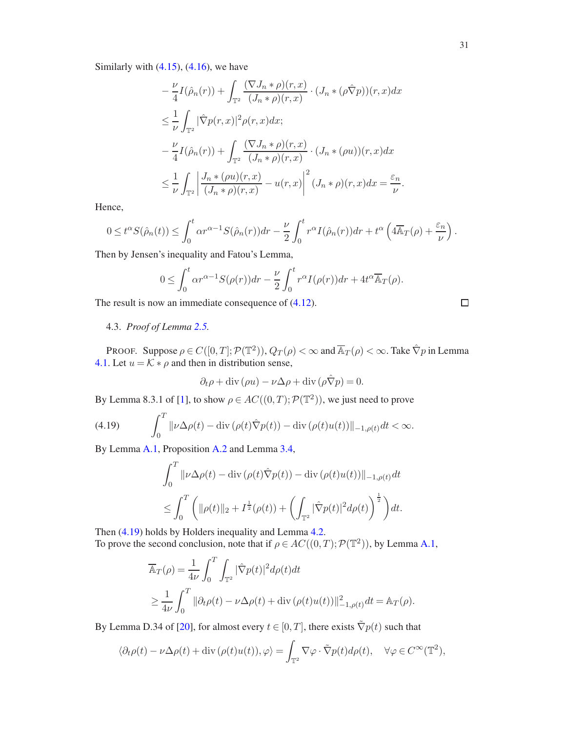Similarly with (4.15), (4.16), we have

$$
\begin{aligned}
&-\frac{\nu}{4} I(\hat{\rho}_n(r)) + \int_{\mathbb{T}^2} \frac{(\nabla J_n * \rho)(r,x)}{(J_n * \rho)(r,x)} \cdot (J_n * (\rho \hat{\nabla} p))(r,x) dx \\
&\leq \frac{1}{\nu} \int_{\mathbb{T}^2} |\hat{\nabla} p(r,x)|^2 \rho(r,x) dx; \\
&-\frac{\nu}{4} I(\hat{\rho}_n(r)) + \int_{\mathbb{T}^2} \frac{(\nabla J_n * \rho)(r,x)}{(J_n * \rho)(r,x)} \cdot (J_n * (\rho u))(r,x) dx \\
&\leq \frac{1}{\nu} \int_{\mathbb{T}^2} \left| \frac{J_n * (\rho u)(r,x)}{(J_n * \rho)(r,x)} - u(r,x) \right|^2 (J_n * \rho)(r,x) dx = \frac{\varepsilon_n}{\nu}.
\end{aligned}
$$

Hence,

$$
0 \leq t^\alpha S(\hat{\rho}_n(t)) \leq \int_0^t \alpha r^{\alpha-1} S(\hat{\rho}_n(r)) dr - \frac{\nu}{2} \int_0^t r^\alpha I(\hat{\rho}_n(r)) dr + t^\alpha \left( 4 \overline{\mathbb{A}}_T(\rho) + \frac{\varepsilon_n}{\nu} \right).
$$

Then by Jensen's inequality and Fatou's Lemma,

$$
0 \leq \int_0^t \alpha r^{\alpha-1} S(\rho(r)) dr - \frac{\nu}{2} \int_0^t r^\alpha I(\rho(r)) dr + 4 t^\alpha \overline{\mathbb{A}}_T(\rho).
$$

The result is now an immediate consequence of (4.12). □

### 4.3. *Proof of Lemma 2.5.*

PROOF. Suppose $\rho \in C([0,T]; \mathcal{P}(\mathbb{T}^2))$, $Q_T(\rho) < \infty$ and $\overline{\mathbb{A}}_T(\rho) < \infty$. Take $\hat{\nabla} p$ in Lemma 4.1. Let $u = \mathcal{K} * \rho$ and then in distribution sense,

$$
\partial_t \rho + \operatorname{div}(\rho u) - \nu \Delta \rho + \operatorname{div}(\rho \hat{\nabla} p) = 0.
$$

By Lemma 8.3.1 of [1], to show $\rho \in AC((0,T); \mathcal{P}(\mathbb{T}^2))$, we just need to prove

$$
\int_0^T \| \nu \Delta \rho(t) - \operatorname{div}(\rho(t) \hat{\nabla} p(t)) - \operatorname{div}(\rho(t) u(t)) \|_{-1,\rho(t)} dt < \infty. \tag{4.19}
$$

By Lemma A.1, Proposition A.2 and Lemma 3.4,

$$
\begin{aligned}
&\int_0^T \| \nu \Delta \rho(t) - \operatorname{div}(\rho(t) \hat{\nabla} p(t)) - \operatorname{div}(\rho(t) u(t)) \|_{-1,\rho(t)} dt \\
&\leq \int_0^T \left( \|\rho(t)\|_2 + I^{\frac{1}{2}}(\rho(t)) + \left( \int_{\mathbb{T}^2} |\hat{\nabla} p(t)|^2 d\rho(t) \right)^{\frac{1}{2}} \right) dt.
\end{aligned}
$$

Then (4.19) holds by Holders inequality and Lemma 4.2.
To prove the second conclusion, note that if $\rho \in AC((0,T); \mathcal{P}(\mathbb{T}^2))$, by Lemma A.1,

$$
\begin{aligned}
\overline{\mathbb{A}}_T(\rho) &= \frac{1}{4\nu} \int_0^T \int_{\mathbb{T}^2} |\hat{\nabla} p(t)|^2 d\rho(t) dt \\
&\geq \frac{1}{4\nu} \int_0^T \| \partial_t \rho(t) - \nu \Delta \rho(t) + \operatorname{div}(\rho(t) u(t)) \|_{-1,\rho(t)}^2 dt = \mathbb{A}_T(\rho).
\end{aligned}
$$

By Lemma D.34 of [20], for almost every $t \in [0,T]$, there exists $\tilde{\nabla} p(t)$ such that

$$
\langle \partial_t \rho(t) - \nu \Delta \rho(t) + \operatorname{div}(\rho(t) u(t)), \varphi \rangle = \int_{\mathbb{T}^2} \nabla \varphi \cdot \tilde{\nabla} p(t) d\rho(t), \quad \forall \varphi \in C^\infty(\mathbb{T}^2),
$$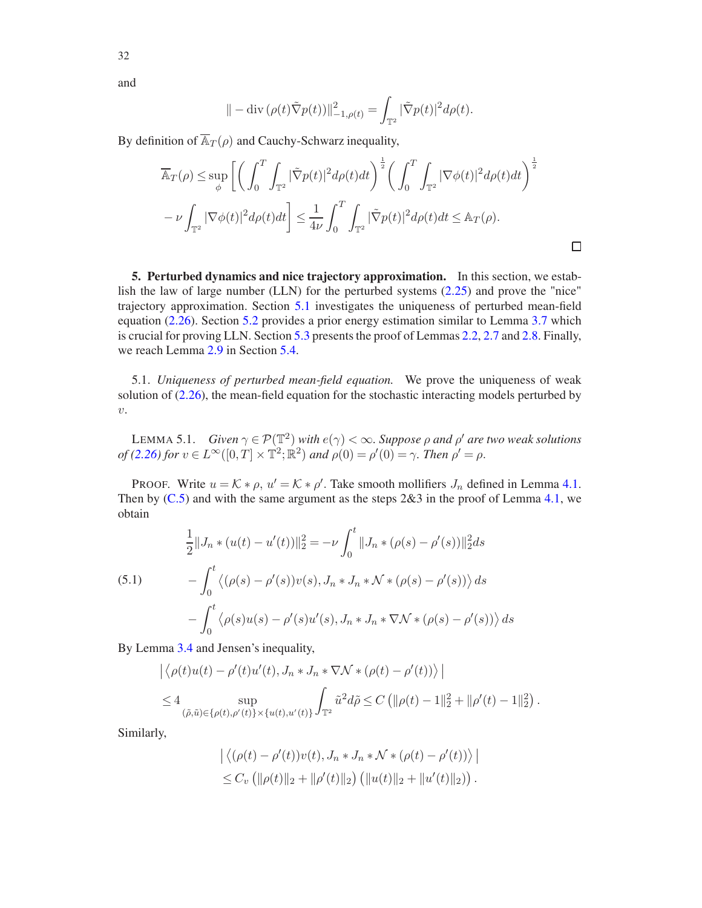and

$$\| -\operatorname{div}(\rho(t)\tilde{\nabla}p(t))\|^2_{-1,\rho(t)} = \int_{\mathbb{T}^2} |\tilde{\nabla}p(t)|^2 d\rho(t).$$

By definition of $\overline{\mathbb{A}}_T(\rho)$ and Cauchy-Schwarz inequality,

$$\overline{\mathbb{A}}_T(\rho) \leq \sup_{\phi} \Bigg[ \bigg( \int_0^T \int_{\mathbb{T}^2} |\tilde{\nabla}p(t)|^2 d\rho(t) dt \bigg)^{\frac{1}{2}} \bigg( \int_0^T \int_{\mathbb{T}^2} |\nabla \phi(t)|^2 d\rho(t) dt \bigg)^{\frac{1}{2}}$$

$$- \nu \int_{\mathbb{T}^2} |\nabla \phi(t)|^2 d\rho(t) dt \Bigg] \leq \frac{1}{4\nu} \int_0^T \int_{\mathbb{T}^2} |\tilde{\nabla}p(t)|^2 d\rho(t) dt \leq \mathbb{A}_T(\rho).$$

□

**5. Perturbed dynamics and nice trajectory approximation.** In this section, we establish the law of large number (LLN) for the perturbed systems (2.25) and prove the "nice" trajectory approximation. Section 5.1 investigates the uniqueness of perturbed mean-field equation (2.26). Section 5.2 provides a prior energy estimation similar to Lemma 3.7 which is crucial for proving LLN. Section 5.3 presents the proof of Lemmas 2.2, 2.7 and 2.8. Finally, we reach Lemma 2.9 in Section 5.4.

5.1. *Uniqueness of perturbed mean-field equation.* We prove the uniqueness of weak solution of (2.26), the mean-field equation for the stochastic interacting models perturbed by $v$.

LEMMA 5.1. *Given $\gamma \in \mathcal{P}(\mathbb{T}^2)$ with $e(\gamma) < \infty$. Suppose $\rho$ and $\rho'$ are two weak solutions of (2.26) for $v \in L^\infty([0,T] \times \mathbb{T}^2; \mathbb{R}^2)$ and $\rho(0) = \rho'(0) = \gamma$. Then $\rho' = \rho$.*

PROOF. Write $u = \mathcal{K} * \rho$, $u' = \mathcal{K} * \rho'$. Take smooth mollifiers $J_n$ defined in Lemma 4.1. Then by (C.5) and with the same argument as the steps 2&3 in the proof of Lemma 4.1, we obtain

$$(5.1) \qquad \begin{aligned} \frac{1}{2}\|J_n * (u(t) - u'(t))\|_2^2 &= -\nu \int_0^t \|J_n * (\rho(s) - \rho'(s))\|_2^2 ds \\ &- \int_0^t \big\langle (\rho(s) - \rho'(s))v(s), J_n * J_n * \mathcal{N} * (\rho(s) - \rho'(s)) \big\rangle ds \\ &- \int_0^t \big\langle \rho(s)u(s) - \rho'(s)u'(s), J_n * J_n * \nabla \mathcal{N} * (\rho(s) - \rho'(s)) \big\rangle ds \end{aligned}$$

By Lemma 3.4 and Jensen's inequality,

$$\begin{aligned} &\big| \big\langle \rho(t)u(t) - \rho'(t)u'(t), J_n * J_n * \nabla \mathcal{N} * (\rho(t) - \rho'(t)) \big\rangle \big| \\ &\leq 4 \sup_{(\tilde{\rho},\tilde{u}) \in \{\rho(t),\rho'(t)\} \times \{u(t),u'(t)\}} \int_{\mathbb{T}^2} \tilde{u}^2 d\tilde{\rho} \leq C \left( \|\rho(t) - 1\|_2^2 + \|\rho'(t) - 1\|_2^2 \right). \end{aligned}$$

Similarly,

$$\begin{aligned} &\big| \big\langle (\rho(t) - \rho'(t))v(t), J_n * J_n * \mathcal{N} * (\rho(t) - \rho'(t)) \big\rangle \big| \\ &\leq C_v \left( \|\rho(t)\|_2 + \|\rho'(t)\|_2 \right) \left( \|u(t)\|_2 + \|u'(t)\|_2 \right). \end{aligned}$$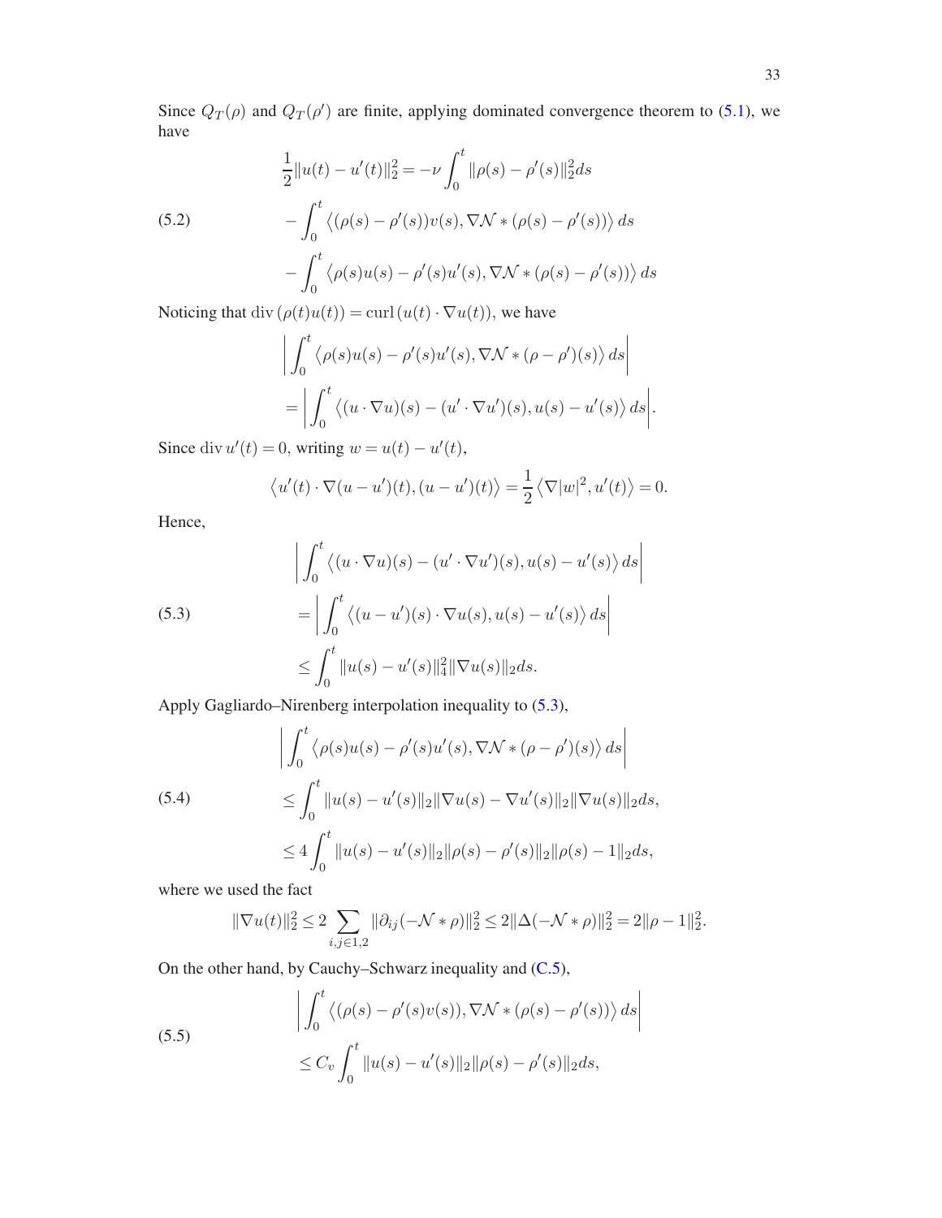Since $Q_T(\rho)$ and $Q_T(\rho')$ are finite, applying dominated convergence theorem to (5.1), we have

$$
\begin{aligned}
\frac{1}{2}\|u(t)-u'(t)\|_2^2 &= -\nu\int_0^t \|\rho(s)-\rho'(s)\|_2^2 ds \\
&\quad - \int_0^t \left\langle (\rho(s)-\rho'(s))v(s), \nabla\mathcal{N} * (\rho(s)-\rho'(s))\right\rangle ds \\
&\quad - \int_0^t \left\langle \rho(s)u(s)-\rho'(s)u'(s), \nabla\mathcal{N} * (\rho(s)-\rho'(s))\right\rangle ds
\end{aligned} \tag{5.2}
$$

Noticing that $\operatorname{div}(\rho(t)u(t)) = \operatorname{curl}(u(t)\cdot\nabla u(t))$, we have

$$
\begin{aligned}
&\left|\int_0^t \left\langle \rho(s)u(s)-\rho'(s)u'(s), \nabla\mathcal{N} * (\rho-\rho')(s)\right\rangle ds\right| \\
&= \left|\int_0^t \left\langle (u\cdot\nabla u)(s)-(u'\cdot\nabla u')(s), u(s)-u'(s)\right\rangle ds\right|.
\end{aligned}
$$

Since $\operatorname{div} u'(t) = 0$, writing $w = u(t)-u'(t)$,

$$
\left\langle u'(t)\cdot\nabla(u-u')(t), (u-u')(t)\right\rangle = \frac{1}{2}\left\langle \nabla|w|^2, u'(t)\right\rangle = 0.
$$

Hence,

$$
\begin{aligned}
&\left|\int_0^t \left\langle (u\cdot\nabla u)(s)-(u'\cdot\nabla u')(s), u(s)-u'(s)\right\rangle ds\right| \\
&= \left|\int_0^t \left\langle (u-u')(s)\cdot\nabla u(s), u(s)-u'(s)\right\rangle ds\right| \\
&\le \int_0^t \|u(s)-u'(s)\|_4^2\|\nabla u(s)\|_2 ds.
\end{aligned} \tag{5.3}
$$

Apply Gagliardo–Nirenberg interpolation inequality to (5.3),

$$
\begin{aligned}
&\left|\int_0^t \left\langle \rho(s)u(s)-\rho'(s)u'(s), \nabla\mathcal{N} * (\rho-\rho')(s)\right\rangle ds\right| \\
&\le \int_0^t \|u(s)-u'(s)\|_2\|\nabla u(s)-\nabla u'(s)\|_2\|\nabla u(s)\|_2 ds, \\
&\le 4\int_0^t \|u(s)-u'(s)\|_2\|\rho(s)-\rho'(s)\|_2\|\rho(s)-1\|_2 ds,
\end{aligned} \tag{5.4}
$$

where we used the fact

$$
\|\nabla u(t)\|_2^2 \le 2\sum_{i,j\in 1,2}\|\partial_{ij}(-\mathcal{N}*\rho)\|_2^2 \le 2\|\Delta(-\mathcal{N}*\rho)\|_2^2 = 2\|\rho-1\|_2^2.
$$

On the other hand, by Cauchy–Schwarz inequality and (C.5),

$$
\begin{aligned}
&\left|\int_0^t \left\langle (\rho(s)-\rho'(s)v(s)), \nabla\mathcal{N} * (\rho(s)-\rho'(s))\right\rangle ds\right| \\
&\le C_v\int_0^t \|u(s)-u'(s)\|_2\|\rho(s)-\rho'(s)\|_2 ds,
\end{aligned} \tag{5.5}
$$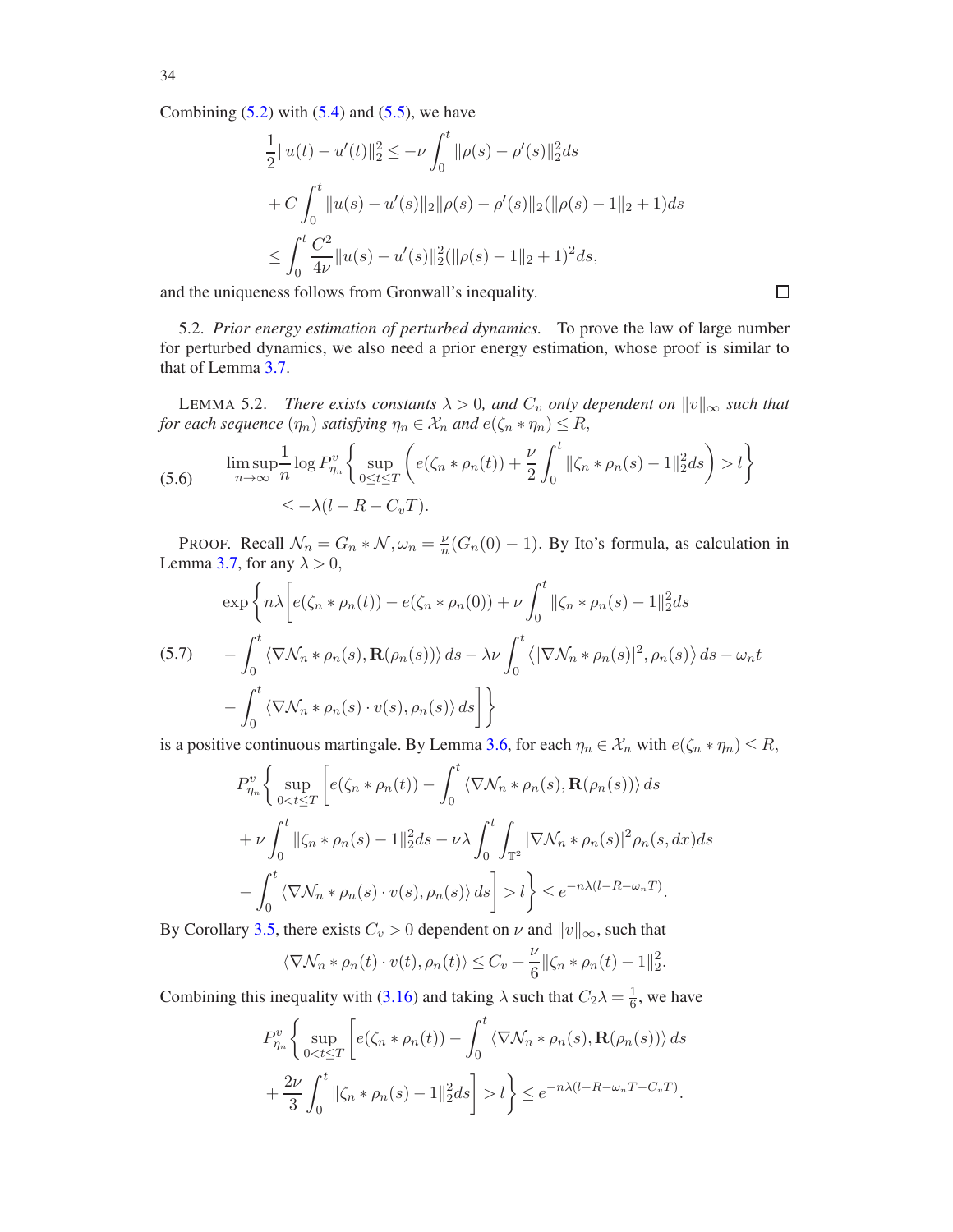Combining (5.2) with (5.4) and (5.5), we have

$$\frac{1}{2}\|u(t)-u'(t)\|_2^2 \leq -\nu\int_0^t \|\rho(s)-\rho'(s)\|_2^2 ds$$

$$+ C\int_0^t \|u(s)-u'(s)\|_2\|\rho(s)-\rho'(s)\|_2(\|\rho(s)-1\|_2+1)ds$$

$$\leq \int_0^t \frac{C^2}{4\nu}\|u(s)-u'(s)\|_2^2(\|\rho(s)-1\|_2+1)^2 ds,$$

and the uniqueness follows from Gronwall's inequality. $\square$

5.2. *Prior energy estimation of perturbed dynamics.* To prove the law of large number for perturbed dynamics, we also need a prior energy estimation, whose proof is similar to that of Lemma 3.7.

LEMMA 5.2. *There exists constants $\lambda > 0$, and $C_v$ only dependent on $\|v\|_\infty$ such that for each sequence $(\eta_n)$ satisfying $\eta_n \in \mathcal{X}_n$ and $e(\zeta_n * \eta_n) \leq R$,*

$$\limsup_{n\to\infty}\frac{1}{n}\log P^v_{\eta_n}\left\{\sup_{0\leq t\leq T}\left(e(\zeta_n*\rho_n(t))+\frac{\nu}{2}\int_0^t\|\zeta_n*\rho_n(s)-1\|_2^2 ds\right)>l\right\} \tag{5.6}$$
$$\leq -\lambda(l-R-C_vT).$$

PROOF. Recall $\mathcal{N}_n = G_n * \mathcal{N}, \omega_n = \frac{\nu}{n}(G_n(0)-1)$. By Ito's formula, as calculation in Lemma 3.7, for any $\lambda > 0$,

$$\exp\Bigg\{n\lambda\Bigg[e(\zeta_n*\rho_n(t))-e(\zeta_n*\rho_n(0))+\nu\int_0^t\|\zeta_n*\rho_n(s)-1\|_2^2 ds$$
$$-\int_0^t\langle\nabla\mathcal{N}_n*\rho_n(s),\mathbf{R}(\rho_n(s))\rangle ds-\lambda\nu\int_0^t\left\langle|\nabla\mathcal{N}_n*\rho_n(s)|^2,\rho_n(s)\right\rangle ds-\omega_n t \tag{5.7}$$
$$-\int_0^t\langle\nabla\mathcal{N}_n*\rho_n(s)\cdot v(s),\rho_n(s)\rangle ds\Bigg]\Bigg\}$$

is a positive continuous martingale. By Lemma 3.6, for each $\eta_n \in \mathcal{X}_n$ with $e(\zeta_n * \eta_n) \leq R$,

$$P^v_{\eta_n}\Bigg\{\sup_{0<t\leq T}\Bigg[e(\zeta_n*\rho_n(t))-\int_0^t\langle\nabla\mathcal{N}_n*\rho_n(s),\mathbf{R}(\rho_n(s))\rangle ds$$
$$+\nu\int_0^t\|\zeta_n*\rho_n(s)-1\|_2^2 ds-\nu\lambda\int_0^t\int_{\mathbb{T}^2}|\nabla\mathcal{N}_n*\rho_n(s)|^2\rho_n(s,dx)ds$$
$$-\int_0^t\langle\nabla\mathcal{N}_n*\rho_n(s)\cdot v(s),\rho_n(s)\rangle ds\Bigg]>l\Bigg\}\leq e^{-n\lambda(l-R-\omega_nT)}.$$

By Corollary 3.5, there exists $C_v > 0$ dependent on $\nu$ and $\|v\|_\infty$, such that

$$\langle\nabla\mathcal{N}_n*\rho_n(t)\cdot v(t),\rho_n(t)\rangle\leq C_v+\frac{\nu}{6}\|\zeta_n*\rho_n(t)-1\|_2^2.$$

Combining this inequality with (3.16) and taking $\lambda$ such that $C_2\lambda = \frac{1}{6}$, we have

$$P^v_{\eta_n}\Bigg\{\sup_{0<t\leq T}\Bigg[e(\zeta_n*\rho_n(t))-\int_0^t\langle\nabla\mathcal{N}_n*\rho_n(s),\mathbf{R}(\rho_n(s))\rangle ds$$
$$+\frac{2\nu}{3}\int_0^t\|\zeta_n*\rho_n(s)-1\|_2^2 ds\Bigg]>l\Bigg\}\leq e^{-n\lambda(l-R-\omega_nT-C_vT)}.$$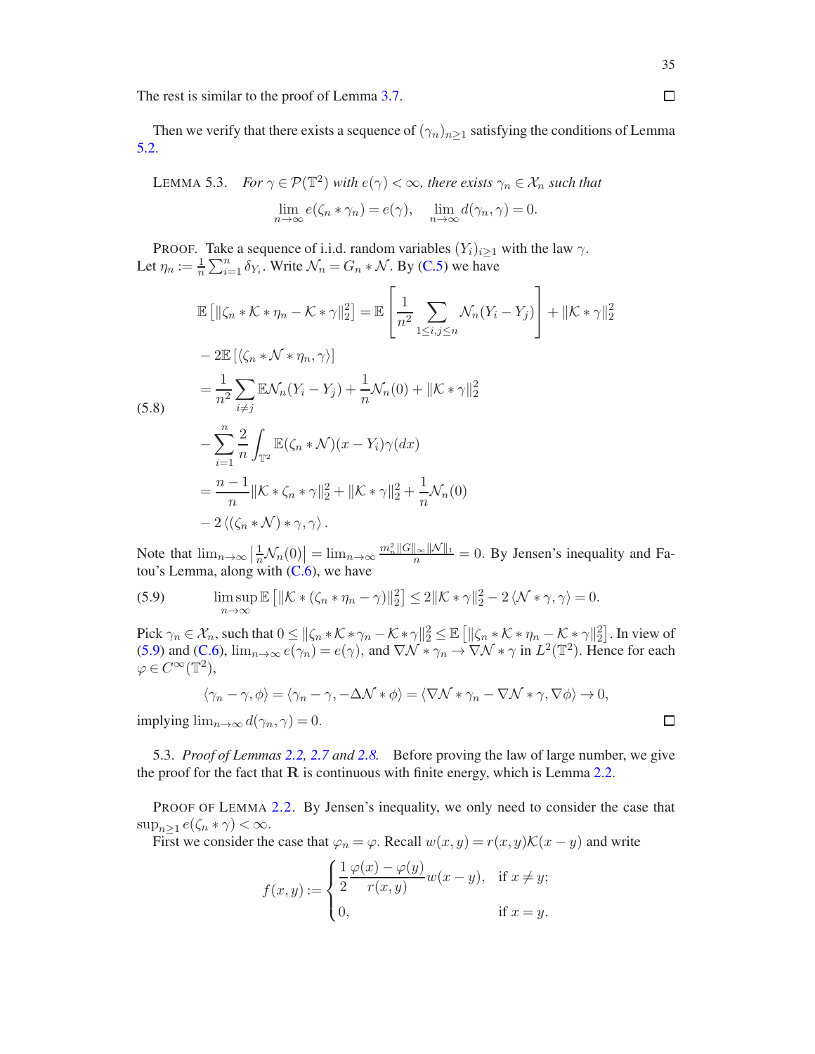The rest is similar to the proof of Lemma 3.7. ◻

Then we verify that there exists a sequence of $(\gamma_n)_{n\geq 1}$ satisfying the conditions of Lemma 5.2.

LEMMA 5.3. *For $\gamma \in \mathcal{P}(\mathbb{T}^2)$ with $e(\gamma) < \infty$, there exists $\gamma_n \in \mathcal{X}_n$ such that*

$$\lim_{n\to\infty} e(\zeta_n * \gamma_n) = e(\gamma), \quad \lim_{n\to\infty} d(\gamma_n, \gamma) = 0.$$

PROOF. Take a sequence of i.i.d. random variables $(Y_i)_{i\geq 1}$ with the law $\gamma$. Let $\eta_n := \frac{1}{n}\sum_{i=1}^n \delta_{Y_i}$. Write $\mathcal{N}_n = G_n * \mathcal{N}$. By (C.5) we have

$$\begin{aligned}
\mathbb{E}\left[\|\zeta_n * \mathcal{K} * \eta_n - \mathcal{K} * \gamma\|_2^2\right] &= \mathbb{E}\left[\frac{1}{n^2}\sum_{1\leq i,j\leq n} \mathcal{N}_n(Y_i - Y_j)\right] + \|\mathcal{K} * \gamma\|_2^2 \\
&\quad - 2\mathbb{E}\left[\langle \zeta_n * \mathcal{N} * \eta_n, \gamma\rangle\right] \\
&= \frac{1}{n^2}\sum_{i\neq j} \mathbb{E}\mathcal{N}_n(Y_i - Y_j) + \frac{1}{n}\mathcal{N}_n(0) + \|\mathcal{K} * \gamma\|_2^2 \\
&\quad - \sum_{i=1}^n \frac{2}{n}\int_{\mathbb{T}^2} \mathbb{E}(\zeta_n * \mathcal{N})(x - Y_i)\gamma(dx) \\
&= \frac{n-1}{n}\|\mathcal{K} * \zeta_n * \gamma\|_2^2 + \|\mathcal{K} * \gamma\|_2^2 + \frac{1}{n}\mathcal{N}_n(0) \\
&\quad - 2\left\langle (\zeta_n * \mathcal{N}) * \gamma, \gamma\right\rangle.
\end{aligned} \tag{5.8}$$

Note that $\lim_{n\to\infty}\left|\frac{1}{n}\mathcal{N}_n(0)\right| = \lim_{n\to\infty}\frac{m_n^2\|G\|_\infty\|\mathcal{N}\|_1}{n} = 0$. By Jensen's inequality and Fatou's Lemma, along with (C.6), we have

$$\limsup_{n\to\infty} \mathbb{E}\left[\|\mathcal{K} * (\zeta_n * \eta_n - \gamma)\|_2^2\right] \leq 2\|\mathcal{K} * \gamma\|_2^2 - 2\left\langle \mathcal{N} * \gamma, \gamma\right\rangle = 0. \tag{5.9}$$

Pick $\gamma_n \in \mathcal{X}_n$, such that $0 \leq \|\zeta_n * \mathcal{K} * \gamma_n - \mathcal{K} * \gamma\|_2^2 \leq \mathbb{E}\left[\|\zeta_n * \mathcal{K} * \eta_n - \mathcal{K} * \gamma\|_2^2\right]$. In view of (5.9) and (C.6), $\lim_{n\to\infty} e(\gamma_n) = e(\gamma)$, and $\nabla\mathcal{N} * \gamma_n \to \nabla\mathcal{N} * \gamma$ in $L^2(\mathbb{T}^2)$. Hence for each $\varphi \in C^\infty(\mathbb{T}^2)$,

$$\langle \gamma_n - \gamma, \phi\rangle = \langle \gamma_n - \gamma, -\Delta\mathcal{N} * \phi\rangle = \langle \nabla\mathcal{N} * \gamma_n - \nabla\mathcal{N} * \gamma, \nabla\phi\rangle \to 0,$$

implying $\lim_{n\to\infty} d(\gamma_n, \gamma) = 0$. ◻

### 5.3. *Proof of Lemmas 2.2, 2.7 and 2.8.*

Before proving the law of large number, we give the proof for the fact that $\mathbf{R}$ is continuous with finite energy, which is Lemma 2.2.

PROOF OF LEMMA 2.2. By Jensen's inequality, we only need to consider the case that $\sup_{n\geq 1} e(\zeta_n * \gamma) < \infty$.

First we consider the case that $\varphi_n = \varphi$. Recall $w(x,y) = r(x,y)\mathcal{K}(x-y)$ and write

$$f(x,y) := \begin{cases} \dfrac{1}{2}\dfrac{\varphi(x) - \varphi(y)}{r(x,y)} w(x-y), & \text{if } x \neq y; \\ 0, & \text{if } x = y. \end{cases}$$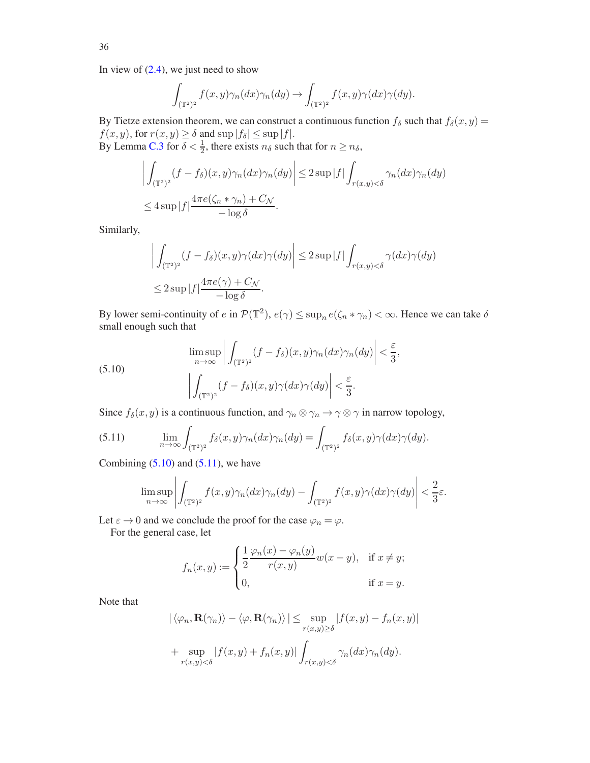In view of (2.4), we just need to show

$$\int_{(\mathbb{T}^2)^2} f(x,y)\gamma_n(dx)\gamma_n(dy) \to \int_{(\mathbb{T}^2)^2} f(x,y)\gamma(dx)\gamma(dy).$$

By Tietze extension theorem, we can construct a continuous function $f_\delta$ such that $f_\delta(x,y) = f(x,y)$, for $r(x,y) \geq \delta$ and $\sup|f_\delta| \leq \sup|f|$.
By Lemma C.3 for $\delta < \frac{1}{2}$, there exists $n_\delta$ such that for $n \geq n_\delta$,

$$\left|\int_{(\mathbb{T}^2)^2} (f - f_\delta)(x,y)\gamma_n(dx)\gamma_n(dy)\right| \leq 2\sup|f| \int_{r(x,y)<\delta} \gamma_n(dx)\gamma_n(dy)$$
$$\leq 4\sup|f| \frac{4\pi e(\zeta_n * \gamma_n) + C_{\mathcal{N}}}{-\log\delta}.$$

Similarly,

$$\left|\int_{(\mathbb{T}^2)^2} (f - f_\delta)(x,y)\gamma(dx)\gamma(dy)\right| \leq 2\sup|f| \int_{r(x,y)<\delta} \gamma(dx)\gamma(dy)$$
$$\leq 2\sup|f| \frac{4\pi e(\gamma) + C_{\mathcal{N}}}{-\log\delta}.$$

By lower semi-continuity of $e$ in $\mathcal{P}(\mathbb{T}^2)$, $e(\gamma) \leq \sup_n e(\zeta_n * \gamma_n) < \infty$. Hence we can take $\delta$ small enough such that

$$\limsup_{n\to\infty} \left|\int_{(\mathbb{T}^2)^2} (f - f_\delta)(x,y)\gamma_n(dx)\gamma_n(dy)\right| < \frac{\varepsilon}{3},$$
$$\left|\int_{(\mathbb{T}^2)^2} (f - f_\delta)(x,y)\gamma(dx)\gamma(dy)\right| < \frac{\varepsilon}{3}. \tag{5.10}$$

Since $f_\delta(x,y)$ is a continuous function, and $\gamma_n \otimes \gamma_n \to \gamma \otimes \gamma$ in narrow topology,

$$\lim_{n\to\infty} \int_{(\mathbb{T}^2)^2} f_\delta(x,y)\gamma_n(dx)\gamma_n(dy) = \int_{(\mathbb{T}^2)^2} f_\delta(x,y)\gamma(dx)\gamma(dy). \tag{5.11}$$

Combining (5.10) and (5.11), we have

$$\limsup_{n\to\infty} \left|\int_{(\mathbb{T}^2)^2} f(x,y)\gamma_n(dx)\gamma_n(dy) - \int_{(\mathbb{T}^2)^2} f(x,y)\gamma(dx)\gamma(dy)\right| < \frac{2}{3}\varepsilon.$$

Let $\varepsilon \to 0$ and we conclude the proof for the case $\varphi_n = \varphi$.

For the general case, let

$$f_n(x,y) := \begin{cases} \dfrac{1}{2}\dfrac{\varphi_n(x) - \varphi_n(y)}{r(x,y)} w(x-y), & \text{if } x \neq y; \\ 0, & \text{if } x = y. \end{cases}$$

Note that

$$|\langle \varphi_n, \mathbf{R}(\gamma_n)\rangle - \langle \varphi, \mathbf{R}(\gamma_n)\rangle| \leq \sup_{r(x,y)\geq\delta} |f(x,y) - f_n(x,y)|$$
$$+ \sup_{r(x,y)<\delta} |f(x,y) + f_n(x,y)| \int_{r(x,y)<\delta} \gamma_n(dx)\gamma_n(dy).$$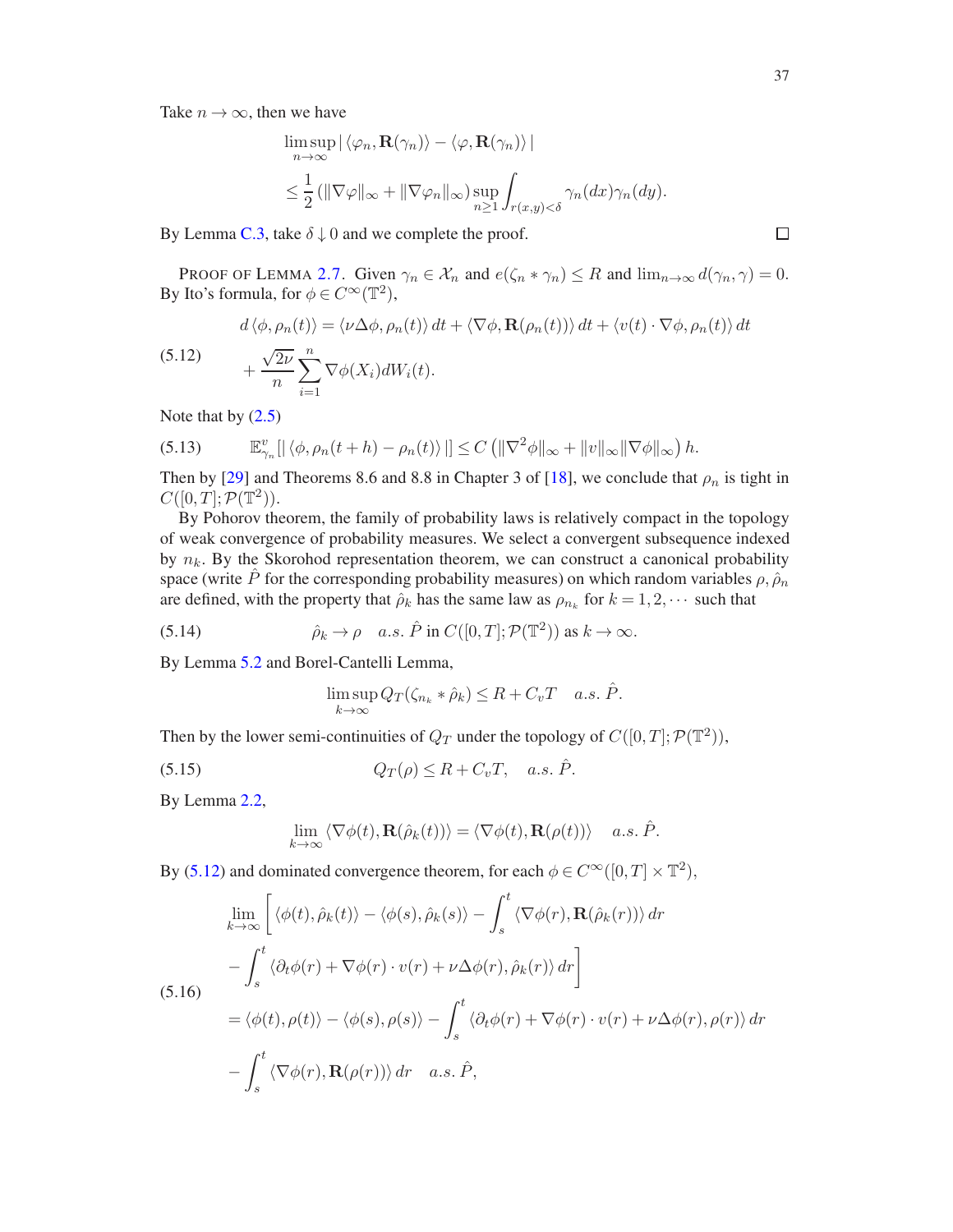Take $n \to \infty$, then we have

$$\limsup_{n\to\infty} |\langle \varphi_n, \mathbf{R}(\gamma_n)\rangle - \langle \varphi, \mathbf{R}(\gamma_n)\rangle|$$
$$\leq \frac{1}{2}(\|\nabla\varphi\|_\infty + \|\nabla\varphi_n\|_\infty) \sup_{n\geq 1} \int_{r(x,y)<\delta} \gamma_n(dx)\gamma_n(dy).$$

By Lemma C.3, take $\delta \downarrow 0$ and we complete the proof. □

PROOF OF LEMMA 2.7. Given $\gamma_n \in \mathcal{X}_n$ and $e(\zeta_n * \gamma_n) \leq R$ and $\lim_{n\to\infty} d(\gamma_n, \gamma) = 0$. By Ito's formula, for $\phi \in C^\infty(\mathbb{T}^2)$,

$$d\langle \phi, \rho_n(t)\rangle = \langle \nu\Delta\phi, \rho_n(t)\rangle\, dt + \langle \nabla\phi, \mathbf{R}(\rho_n(t))\rangle\, dt + \langle v(t)\cdot\nabla\phi, \rho_n(t)\rangle\, dt$$
$$+ \frac{\sqrt{2\nu}}{n}\sum_{i=1}^n \nabla\phi(X_i)dW_i(t). \tag{5.12}$$

Note that by (2.5)

$$\mathbb{E}^v_{\gamma_n}[|\langle \phi, \rho_n(t+h) - \rho_n(t)\rangle|] \leq C\left(\|\nabla^2\phi\|_\infty + \|v\|_\infty\|\nabla\phi\|_\infty\right) h. \tag{5.13}$$

Then by [29] and Theorems 8.6 and 8.8 in Chapter 3 of [18], we conclude that $\rho_n$ is tight in $C([0,T];\mathcal{P}(\mathbb{T}^2))$.

By Pohorov theorem, the family of probability laws is relatively compact in the topology of weak convergence of probability measures. We select a convergent subsequence indexed by $n_k$. By the Skorohod representation theorem, we can construct a canonical probability space (write $\hat{P}$ for the corresponding probability measures) on which random variables $\rho, \hat{\rho}_n$ are defined, with the property that $\hat{\rho}_k$ has the same law as $\rho_{n_k}$ for $k = 1, 2, \cdots$ such that

$$\hat{\rho}_k \to \rho \quad a.s.\ \hat{P} \text{ in } C([0,T];\mathcal{P}(\mathbb{T}^2)) \text{ as } k \to \infty. \tag{5.14}$$

By Lemma 5.2 and Borel-Cantelli Lemma,

$$\limsup_{k\to\infty} Q_T(\zeta_{n_k} * \hat{\rho}_k) \leq R + C_v T \quad a.s.\ \hat{P}.$$

Then by the lower semi-continuities of $Q_T$ under the topology of $C([0,T];\mathcal{P}(\mathbb{T}^2))$,

$$Q_T(\rho) \leq R + C_v T, \quad a.s.\ \hat{P}. \tag{5.15}$$

By Lemma 2.2,

$$\lim_{k\to\infty} \langle \nabla\phi(t), \mathbf{R}(\hat{\rho}_k(t))\rangle = \langle \nabla\phi(t), \mathbf{R}(\rho(t))\rangle \quad a.s.\ \hat{P}.$$

By (5.12) and dominated convergence theorem, for each $\phi \in C^\infty([0,T]\times\mathbb{T}^2)$,

$$\lim_{k\to\infty}\left[\langle \phi(t), \hat{\rho}_k(t)\rangle - \langle \phi(s), \hat{\rho}_k(s)\rangle - \int_s^t \langle \nabla\phi(r), \mathbf{R}(\hat{\rho}_k(r))\rangle\, dr\right.$$
$$\left. - \int_s^t \langle \partial_t\phi(r) + \nabla\phi(r)\cdot v(r) + \nu\Delta\phi(r), \hat{\rho}_k(r)\rangle\, dr\right]$$
$$= \langle \phi(t), \rho(t)\rangle - \langle \phi(s), \rho(s)\rangle - \int_s^t \langle \partial_t\phi(r) + \nabla\phi(r)\cdot v(r) + \nu\Delta\phi(r), \rho(r)\rangle\, dr$$
$$- \int_s^t \langle \nabla\phi(r), \mathbf{R}(\rho(r))\rangle\, dr \quad a.s.\ \hat{P}, \tag{5.16}$$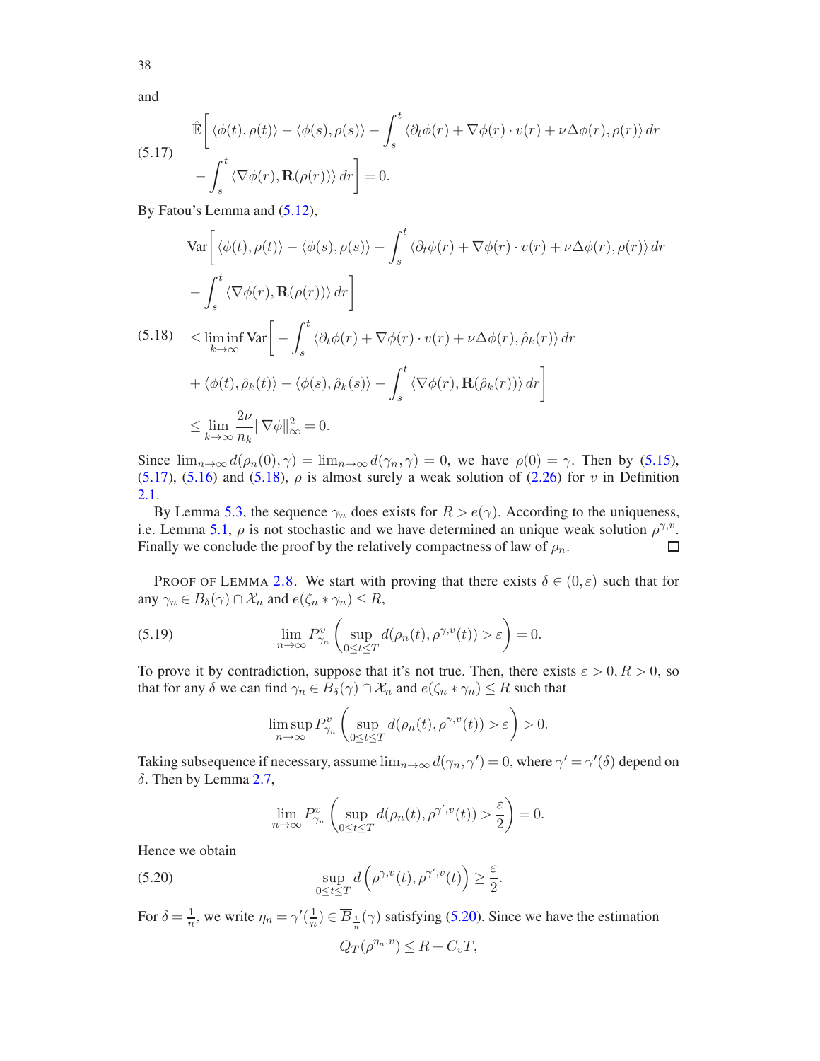and

$$
\hat{\mathbb{E}}\bigg[ \langle \phi(t), \rho(t) \rangle - \langle \phi(s), \rho(s) \rangle - \int_s^t \langle \partial_t \phi(r) + \nabla \phi(r) \cdot v(r) + \nu \Delta \phi(r), \rho(r) \rangle \, dr \\
- \int_s^t \langle \nabla \phi(r), \mathbf{R}(\rho(r)) \rangle \, dr \bigg] = 0. \tag{5.17}
$$

By Fatou's Lemma and (5.12),

$$
\begin{aligned}
&\mathrm{Var}\bigg[ \langle \phi(t), \rho(t) \rangle - \langle \phi(s), \rho(s) \rangle - \int_s^t \langle \partial_t \phi(r) + \nabla \phi(r) \cdot v(r) + \nu \Delta \phi(r), \rho(r) \rangle \, dr \\
&\quad - \int_s^t \langle \nabla \phi(r), \mathbf{R}(\rho(r)) \rangle \, dr \bigg] \\
&\leq \liminf_{k \to \infty} \mathrm{Var}\bigg[ - \int_s^t \langle \partial_t \phi(r) + \nabla \phi(r) \cdot v(r) + \nu \Delta \phi(r), \hat{\rho}_k(r) \rangle \, dr \\
&\quad + \langle \phi(t), \hat{\rho}_k(t) \rangle - \langle \phi(s), \hat{\rho}_k(s) \rangle - \int_s^t \langle \nabla \phi(r), \mathbf{R}(\hat{\rho}_k(r)) \rangle \, dr \bigg] \\
&\leq \lim_{k \to \infty} \frac{2\nu}{n_k} \| \nabla \phi \|_\infty^2 = 0.
\end{aligned} \tag{5.18}
$$

Since $\lim_{n\to\infty} d(\rho_n(0), \gamma) = \lim_{n\to\infty} d(\gamma_n, \gamma) = 0$, we have $\rho(0) = \gamma$. Then by (5.15), (5.17), (5.16) and (5.18), $\rho$ is almost surely a weak solution of (2.26) for $v$ in Definition 2.1.

By Lemma 5.3, the sequence $\gamma_n$ does exists for $R > e(\gamma)$. According to the uniqueness, i.e. Lemma 5.1, $\rho$ is not stochastic and we have determined an unique weak solution $\rho^{\gamma,v}$. Finally we conclude the proof by the relatively compactness of law of $\rho_n$. $\square$

Proof of Lemma 2.8. We start with proving that there exists $\delta \in (0, \varepsilon)$ such that for any $\gamma_n \in B_\delta(\gamma) \cap \mathcal{X}_n$ and $e(\zeta_n * \gamma_n) \leq R$,

$$
\lim_{n\to\infty} P^v_{\gamma_n} \left( \sup_{0 \leq t \leq T} d(\rho_n(t), \rho^{\gamma,v}(t)) > \varepsilon \right) = 0. \tag{5.19}
$$

To prove it by contradiction, suppose that it's not true. Then, there exists $\varepsilon > 0, R > 0$, so that for any $\delta$ we can find $\gamma_n \in B_\delta(\gamma) \cap \mathcal{X}_n$ and $e(\zeta_n * \gamma_n) \leq R$ such that

$$
\limsup_{n\to\infty} P^v_{\gamma_n} \left( \sup_{0 \leq t \leq T} d(\rho_n(t), \rho^{\gamma,v}(t)) > \varepsilon \right) > 0.
$$

Taking subsequence if necessary, assume $\lim_{n\to\infty} d(\gamma_n, \gamma') = 0$, where $\gamma' = \gamma'(\delta)$ depend on $\delta$. Then by Lemma 2.7,

$$
\lim_{n\to\infty} P^v_{\gamma_n} \left( \sup_{0 \leq t \leq T} d(\rho_n(t), \rho^{\gamma',v}(t)) > \frac{\varepsilon}{2} \right) = 0.
$$

Hence we obtain

$$
\sup_{0 \leq t \leq T} d\left( \rho^{\gamma,v}(t), \rho^{\gamma',v}(t) \right) \geq \frac{\varepsilon}{2}. \tag{5.20}
$$

For $\delta = \frac{1}{n}$, we write $\eta_n = \gamma'(\frac{1}{n}) \in \overline{B}_{\frac{1}{n}}(\gamma)$ satisfying (5.20). Since we have the estimation

$$
Q_T(\rho^{\eta_n,v}) \leq R + C_v T,
$$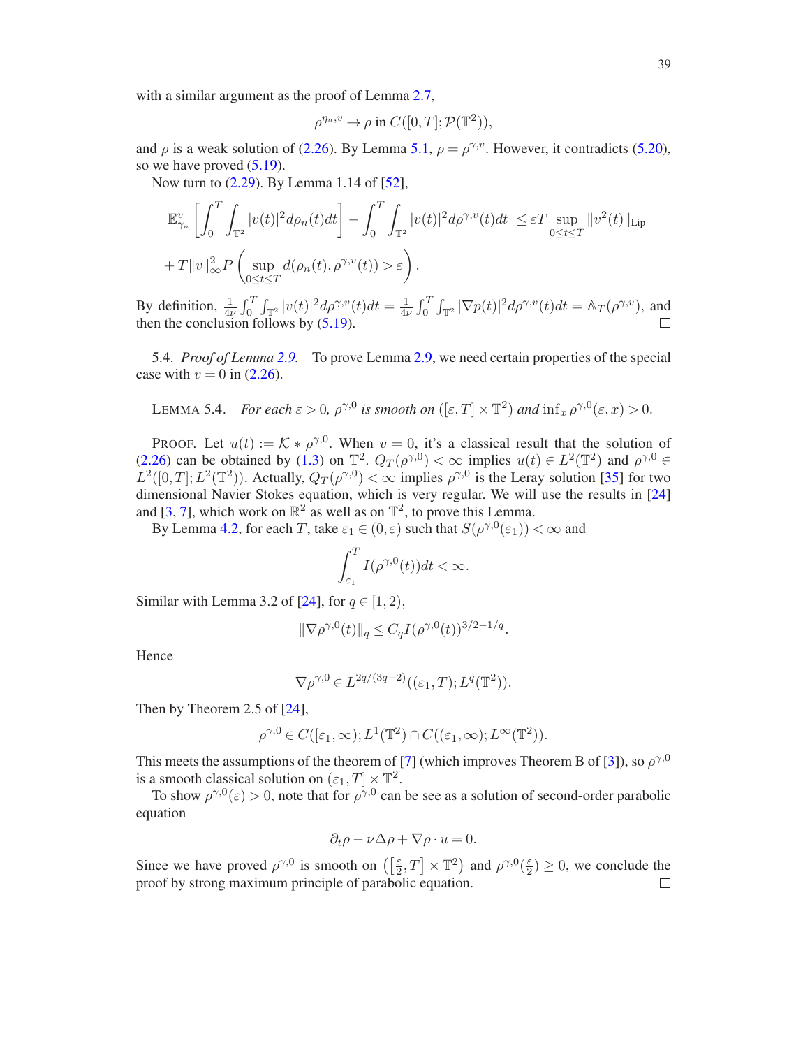with a similar argument as the proof of Lemma 2.7,

$$\rho^{\eta_n, v} \to \rho \text{ in } C([0,T];\mathcal{P}(\mathbb{T}^2)),$$

and $\rho$ is a weak solution of (2.26). By Lemma 5.1, $\rho = \rho^{\gamma,v}$. However, it contradicts (5.20), so we have proved (5.19).

Now turn to (2.29). By Lemma 1.14 of [52],

$$\left|\mathbb{E}^v_{\gamma_n}\left[\int_0^T\int_{\mathbb{T}^2}|v(t)|^2 d\rho_n(t)dt\right] - \int_0^T\int_{\mathbb{T}^2}|v(t)|^2 d\rho^{\gamma,v}(t)dt\right| \le \varepsilon T \sup_{0\le t\le T}\|v^2(t)\|_{\mathrm{Lip}}$$
$$+ T\|v\|_\infty^2 P\left(\sup_{0\le t\le T} d(\rho_n(t),\rho^{\gamma,v}(t)) > \varepsilon\right).$$

By definition, $\frac{1}{4\nu}\int_0^T\int_{\mathbb{T}^2}|v(t)|^2 d\rho^{\gamma,v}(t)dt = \frac{1}{4\nu}\int_0^T\int_{\mathbb{T}^2}|\nabla p(t)|^2 d\rho^{\gamma,v}(t)dt = \mathbb{A}_T(\rho^{\gamma,v})$, and then the conclusion follows by (5.19). □

5.4. *Proof of Lemma 2.9.* To prove Lemma 2.9, we need certain properties of the special case with $v = 0$ in (2.26).

LEMMA 5.4. *For each $\varepsilon > 0$, $\rho^{\gamma,0}$ is smooth on $([\varepsilon,T]\times\mathbb{T}^2)$ and $\inf_x \rho^{\gamma,0}(\varepsilon,x) > 0$.*

PROOF. Let $u(t) := \mathcal{K} * \rho^{\gamma,0}$. When $v = 0$, it's a classical result that the solution of (2.26) can be obtained by (1.3) on $\mathbb{T}^2$. $Q_T(\rho^{\gamma,0}) < \infty$ implies $u(t) \in L^2(\mathbb{T}^2)$ and $\rho^{\gamma,0} \in L^2([0,T];L^2(\mathbb{T}^2))$. Actually, $Q_T(\rho^{\gamma,0}) < \infty$ implies $\rho^{\gamma,0}$ is the Leray solution [35] for two dimensional Navier Stokes equation, which is very regular. We will use the results in [24] and [3, 7], which work on $\mathbb{R}^2$ as well as on $\mathbb{T}^2$, to prove this Lemma.

By Lemma 4.2, for each $T$, take $\varepsilon_1 \in (0,\varepsilon)$ such that $S(\rho^{\gamma,0}(\varepsilon_1)) < \infty$ and

$$\int_{\varepsilon_1}^T I(\rho^{\gamma,0}(t))dt < \infty.$$

Similar with Lemma 3.2 of [24], for $q \in [1,2)$,

$$\|\nabla\rho^{\gamma,0}(t)\|_q \le C_q I(\rho^{\gamma,0}(t))^{3/2-1/q}.$$

Hence

$$\nabla\rho^{\gamma,0} \in L^{2q/(3q-2)}((\varepsilon_1,T);L^q(\mathbb{T}^2)).$$

Then by Theorem 2.5 of [24],

$$\rho^{\gamma,0} \in C([\varepsilon_1,\infty);L^1(\mathbb{T}^2) \cap C((\varepsilon_1,\infty);L^\infty(\mathbb{T}^2)).$$

This meets the assumptions of the theorem of [7] (which improves Theorem B of [3]), so $\rho^{\gamma,0}$ is a smooth classical solution on $(\varepsilon_1,T]\times\mathbb{T}^2$.

To show $\rho^{\gamma,0}(\varepsilon) > 0$, note that for $\rho^{\gamma,0}$ can be see as a solution of second-order parabolic equation

$$\partial_t\rho - \nu\Delta\rho + \nabla\rho\cdot u = 0.$$

Since we have proved $\rho^{\gamma,0}$ is smooth on $\left(\left[\frac{\varepsilon}{2},T\right]\times\mathbb{T}^2\right)$ and $\rho^{\gamma,0}(\frac{\varepsilon}{2}) \ge 0$, we conclude the proof by strong maximum principle of parabolic equation. □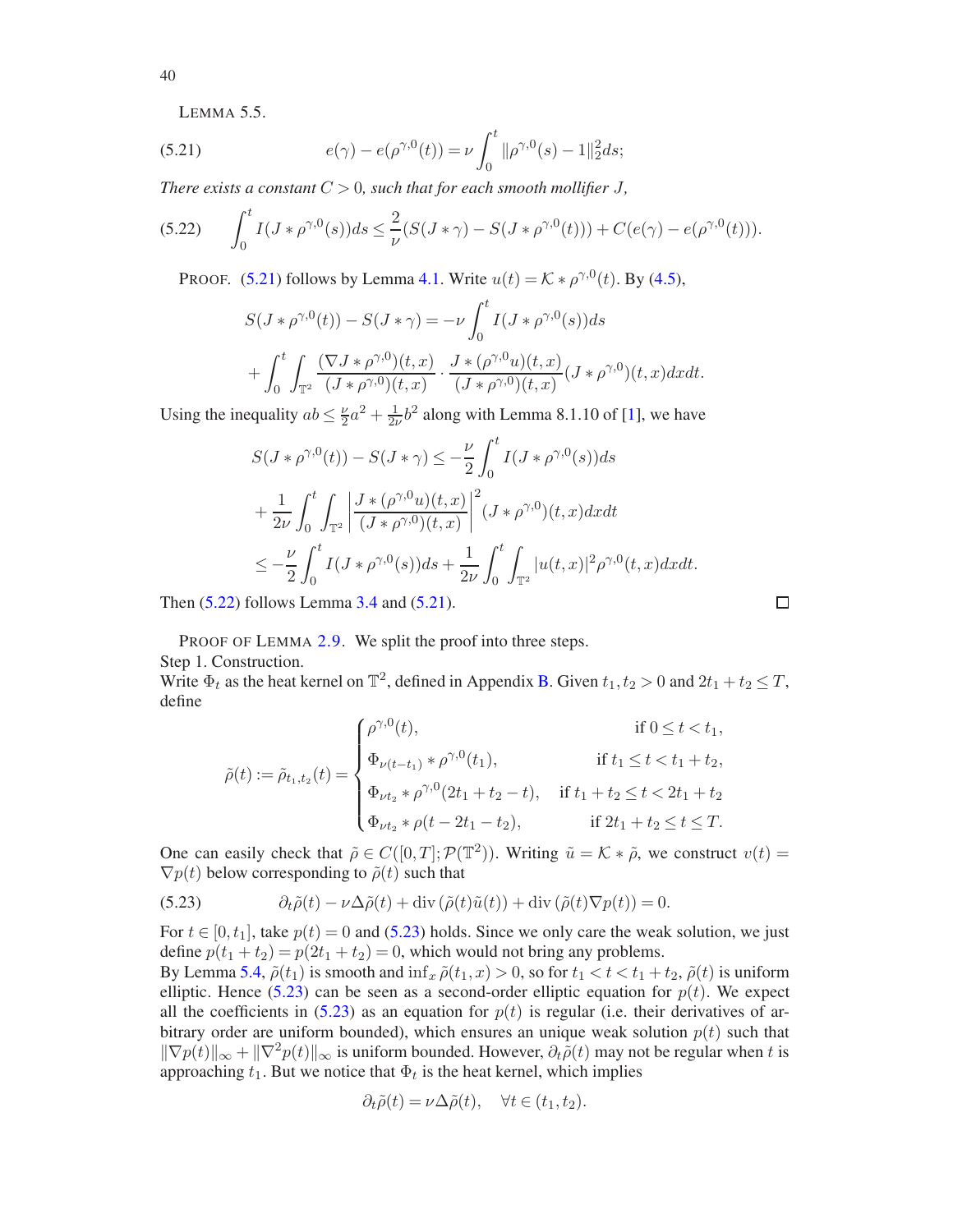LEMMA 5.5.

$$e(\gamma) - e(\rho^{\gamma,0}(t)) = \nu \int_0^t \|\rho^{\gamma,0}(s) - 1\|_2^2 ds; \tag{5.21}$$

*There exists a constant $C > 0$, such that for each smooth mollifier $J$,*

$$\int_0^t I(J * \rho^{\gamma,0}(s))ds \leq \frac{2}{\nu}(S(J*\gamma) - S(J*\rho^{\gamma,0}(t))) + C(e(\gamma) - e(\rho^{\gamma,0}(t))). \tag{5.22}$$

PROOF. (5.21) follows by Lemma 4.1. Write $u(t) = \mathcal{K} * \rho^{\gamma,0}(t)$. By (4.5),

$$S(J*\rho^{\gamma,0}(t)) - S(J*\gamma) = -\nu \int_0^t I(J*\rho^{\gamma,0}(s))ds$$

$$+ \int_0^t \int_{\mathbb{T}^2} \frac{(\nabla J * \rho^{\gamma,0})(t,x)}{(J*\rho^{\gamma,0})(t,x)} \cdot \frac{J*(\rho^{\gamma,0}u)(t,x)}{(J*\rho^{\gamma,0})(t,x)}(J*\rho^{\gamma,0})(t,x)dxdt.$$

Using the inequality $ab \leq \frac{\nu}{2}a^2 + \frac{1}{2\nu}b^2$ along with Lemma 8.1.10 of [1], we have

$$S(J*\rho^{\gamma,0}(t)) - S(J*\gamma) \leq -\frac{\nu}{2}\int_0^t I(J*\rho^{\gamma,0}(s))ds$$

$$+ \frac{1}{2\nu}\int_0^t \int_{\mathbb{T}^2} \left|\frac{J*(\rho^{\gamma,0}u)(t,x)}{(J*\rho^{\gamma,0})(t,x)}\right|^2 (J*\rho^{\gamma,0})(t,x)dxdt$$

$$\leq -\frac{\nu}{2}\int_0^t I(J*\rho^{\gamma,0}(s))ds + \frac{1}{2\nu}\int_0^t \int_{\mathbb{T}^2} |u(t,x)|^2 \rho^{\gamma,0}(t,x)dxdt.$$

Then (5.22) follows Lemma 3.4 and (5.21). □

PROOF OF LEMMA 2.9. We split the proof into three steps.
Step 1. Construction.
Write $\Phi_t$ as the heat kernel on $\mathbb{T}^2$, defined in Appendix B. Given $t_1, t_2 > 0$ and $2t_1 + t_2 \leq T$, define

$$\tilde{\rho}(t) := \tilde{\rho}_{t_1,t_2}(t) = \begin{cases} \rho^{\gamma,0}(t), & \text{if } 0 \leq t < t_1, \\ \Phi_{\nu(t-t_1)} * \rho^{\gamma,0}(t_1), & \text{if } t_1 \leq t < t_1 + t_2, \\ \Phi_{\nu t_2} * \rho^{\gamma,0}(2t_1 + t_2 - t), & \text{if } t_1 + t_2 \leq t < 2t_1 + t_2 \\ \Phi_{\nu t_2} * \rho(t - 2t_1 - t_2), & \text{if } 2t_1 + t_2 \leq t \leq T. \end{cases}$$

One can easily check that $\tilde{\rho} \in C([0,T]; \mathcal{P}(\mathbb{T}^2))$. Writing $\tilde{u} = \mathcal{K} * \tilde{\rho}$, we construct $v(t) = \nabla p(t)$ below corresponding to $\tilde{\rho}(t)$ such that

$$\partial_t \tilde{\rho}(t) - \nu\Delta\tilde{\rho}(t) + \operatorname{div}(\tilde{\rho}(t)\tilde{u}(t)) + \operatorname{div}(\tilde{\rho}(t)\nabla p(t)) = 0. \tag{5.23}$$

For $t \in [0, t_1]$, take $p(t) = 0$ and (5.23) holds. Since we only care the weak solution, we just define $p(t_1 + t_2) = p(2t_1 + t_2) = 0$, which would not bring any problems.
By Lemma 5.4, $\tilde{\rho}(t_1)$ is smooth and $\inf_x \tilde{\rho}(t_1, x) > 0$, so for $t_1 < t < t_1 + t_2$, $\tilde{\rho}(t)$ is uniform elliptic. Hence (5.23) can be seen as a second-order elliptic equation for $p(t)$. We expect all the coefficients in (5.23) as an equation for $p(t)$ is regular (i.e. their derivatives of arbitrary order are uniform bounded), which ensures an unique weak solution $p(t)$ such that $\|\nabla p(t)\|_\infty + \|\nabla^2 p(t)\|_\infty$ is uniform bounded. However, $\partial_t \tilde{\rho}(t)$ may not be regular when $t$ is approaching $t_1$. But we notice that $\Phi_t$ is the heat kernel, which implies

$$\partial_t \tilde{\rho}(t) = \nu\Delta\tilde{\rho}(t), \quad \forall t \in (t_1, t_2).$$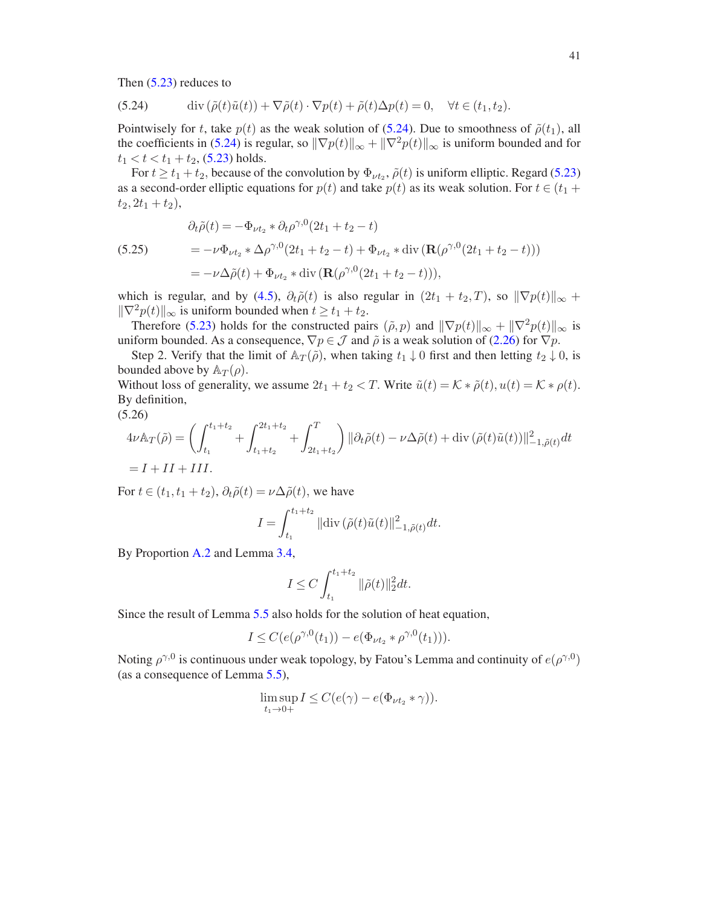Then (5.23) reduces to

$$\operatorname{div}(\tilde{\rho}(t)\tilde{u}(t)) + \nabla\tilde{\rho}(t)\cdot\nabla p(t) + \tilde{\rho}(t)\Delta p(t) = 0, \quad \forall t \in (t_1, t_2). \tag{5.24}$$

Pointwisely for $t$, take $p(t)$ as the weak solution of (5.24). Due to smoothness of $\tilde{\rho}(t_1)$, all the coefficients in (5.24) is regular, so $\|\nabla p(t)\|_\infty + \|\nabla^2 p(t)\|_\infty$ is uniform bounded and for $t_1 < t < t_1 + t_2$, (5.23) holds.

For $t \geq t_1 + t_2$, because of the convolution by $\Phi_{\nu t_2}$, $\tilde{\rho}(t)$ is uniform elliptic. Regard (5.23) as a second-order elliptic equations for $p(t)$ and take $p(t)$ as its weak solution. For $t \in (t_1 + t_2, 2t_1 + t_2)$,

$$\begin{aligned}
\partial_t\tilde{\rho}(t) &= -\Phi_{\nu t_2} * \partial_t \rho^{\gamma,0}(2t_1 + t_2 - t) \\
&= -\nu\Phi_{\nu t_2} * \Delta\rho^{\gamma,0}(2t_1 + t_2 - t) + \Phi_{\nu t_2} * \operatorname{div}(\mathbf{R}(\rho^{\gamma,0}(2t_1 + t_2 - t))) \\
&= -\nu\Delta\tilde{\rho}(t) + \Phi_{\nu t_2} * \operatorname{div}(\mathbf{R}(\rho^{\gamma,0}(2t_1 + t_2 - t))),
\end{aligned} \tag{5.25}$$

which is regular, and by (4.5), $\partial_t\tilde{\rho}(t)$ is also regular in $(2t_1 + t_2, T)$, so $\|\nabla p(t)\|_\infty + \|\nabla^2 p(t)\|_\infty$ is uniform bounded when $t \geq t_1 + t_2$.

Therefore (5.23) holds for the constructed pairs $(\tilde{\rho}, p)$ and $\|\nabla p(t)\|_\infty + \|\nabla^2 p(t)\|_\infty$ is uniform bounded. As a consequence, $\nabla p \in \mathcal{J}$ and $\tilde{\rho}$ is a weak solution of (2.26) for $\nabla p$.

Step 2. Verify that the limit of $\mathbb{A}_T(\tilde{\rho})$, when taking $t_1 \downarrow 0$ first and then letting $t_2 \downarrow 0$, is bounded above by $\mathbb{A}_T(\rho)$.

Without loss of generality, we assume $2t_1 + t_2 < T$. Write $\tilde{u}(t) = \mathcal{K} * \tilde{\rho}(t), u(t) = \mathcal{K} * \rho(t)$. By definition,

(5.26)

$$\begin{aligned}
4\nu\mathbb{A}_T(\tilde{\rho}) &= \left(\int_{t_1}^{t_1+t_2} + \int_{t_1+t_2}^{2t_1+t_2} + \int_{2t_1+t_2}^{T}\right) \|\partial_t\tilde{\rho}(t) - \nu\Delta\tilde{\rho}(t) + \operatorname{div}(\tilde{\rho}(t)\tilde{u}(t))\|^2_{-1,\tilde{\rho}(t)} dt \\
&= I + II + III.
\end{aligned}$$

For $t \in (t_1, t_1 + t_2)$, $\partial_t\tilde{\rho}(t) = \nu\Delta\tilde{\rho}(t)$, we have

$$I = \int_{t_1}^{t_1+t_2} \|\operatorname{div}(\tilde{\rho}(t)\tilde{u}(t))\|^2_{-1,\tilde{\rho}(t)} dt.$$

By Proportion A.2 and Lemma 3.4,

$$I \leq C\int_{t_1}^{t_1+t_2} \|\tilde{\rho}(t)\|_2^2 dt.$$

Since the result of Lemma 5.5 also holds for the solution of heat equation,

$$I \leq C(e(\rho^{\gamma,0}(t_1)) - e(\Phi_{\nu t_2} * \rho^{\gamma,0}(t_1))).$$

Noting $\rho^{\gamma,0}$ is continuous under weak topology, by Fatou's Lemma and continuity of $e(\rho^{\gamma,0})$ (as a consequence of Lemma 5.5),

$$\limsup_{t_1 \to 0+} I \leq C(e(\gamma) - e(\Phi_{\nu t_2} * \gamma)).$$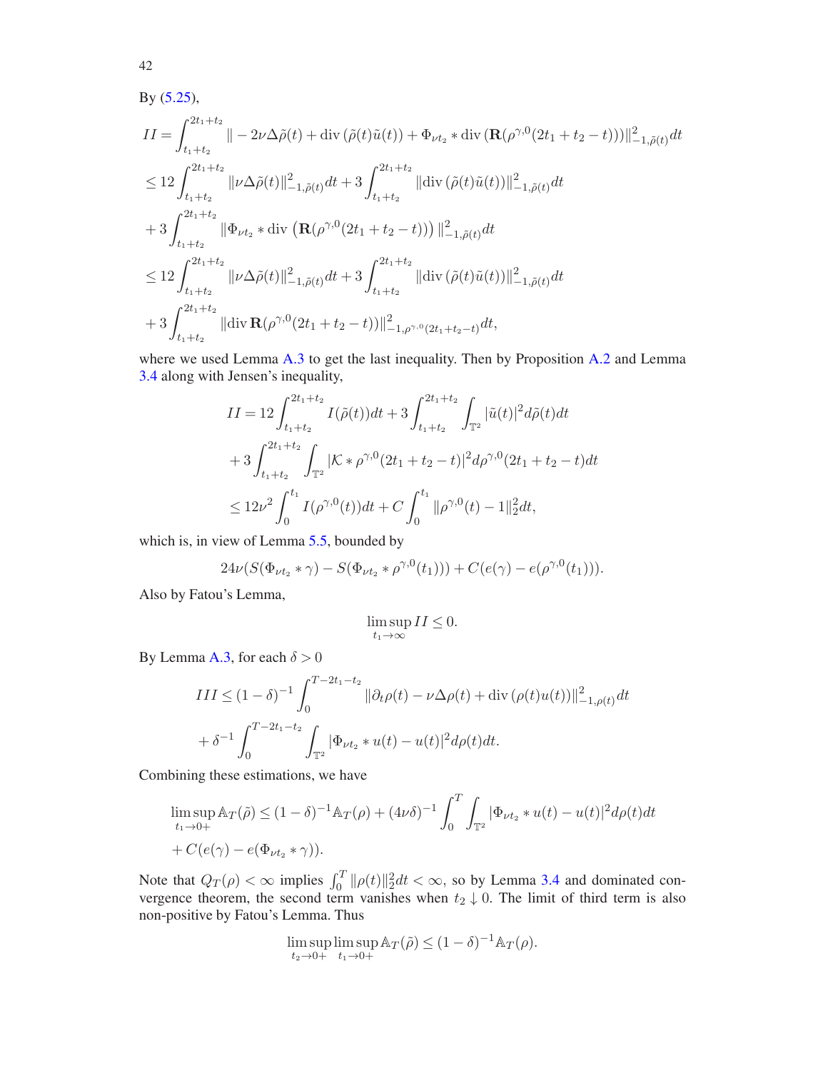By (5.25),

$$
\begin{aligned}
II &= \int_{t_1+t_2}^{2t_1+t_2} \| -2\nu\Delta\tilde{\rho}(t) + \operatorname{div}(\tilde{\rho}(t)\tilde{u}(t)) + \Phi_{\nu t_2} * \operatorname{div}(\mathbf{R}(\rho^{\gamma,0}(2t_1+t_2-t)))\|_{-1,\tilde{\rho}(t)}^2 dt \\
&\le 12\int_{t_1+t_2}^{2t_1+t_2} \|\nu\Delta\tilde{\rho}(t)\|_{-1,\tilde{\rho}(t)}^2 dt + 3\int_{t_1+t_2}^{2t_1+t_2} \|\operatorname{div}(\tilde{\rho}(t)\tilde{u}(t))\|_{-1,\tilde{\rho}(t)}^2 dt \\
&+ 3\int_{t_1+t_2}^{2t_1+t_2} \|\Phi_{\nu t_2} * \operatorname{div}\left(\mathbf{R}(\rho^{\gamma,0}(2t_1+t_2-t))\right)\|_{-1,\tilde{\rho}(t)}^2 dt \\
&\le 12\int_{t_1+t_2}^{2t_1+t_2} \|\nu\Delta\tilde{\rho}(t)\|_{-1,\tilde{\rho}(t)}^2 dt + 3\int_{t_1+t_2}^{2t_1+t_2} \|\operatorname{div}(\tilde{\rho}(t)\tilde{u}(t))\|_{-1,\tilde{\rho}(t)}^2 dt \\
&+ 3\int_{t_1+t_2}^{2t_1+t_2} \|\operatorname{div}\mathbf{R}(\rho^{\gamma,0}(2t_1+t_2-t))\|_{-1,\rho^{\gamma,0}(2t_1+t_2-t)}^2 dt,
\end{aligned}
$$

where we used Lemma A.3 to get the last inequality. Then by Proposition A.2 and Lemma 3.4 along with Jensen's inequality,

$$
\begin{aligned}
II &= 12\int_{t_1+t_2}^{2t_1+t_2} I(\tilde{\rho}(t))dt + 3\int_{t_1+t_2}^{2t_1+t_2}\int_{\mathbb{T}^2} |\tilde{u}(t)|^2 d\tilde{\rho}(t)dt \\
&+ 3\int_{t_1+t_2}^{2t_1+t_2}\int_{\mathbb{T}^2} |\mathcal{K} * \rho^{\gamma,0}(2t_1+t_2-t)|^2 d\rho^{\gamma,0}(2t_1+t_2-t)dt \\
&\le 12\nu^2 \int_0^{t_1} I(\rho^{\gamma,0}(t))dt + C\int_0^{t_1} \|\rho^{\gamma,0}(t) - 1\|_2^2 dt,
\end{aligned}
$$

which is, in view of Lemma 5.5, bounded by

$$
24\nu(S(\Phi_{\nu t_2} * \gamma) - S(\Phi_{\nu t_2} * \rho^{\gamma,0}(t_1))) + C(e(\gamma) - e(\rho^{\gamma,0}(t_1))).
$$

Also by Fatou's Lemma,

$$
\limsup_{t_1\to\infty} II \le 0.
$$

By Lemma A.3, for each $\delta > 0$

$$
\begin{aligned}
III &\le (1-\delta)^{-1}\int_0^{T-2t_1-t_2} \|\partial_t\rho(t) - \nu\Delta\rho(t) + \operatorname{div}(\rho(t)u(t))\|_{-1,\rho(t)}^2 dt \\
&+ \delta^{-1}\int_0^{T-2t_1-t_2}\int_{\mathbb{T}^2} |\Phi_{\nu t_2} * u(t) - u(t)|^2 d\rho(t)dt.
\end{aligned}
$$

Combining these estimations, we have

$$
\begin{aligned}
\limsup_{t_1\to 0+} \mathbb{A}_T(\tilde{\rho}) &\le (1-\delta)^{-1}\mathbb{A}_T(\rho) + (4\nu\delta)^{-1}\int_0^T\int_{\mathbb{T}^2} |\Phi_{\nu t_2} * u(t) - u(t)|^2 d\rho(t)dt \\
&+ C(e(\gamma) - e(\Phi_{\nu t_2} * \gamma)).
\end{aligned}
$$

Note that $Q_T(\rho) < \infty$ implies $\int_0^T \|\rho(t)\|_2^2 dt < \infty$, so by Lemma 3.4 and dominated convergence theorem, the second term vanishes when $t_2 \downarrow 0$. The limit of third term is also non-positive by Fatou's Lemma. Thus

$$
\limsup_{t_2\to 0+}\limsup_{t_1\to 0+} \mathbb{A}_T(\tilde{\rho}) \le (1-\delta)^{-1}\mathbb{A}_T(\rho).
$$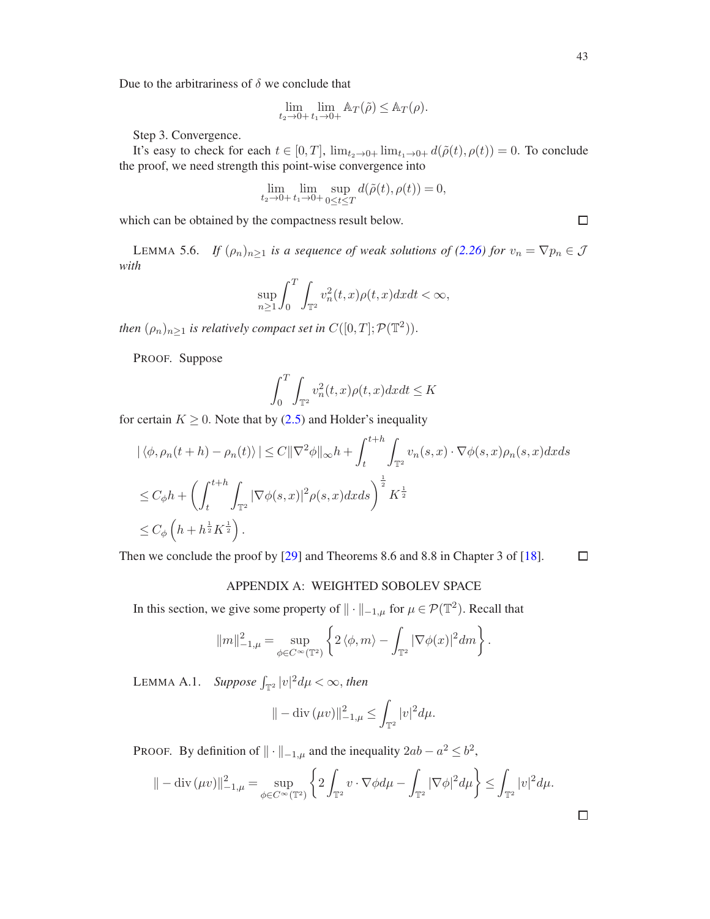Due to the arbitrariness of $\delta$ we conclude that

$$\lim_{t_2\to 0+}\lim_{t_1\to 0+}\mathbb{A}_T(\tilde{\rho})\leq \mathbb{A}_T(\rho).$$

Step 3. Convergence.

It's easy to check for each $t\in[0,T]$, $\lim_{t_2\to 0+}\lim_{t_1\to 0+}d(\tilde{\rho}(t),\rho(t))=0$. To conclude the proof, we need strength this point-wise convergence into

$$\lim_{t_2\to 0+}\lim_{t_1\to 0+}\sup_{0\leq t\leq T}d(\tilde{\rho}(t),\rho(t))=0,$$

which can be obtained by the compactness result below. $\square$

LEMMA 5.6. *If $(\rho_n)_{n\geq 1}$ is a sequence of weak solutions of (2.26) for $v_n=\nabla p_n\in\mathcal{J}$ with*

$$\sup_{n\geq 1}\int_0^T\int_{\mathbb{T}^2}v_n^2(t,x)\rho(t,x)dxdt<\infty,$$

*then $(\rho_n)_{n\geq 1}$ is relatively compact set in $C([0,T];\mathcal{P}(\mathbb{T}^2))$.*

PROOF. Suppose

$$\int_0^T\int_{\mathbb{T}^2}v_n^2(t,x)\rho(t,x)dxdt\leq K$$

for certain $K\geq 0$. Note that by (2.5) and Holder's inequality

$$
\begin{aligned}
&|\langle\phi,\rho_n(t+h)-\rho_n(t)\rangle|\leq C\|\nabla^2\phi\|_\infty h+\int_t^{t+h}\int_{\mathbb{T}^2}v_n(s,x)\cdot\nabla\phi(s,x)\rho_n(s,x)dxds\\
&\leq C_\phi h+\left(\int_t^{t+h}\int_{\mathbb{T}^2}|\nabla\phi(s,x)|^2\rho(s,x)dxds\right)^{\frac{1}{2}}K^{\frac{1}{2}}\\
&\leq C_\phi\left(h+h^{\frac{1}{2}}K^{\frac{1}{2}}\right).
\end{aligned}
$$

Then we conclude the proof by [29] and Theorems 8.6 and 8.8 in Chapter 3 of [18]. $\square$

## APPENDIX A: WEIGHTED SOBOLEV SPACE

In this section, we give some property of $\|\cdot\|_{-1,\mu}$ for $\mu\in\mathcal{P}(\mathbb{T}^2)$. Recall that

$$\|m\|_{-1,\mu}^2=\sup_{\phi\in C^\infty(\mathbb{T}^2)}\left\{2\langle\phi,m\rangle-\int_{\mathbb{T}^2}|\nabla\phi(x)|^2dm\right\}.$$

LEMMA A.1. *Suppose $\int_{\mathbb{T}^2}|v|^2d\mu<\infty$, then*

$$\|-\operatorname{div}(\mu v)\|_{-1,\mu}^2\leq\int_{\mathbb{T}^2}|v|^2d\mu.$$

PROOF. By definition of $\|\cdot\|_{-1,\mu}$ and the inequality $2ab-a^2\leq b^2$,

$$\|-\operatorname{div}(\mu v)\|_{-1,\mu}^2=\sup_{\phi\in C^\infty(\mathbb{T}^2)}\left\{2\int_{\mathbb{T}^2}v\cdot\nabla\phi d\mu-\int_{\mathbb{T}^2}|\nabla\phi|^2d\mu\right\}\leq\int_{\mathbb{T}^2}|v|^2d\mu.$$

$\square$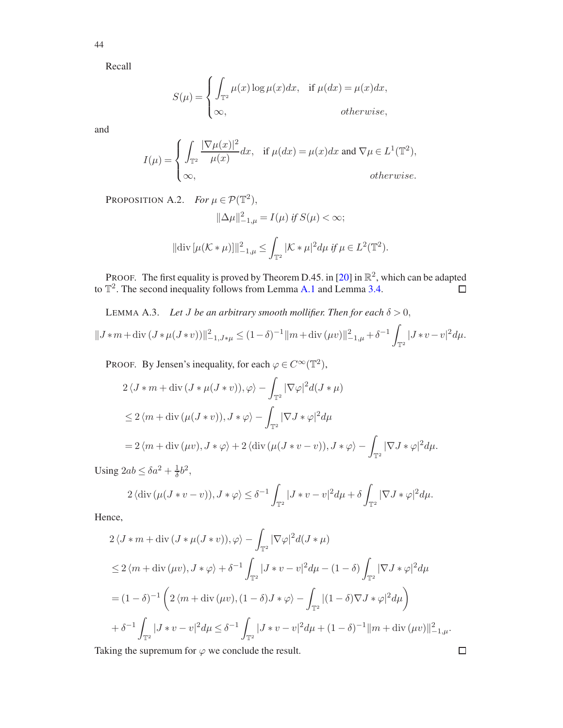Recall

$$
S(\mu) = \begin{cases} \displaystyle\int_{\mathbb{T}^2} \mu(x) \log \mu(x) dx, & \text{if } \mu(dx) = \mu(x)dx, \\ \infty, & \textit{otherwise}, \end{cases}
$$

and

$$
I(\mu) = \begin{cases} \displaystyle\int_{\mathbb{T}^2} \frac{|\nabla \mu(x)|^2}{\mu(x)} dx, & \text{if } \mu(dx) = \mu(x)dx \text{ and } \nabla \mu \in L^1(\mathbb{T}^2), \\ \infty, & \textit{otherwise}. \end{cases}
$$

PROPOSITION A.2. *For $\mu \in \mathcal{P}(\mathbb{T}^2)$,*

$$
\|\Delta \mu\|_{-1,\mu}^2 = I(\mu) \textit{ if } S(\mu) < \infty;
$$

$$
\|\text{div}\,[\mu(\mathcal{K} * \mu)]\|_{-1,\mu}^2 \leq \int_{\mathbb{T}^2} |\mathcal{K} * \mu|^2 d\mu \textit{ if } \mu \in L^2(\mathbb{T}^2).
$$

PROOF. The first equality is proved by Theorem D.45. in [20] in $\mathbb{R}^2$, which can be adapted to $\mathbb{T}^2$. The second inequality follows from Lemma A.1 and Lemma 3.4. $\square$

LEMMA A.3. *Let $J$ be an arbitrary smooth mollifier. Then for each $\delta > 0$,*

$$
\|J * m + \text{div}\,(J * \mu(J * v))\|_{-1,J*\mu}^2 \leq (1-\delta)^{-1} \|m + \text{div}\,(\mu v)\|_{-1,\mu}^2 + \delta^{-1} \int_{\mathbb{T}^2} |J * v - v|^2 d\mu.
$$

PROOF. By Jensen's inequality, for each $\varphi \in C^\infty(\mathbb{T}^2)$,

$$
\begin{aligned}
&2 \langle J * m + \text{div}\,(J * \mu(J * v)), \varphi \rangle - \int_{\mathbb{T}^2} |\nabla \varphi|^2 d(J * \mu) \\
&\leq 2 \langle m + \text{div}\,(\mu(J * v)), J * \varphi \rangle - \int_{\mathbb{T}^2} |\nabla J * \varphi|^2 d\mu \\
&= 2 \langle m + \text{div}\,(\mu v), J * \varphi \rangle + 2 \langle \text{div}\,(\mu(J * v - v)), J * \varphi \rangle - \int_{\mathbb{T}^2} |\nabla J * \varphi|^2 d\mu.
\end{aligned}
$$

Using $2ab \leq \delta a^2 + \frac{1}{\delta} b^2$,

$$
2 \langle \text{div}\,(\mu(J * v - v)), J * \varphi \rangle \leq \delta^{-1} \int_{\mathbb{T}^2} |J * v - v|^2 d\mu + \delta \int_{\mathbb{T}^2} |\nabla J * \varphi|^2 d\mu.
$$

Hence,

$$
\begin{aligned}
&2 \langle J * m + \text{div}\,(J * \mu(J * v)), \varphi \rangle - \int_{\mathbb{T}^2} |\nabla \varphi|^2 d(J * \mu) \\
&\leq 2 \langle m + \text{div}\,(\mu v), J * \varphi \rangle + \delta^{-1} \int_{\mathbb{T}^2} |J * v - v|^2 d\mu - (1-\delta) \int_{\mathbb{T}^2} |\nabla J * \varphi|^2 d\mu \\
&= (1-\delta)^{-1} \left( 2 \langle m + \text{div}\,(\mu v), (1-\delta) J * \varphi \rangle - \int_{\mathbb{T}^2} |(1-\delta) \nabla J * \varphi|^2 d\mu \right) \\
&+ \delta^{-1} \int_{\mathbb{T}^2} |J * v - v|^2 d\mu \leq \delta^{-1} \int_{\mathbb{T}^2} |J * v - v|^2 d\mu + (1-\delta)^{-1} \|m + \text{div}\,(\mu v)\|_{-1,\mu}^2.
\end{aligned}
$$

Taking the supremum for $\varphi$ we conclude the result. $\square$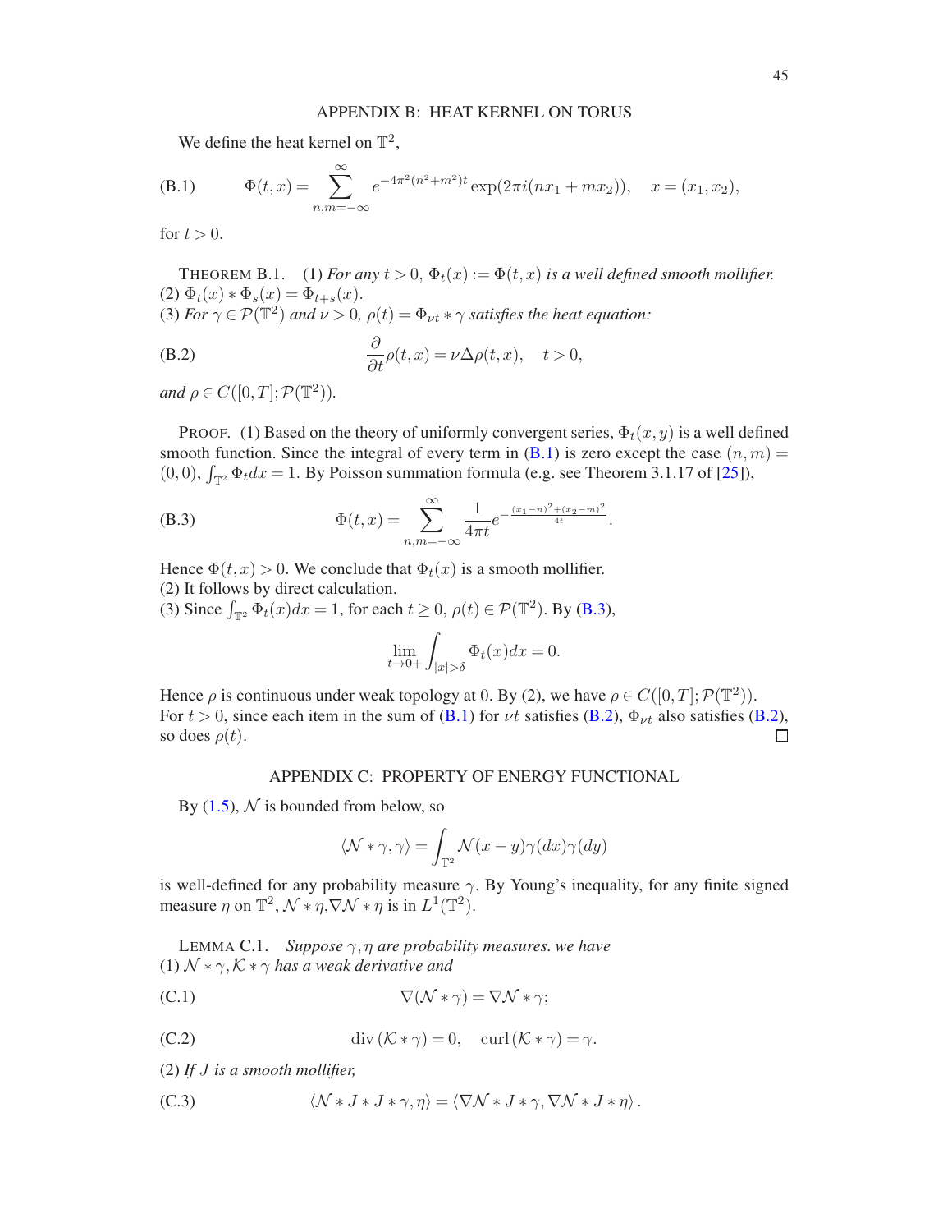## APPENDIX B: HEAT KERNEL ON TORUS

We define the heat kernel on $\mathbb{T}^2$,

$$\Phi(t,x) = \sum_{n,m=-\infty}^{\infty} e^{-4\pi^2(n^2+m^2)t} \exp(2\pi i(nx_1 + mx_2)), \quad x = (x_1, x_2), \tag{B.1}$$

for $t > 0$.

THEOREM B.1. (1) *For any $t > 0$, $\Phi_t(x) := \Phi(t,x)$ is a well defined smooth mollifier.*
(2) $\Phi_t(x) * \Phi_s(x) = \Phi_{t+s}(x)$.
(3) *For $\gamma \in \mathcal{P}(\mathbb{T}^2)$ and $\nu > 0$, $\rho(t) = \Phi_{\nu t} * \gamma$ satisfies the heat equation:*

$$\frac{\partial}{\partial t}\rho(t,x) = \nu\Delta\rho(t,x), \quad t > 0, \tag{B.2}$$

*and $\rho \in C([0,T];\mathcal{P}(\mathbb{T}^2))$.*

PROOF. (1) Based on the theory of uniformly convergent series, $\Phi_t(x,y)$ is a well defined smooth function. Since the integral of every term in (B.1) is zero except the case $(n,m) = (0,0)$, $\int_{\mathbb{T}^2}\Phi_t dx = 1$. By Poisson summation formula (e.g. see Theorem 3.1.17 of [25]),

$$\Phi(t,x) = \sum_{n,m=-\infty}^{\infty} \frac{1}{4\pi t} e^{-\frac{(x_1-n)^2+(x_2-m)^2}{4t}}. \tag{B.3}$$

Hence $\Phi(t,x) > 0$. We conclude that $\Phi_t(x)$ is a smooth mollifier.
(2) It follows by direct calculation.
(3) Since $\int_{\mathbb{T}^2}\Phi_t(x)dx = 1$, for each $t \geq 0$, $\rho(t) \in \mathcal{P}(\mathbb{T}^2)$. By (B.3),

$$\lim_{t\to 0+}\int_{|x|>\delta}\Phi_t(x)dx = 0.$$

Hence $\rho$ is continuous under weak topology at 0. By (2), we have $\rho \in C([0,T];\mathcal{P}(\mathbb{T}^2))$.
For $t > 0$, since each item in the sum of (B.1) for $\nu t$ satisfies (B.2), $\Phi_{\nu t}$ also satisfies (B.2), so does $\rho(t)$. □

## APPENDIX C: PROPERTY OF ENERGY FUNCTIONAL

By (1.5), $\mathcal{N}$ is bounded from below, so

$$\langle \mathcal{N} * \gamma, \gamma\rangle = \int_{\mathbb{T}^2}\mathcal{N}(x-y)\gamma(dx)\gamma(dy)$$

is well-defined for any probability measure $\gamma$. By Young's inequality, for any finite signed measure $\eta$ on $\mathbb{T}^2$, $\mathcal{N} * \eta, \nabla\mathcal{N} * \eta$ is in $L^1(\mathbb{T}^2)$.

LEMMA C.1. *Suppose $\gamma, \eta$ are probability measures. we have*
(1) *$\mathcal{N} * \gamma, \mathcal{K} * \gamma$ has a weak derivative and*

$$\nabla(\mathcal{N} * \gamma) = \nabla\mathcal{N} * \gamma; \tag{C.1}$$

$$\operatorname{div}(\mathcal{K} * \gamma) = 0, \quad \operatorname{curl}(\mathcal{K} * \gamma) = \gamma. \tag{C.2}$$

(2) *If $J$ is a smooth mollifier,*

$$\langle \mathcal{N} * J * J * \gamma, \eta\rangle = \langle \nabla\mathcal{N} * J * \gamma, \nabla\mathcal{N} * J * \eta\rangle. \tag{C.3}$$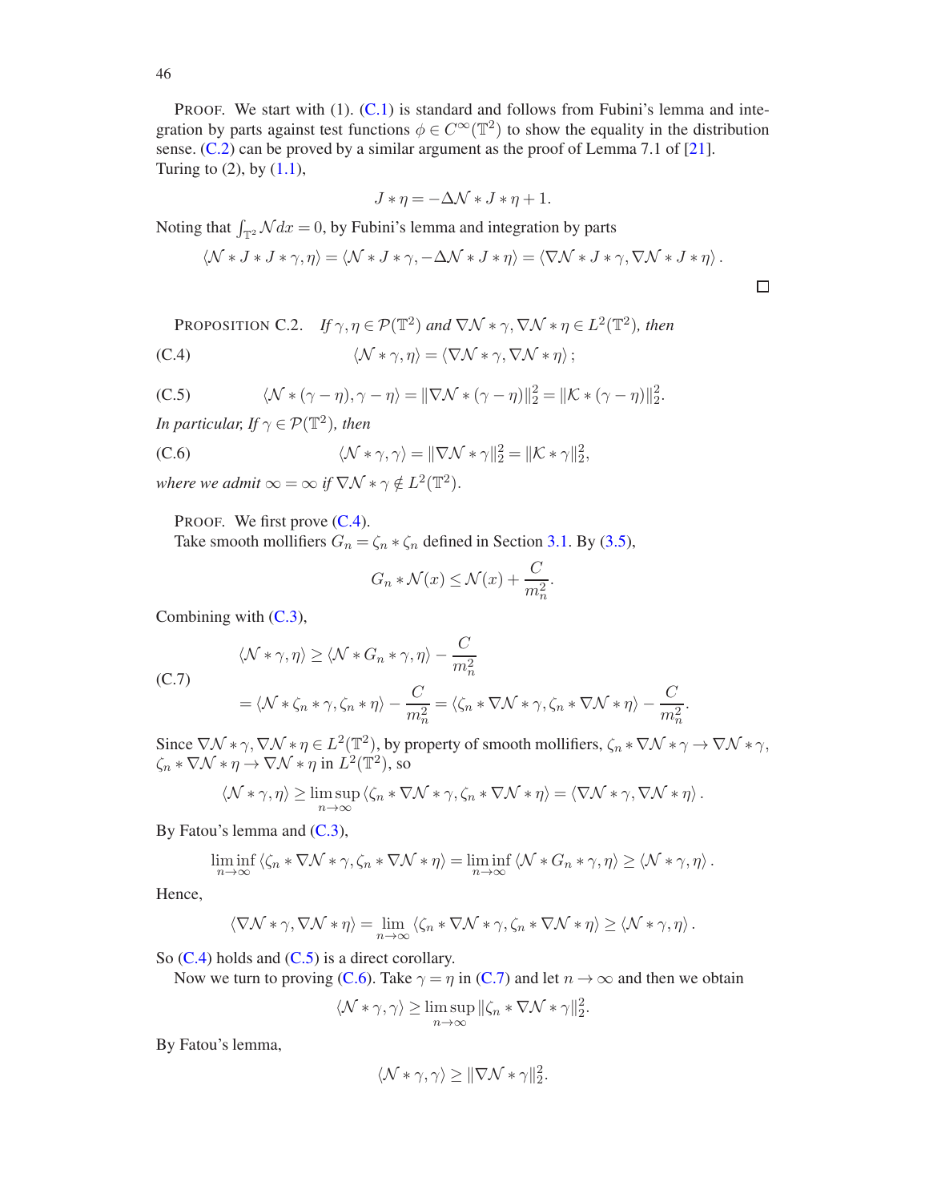PROOF. We start with (1). (C.1) is standard and follows from Fubini's lemma and integration by parts against test functions $\phi \in C^\infty(\mathbb{T}^2)$ to show the equality in the distribution sense. (C.2) can be proved by a similar argument as the proof of Lemma 7.1 of [21].
Turing to (2), by (1.1),

$$J * \eta = -\Delta \mathcal{N} * J * \eta + 1.$$

Noting that $\int_{\mathbb{T}^2} \mathcal{N} dx = 0$, by Fubini's lemma and integration by parts

$$\langle \mathcal{N} * J * J * \gamma, \eta \rangle = \langle \mathcal{N} * J * \gamma, -\Delta \mathcal{N} * J * \eta \rangle = \langle \nabla \mathcal{N} * J * \gamma, \nabla \mathcal{N} * J * \eta \rangle.$$

□

PROPOSITION C.2. *If $\gamma, \eta \in \mathcal{P}(\mathbb{T}^2)$ and $\nabla \mathcal{N} * \gamma, \nabla \mathcal{N} * \eta \in L^2(\mathbb{T}^2)$, then*

$$\langle \mathcal{N} * \gamma, \eta \rangle = \langle \nabla \mathcal{N} * \gamma, \nabla \mathcal{N} * \eta \rangle; \tag{C.4}$$

$$\langle \mathcal{N} * (\gamma - \eta), \gamma - \eta \rangle = \|\nabla \mathcal{N} * (\gamma - \eta)\|_2^2 = \|\mathcal{K} * (\gamma - \eta)\|_2^2. \tag{C.5}$$

*In particular, If $\gamma \in \mathcal{P}(\mathbb{T}^2)$, then*

$$\langle \mathcal{N} * \gamma, \gamma \rangle = \|\nabla \mathcal{N} * \gamma\|_2^2 = \|\mathcal{K} * \gamma\|_2^2, \tag{C.6}$$

*where we admit $\infty = \infty$ if $\nabla \mathcal{N} * \gamma \notin L^2(\mathbb{T}^2)$.*

PROOF. We first prove (C.4).
Take smooth mollifiers $G_n = \zeta_n * \zeta_n$ defined in Section 3.1. By (3.5),

$$G_n * \mathcal{N}(x) \leq \mathcal{N}(x) + \frac{C}{m_n^2}.$$

Combining with (C.3),

$$\begin{aligned} \langle \mathcal{N} * \gamma, \eta \rangle &\geq \langle \mathcal{N} * G_n * \gamma, \eta \rangle - \frac{C}{m_n^2} \\ &= \langle \mathcal{N} * \zeta_n * \gamma, \zeta_n * \eta \rangle - \frac{C}{m_n^2} = \langle \zeta_n * \nabla \mathcal{N} * \gamma, \zeta_n * \nabla \mathcal{N} * \eta \rangle - \frac{C}{m_n^2}. \end{aligned} \tag{C.7}$$

Since $\nabla \mathcal{N} * \gamma, \nabla \mathcal{N} * \eta \in L^2(\mathbb{T}^2)$, by property of smooth mollifiers, $\zeta_n * \nabla \mathcal{N} * \gamma \to \nabla \mathcal{N} * \gamma$, $\zeta_n * \nabla \mathcal{N} * \eta \to \nabla \mathcal{N} * \eta$ in $L^2(\mathbb{T}^2)$, so

$$\langle \mathcal{N} * \gamma, \eta \rangle \geq \limsup_{n \to \infty} \langle \zeta_n * \nabla \mathcal{N} * \gamma, \zeta_n * \nabla \mathcal{N} * \eta \rangle = \langle \nabla \mathcal{N} * \gamma, \nabla \mathcal{N} * \eta \rangle.$$

By Fatou's lemma and (C.3),

$$\liminf_{n \to \infty} \langle \zeta_n * \nabla \mathcal{N} * \gamma, \zeta_n * \nabla \mathcal{N} * \eta \rangle = \liminf_{n \to \infty} \langle \mathcal{N} * G_n * \gamma, \eta \rangle \geq \langle \mathcal{N} * \gamma, \eta \rangle.$$

Hence,

$$\langle \nabla \mathcal{N} * \gamma, \nabla \mathcal{N} * \eta \rangle = \lim_{n \to \infty} \langle \zeta_n * \nabla \mathcal{N} * \gamma, \zeta_n * \nabla \mathcal{N} * \eta \rangle \geq \langle \mathcal{N} * \gamma, \eta \rangle.$$

So (C.4) holds and (C.5) is a direct corollary.
Now we turn to proving (C.6). Take $\gamma = \eta$ in (C.7) and let $n \to \infty$ and then we obtain

$$\langle \mathcal{N} * \gamma, \gamma \rangle \geq \limsup_{n \to \infty} \|\zeta_n * \nabla \mathcal{N} * \gamma\|_2^2.$$

By Fatou's lemma,

$$\langle \mathcal{N} * \gamma, \gamma \rangle \geq \|\nabla \mathcal{N} * \gamma\|_2^2.$$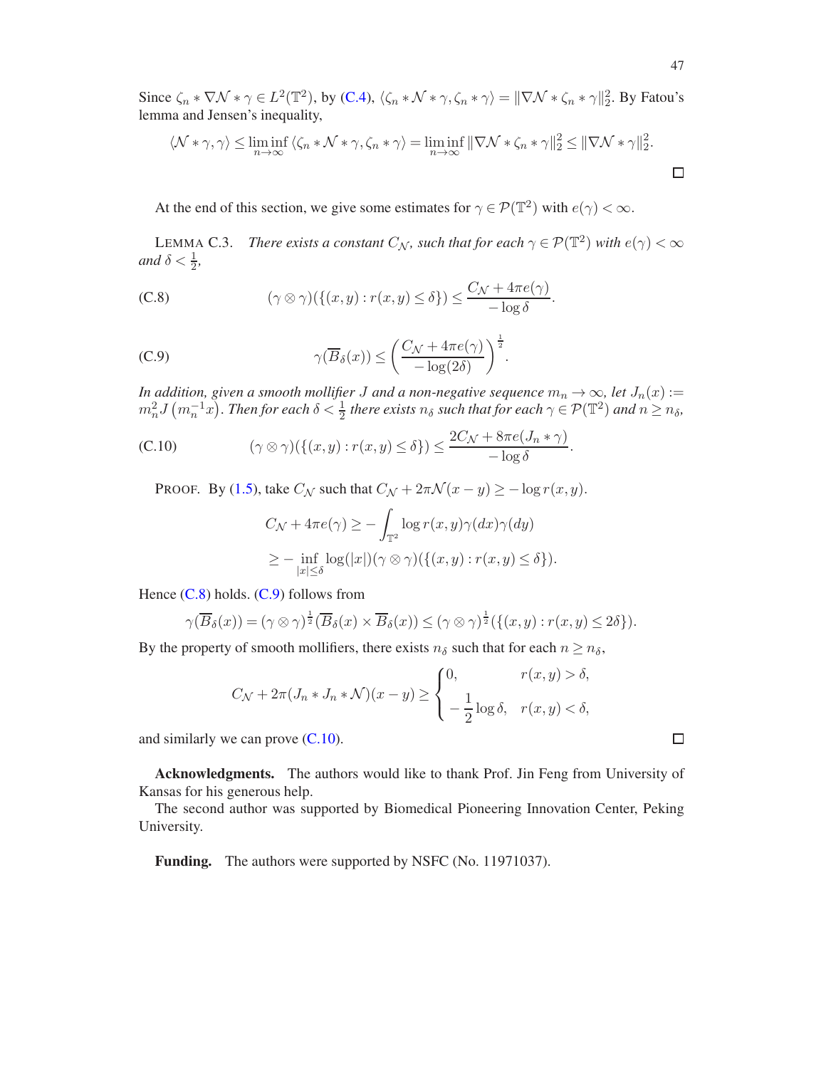Since $\zeta_n * \nabla\mathcal{N} * \gamma \in L^2(\mathbb{T}^2)$, by (C.4), $\langle \zeta_n * \mathcal{N} * \gamma, \zeta_n * \gamma\rangle = \|\nabla \mathcal{N} * \zeta_n * \gamma\|_2^2$. By Fatou's lemma and Jensen's inequality,

$$\langle \mathcal{N} * \gamma, \gamma\rangle \leq \liminf_{n\to\infty} \langle \zeta_n * \mathcal{N} * \gamma, \zeta_n * \gamma\rangle = \liminf_{n\to\infty} \|\nabla\mathcal{N} * \zeta_n * \gamma\|_2^2 \leq \|\nabla \mathcal{N} * \gamma\|_2^2.$$

□

At the end of this section, we give some estimates for $\gamma \in \mathcal{P}(\mathbb{T}^2)$ with $e(\gamma) < \infty$.

LEMMA C.3. *There exists a constant $C_\mathcal{N}$, such that for each $\gamma \in \mathcal{P}(\mathbb{T}^2)$ with $e(\gamma) < \infty$ and $\delta < \frac{1}{2}$,*

$$(\gamma \otimes \gamma)(\{(x,y) : r(x,y) \leq \delta\}) \leq \frac{C_\mathcal{N} + 4\pi e(\gamma)}{-\log \delta}. \tag{C.8}$$

$$\gamma(\overline{B}_\delta(x)) \leq \left(\frac{C_\mathcal{N} + 4\pi e(\gamma)}{-\log(2\delta)}\right)^{\frac{1}{2}}. \tag{C.9}$$

*In addition, given a smooth mollifier $J$ and a non-negative sequence $m_n \to \infty$, let $J_n(x) := m_n^2 J\left(m_n^{-1}x\right)$. Then for each $\delta < \frac{1}{2}$ there exists $n_\delta$ such that for each $\gamma \in \mathcal{P}(\mathbb{T}^2)$ and $n \geq n_\delta$,*

$$(\gamma \otimes \gamma)(\{(x,y) : r(x,y) \leq \delta\}) \leq \frac{2C_\mathcal{N} + 8\pi e(J_n * \gamma)}{-\log \delta}. \tag{C.10}$$

PROOF. By (1.5), take $C_\mathcal{N}$ such that $C_\mathcal{N} + 2\pi\mathcal{N}(x-y) \geq -\log r(x,y)$.

$$\begin{aligned}
C_\mathcal{N} + 4\pi e(\gamma) &\geq -\int_{\mathbb{T}^2} \log r(x,y) \gamma(dx)\gamma(dy) \\
&\geq -\inf_{|x|\leq \delta} \log(|x|)(\gamma\otimes\gamma)(\{(x,y) : r(x,y) \leq \delta\}).
\end{aligned}$$

Hence (C.8) holds. (C.9) follows from

$$\gamma(\overline{B}_\delta(x)) = (\gamma\otimes\gamma)^{\frac{1}{2}}(\overline{B}_\delta(x) \times \overline{B}_\delta(x)) \leq (\gamma\otimes\gamma)^{\frac{1}{2}}(\{(x,y) : r(x,y) \leq 2\delta\}).$$

By the property of smooth mollifiers, there exists $n_\delta$ such that for each $n \geq n_\delta$,

$$C_\mathcal{N} + 2\pi(J_n * J_n * \mathcal{N})(x-y) \geq \begin{cases} 0, & r(x,y) > \delta, \\ -\dfrac{1}{2}\log\delta, & r(x,y) < \delta, \end{cases}$$

and similarly we can prove (C.10).

□

**Acknowledgments.** The authors would like to thank Prof. Jin Feng from University of Kansas for his generous help.

The second author was supported by Biomedical Pioneering Innovation Center, Peking University.

**Funding.** The authors were supported by NSFC (No. 11971037).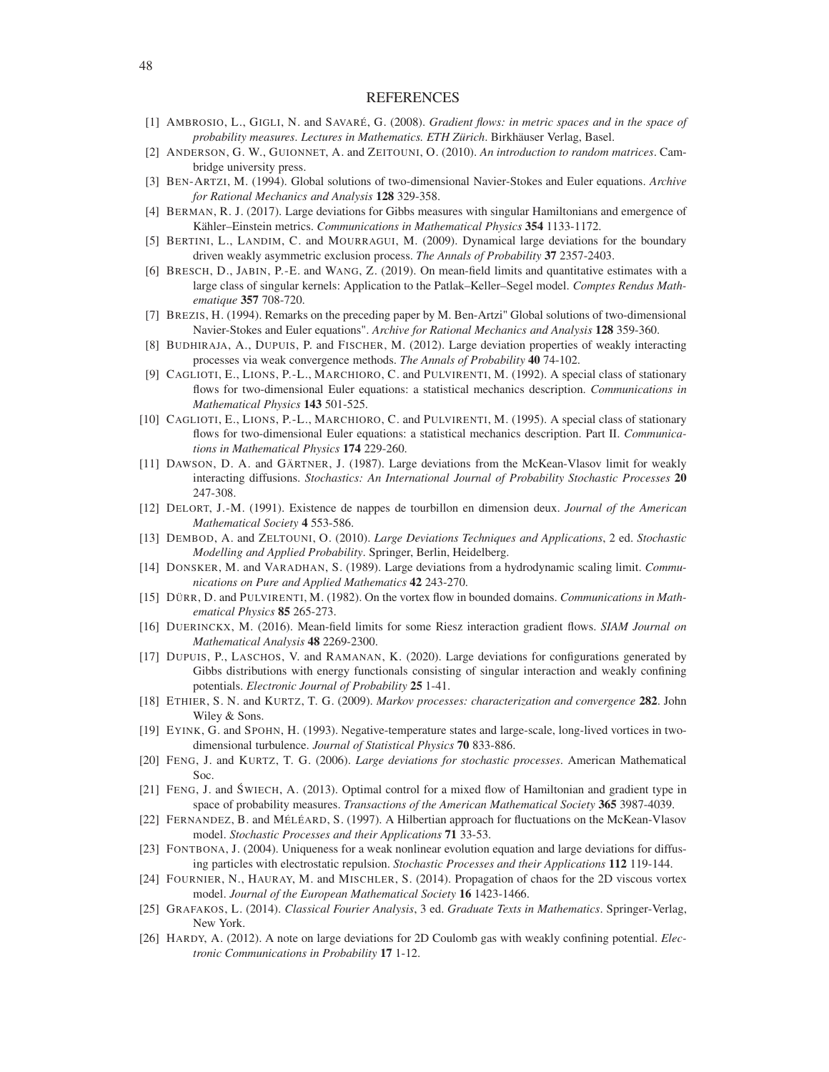# REFERENCES

[1] AMBROSIO, L., GIGLI, N. and SAVARÉ, G. (2008). *Gradient flows: in metric spaces and in the space of probability measures*. *Lectures in Mathematics. ETH Zürich*. Birkhäuser Verlag, Basel.

[2] ANDERSON, G. W., GUIONNET, A. and ZEITOUNI, O. (2010). *An introduction to random matrices*. Cambridge university press.

[3] BEN-ARTZI, M. (1994). Global solutions of two-dimensional Navier-Stokes and Euler equations. *Archive for Rational Mechanics and Analysis* **128** 329-358.

[4] BERMAN, R. J. (2017). Large deviations for Gibbs measures with singular Hamiltonians and emergence of Kähler–Einstein metrics. *Communications in Mathematical Physics* **354** 1133-1172.

[5] BERTINI, L., LANDIM, C. and MOURRAGUI, M. (2009). Dynamical large deviations for the boundary driven weakly asymmetric exclusion process. *The Annals of Probability* **37** 2357-2403.

[6] BRESCH, D., JABIN, P.-E. and WANG, Z. (2019). On mean-field limits and quantitative estimates with a large class of singular kernels: Application to the Patlak–Keller–Segel model. *Comptes Rendus Mathematique* **357** 708-720.

[7] BREZIS, H. (1994). Remarks on the preceding paper by M. Ben-Artzi" Global solutions of two-dimensional Navier-Stokes and Euler equations". *Archive for Rational Mechanics and Analysis* **128** 359-360.

[8] BUDHIRAJA, A., DUPUIS, P. and FISCHER, M. (2012). Large deviation properties of weakly interacting processes via weak convergence methods. *The Annals of Probability* **40** 74-102.

[9] CAGLIOTI, E., LIONS, P.-L., MARCHIORO, C. and PULVIRENTI, M. (1992). A special class of stationary flows for two-dimensional Euler equations: a statistical mechanics description. *Communications in Mathematical Physics* **143** 501-525.

[10] CAGLIOTI, E., LIONS, P.-L., MARCHIORO, C. and PULVIRENTI, M. (1995). A special class of stationary flows for two-dimensional Euler equations: a statistical mechanics description. Part II. *Communications in Mathematical Physics* **174** 229-260.

[11] DAWSON, D. A. and GÄRTNER, J. (1987). Large deviations from the McKean-Vlasov limit for weakly interacting diffusions. *Stochastics: An International Journal of Probability Stochastic Processes* **20** 247-308.

[12] DELORT, J.-M. (1991). Existence de nappes de tourbillon en dimension deux. *Journal of the American Mathematical Society* **4** 553-586.

[13] DEMBOD, A. and ZELTOUNI, O. (2010). *Large Deviations Techniques and Applications*, 2 ed. *Stochastic Modelling and Applied Probability*. Springer, Berlin, Heidelberg.

[14] DONSKER, M. and VARADHAN, S. (1989). Large deviations from a hydrodynamic scaling limit. *Communications on Pure and Applied Mathematics* **42** 243-270.

[15] DÜRR, D. and PULVIRENTI, M. (1982). On the vortex flow in bounded domains. *Communications in Mathematical Physics* **85** 265-273.

[16] DUERINCKX, M. (2016). Mean-field limits for some Riesz interaction gradient flows. *SIAM Journal on Mathematical Analysis* **48** 2269-2300.

[17] DUPUIS, P., LASCHOS, V. and RAMANAN, K. (2020). Large deviations for configurations generated by Gibbs distributions with energy functionals consisting of singular interaction and weakly confining potentials. *Electronic Journal of Probability* **25** 1-41.

[18] ETHIER, S. N. and KURTZ, T. G. (2009). *Markov processes: characterization and convergence* **282**. John Wiley & Sons.

[19] EYINK, G. and SPOHN, H. (1993). Negative-temperature states and large-scale, long-lived vortices in two-dimensional turbulence. *Journal of Statistical Physics* **70** 833-886.

[20] FENG, J. and KURTZ, T. G. (2006). *Large deviations for stochastic processes*. American Mathematical Soc.

[21] FENG, J. and ŚWIECH, A. (2013). Optimal control for a mixed flow of Hamiltonian and gradient type in space of probability measures. *Transactions of the American Mathematical Society* **365** 3987-4039.

[22] FERNANDEZ, B. and MÉLÉARD, S. (1997). A Hilbertian approach for fluctuations on the McKean-Vlasov model. *Stochastic Processes and their Applications* **71** 33-53.

[23] FONTBONA, J. (2004). Uniqueness for a weak nonlinear evolution equation and large deviations for diffusing particles with electrostatic repulsion. *Stochastic Processes and their Applications* **112** 119-144.

[24] FOURNIER, N., HAURAY, M. and MISCHLER, S. (2014). Propagation of chaos for the 2D viscous vortex model. *Journal of the European Mathematical Society* **16** 1423-1466.

[25] GRAFAKOS, L. (2014). *Classical Fourier Analysis*, 3 ed. *Graduate Texts in Mathematics*. Springer-Verlag, New York.

[26] HARDY, A. (2012). A note on large deviations for 2D Coulomb gas with weakly confining potential. *Electronic Communications in Probability* **17** 1-12.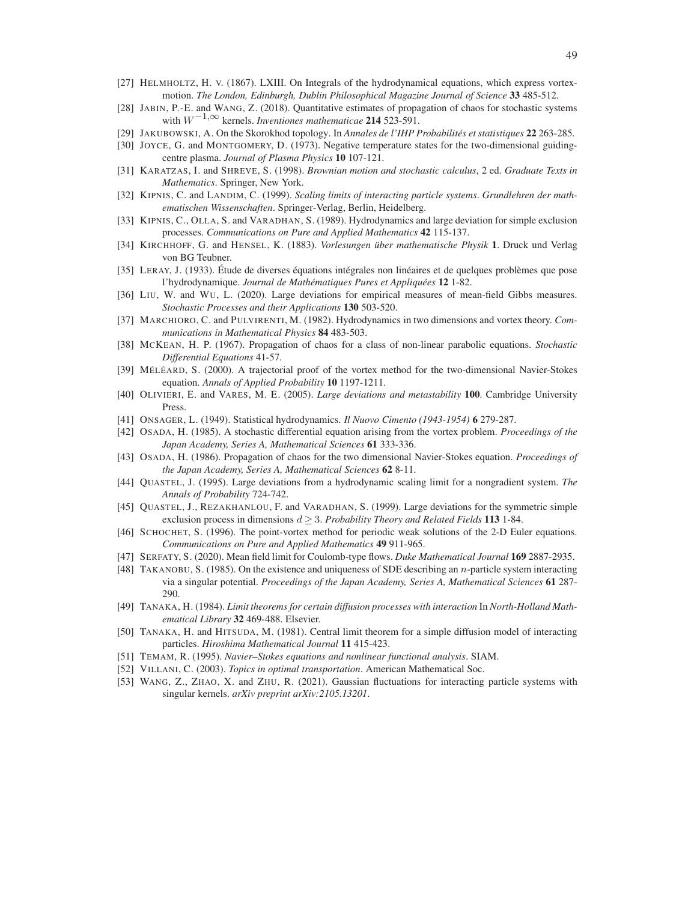[27] Helmholtz, H. v. (1867). LXIII. On Integrals of the hydrodynamical equations, which express vortex-motion. *The London, Edinburgh, Dublin Philosophical Magazine Journal of Science* **33** 485-512.

[28] Jabin, P.-E. and Wang, Z. (2018). Quantitative estimates of propagation of chaos for stochastic systems with $W^{-1,\infty}$ kernels. *Inventiones mathematicae* **214** 523-591.

[29] Jakubowski, A. On the Skorokhod topology. In *Annales de l'IHP Probabilités et statistiques* **22** 263-285.

[30] Joyce, G. and Montgomery, D. (1973). Negative temperature states for the two-dimensional guiding-centre plasma. *Journal of Plasma Physics* **10** 107-121.

[31] Karatzas, I. and Shreve, S. (1998). *Brownian motion and stochastic calculus*, 2 ed. *Graduate Texts in Mathematics*. Springer, New York.

[32] Kipnis, C. and Landim, C. (1999). *Scaling limits of interacting particle systems*. *Grundlehren der mathematischen Wissenschaften*. Springer-Verlag, Berlin, Heidelberg.

[33] Kipnis, C., Olla, S. and Varadhan, S. (1989). Hydrodynamics and large deviation for simple exclusion processes. *Communications on Pure and Applied Mathematics* **42** 115-137.

[34] Kirchhoff, G. and Hensel, K. (1883). *Vorlesungen über mathematische Physik* **1**. Druck und Verlag von BG Teubner.

[35] Leray, J. (1933). Étude de diverses équations intégrales non linéaires et de quelques problèmes que pose l'hydrodynamique. *Journal de Mathématiques Pures et Appliquées* **12** 1-82.

[36] Liu, W. and Wu, L. (2020). Large deviations for empirical measures of mean-field Gibbs measures. *Stochastic Processes and their Applications* **130** 503-520.

[37] Marchioro, C. and Pulvirenti, M. (1982). Hydrodynamics in two dimensions and vortex theory. *Communications in Mathematical Physics* **84** 483-503.

[38] McKean, H. P. (1967). Propagation of chaos for a class of non-linear parabolic equations. *Stochastic Differential Equations* 41-57.

[39] Méléard, S. (2000). A trajectorial proof of the vortex method for the two-dimensional Navier-Stokes equation. *Annals of Applied Probability* **10** 1197-1211.

[40] Olivieri, E. and Vares, M. E. (2005). *Large deviations and metastability* **100**. Cambridge University Press.

[41] Onsager, L. (1949). Statistical hydrodynamics. *Il Nuovo Cimento (1943-1954)* **6** 279-287.

[42] Osada, H. (1985). A stochastic differential equation arising from the vortex problem. *Proceedings of the Japan Academy, Series A, Mathematical Sciences* **61** 333-336.

[43] Osada, H. (1986). Propagation of chaos for the two dimensional Navier-Stokes equation. *Proceedings of the Japan Academy, Series A, Mathematical Sciences* **62** 8-11.

[44] Quastel, J. (1995). Large deviations from a hydrodynamic scaling limit for a nongradient system. *The Annals of Probability* 724-742.

[45] Quastel, J., Rezakhanlou, F. and Varadhan, S. (1999). Large deviations for the symmetric simple exclusion process in dimensions $d \geq 3$. *Probability Theory and Related Fields* **113** 1-84.

[46] Schochet, S. (1996). The point-vortex method for periodic weak solutions of the 2-D Euler equations. *Communications on Pure and Applied Mathematics* **49** 911-965.

[47] Serfaty, S. (2020). Mean field limit for Coulomb-type flows. *Duke Mathematical Journal* **169** 2887-2935.

[48] Takanobu, S. (1985). On the existence and uniqueness of SDE describing an $n$-particle system interacting via a singular potential. *Proceedings of the Japan Academy, Series A, Mathematical Sciences* **61** 287-290.

[49] Tanaka, H. (1984). *Limit theorems for certain diffusion processes with interaction* In *North-Holland Mathematical Library* **32** 469-488. Elsevier.

[50] Tanaka, H. and Hitsuda, M. (1981). Central limit theorem for a simple diffusion model of interacting particles. *Hiroshima Mathematical Journal* **11** 415-423.

[51] Temam, R. (1995). *Navier–Stokes equations and nonlinear functional analysis*. SIAM.

[52] Villani, C. (2003). *Topics in optimal transportation*. American Mathematical Soc.

[53] Wang, Z., Zhao, X. and Zhu, R. (2021). Gaussian fluctuations for interacting particle systems with singular kernels. *arXiv preprint arXiv:2105.13201*.